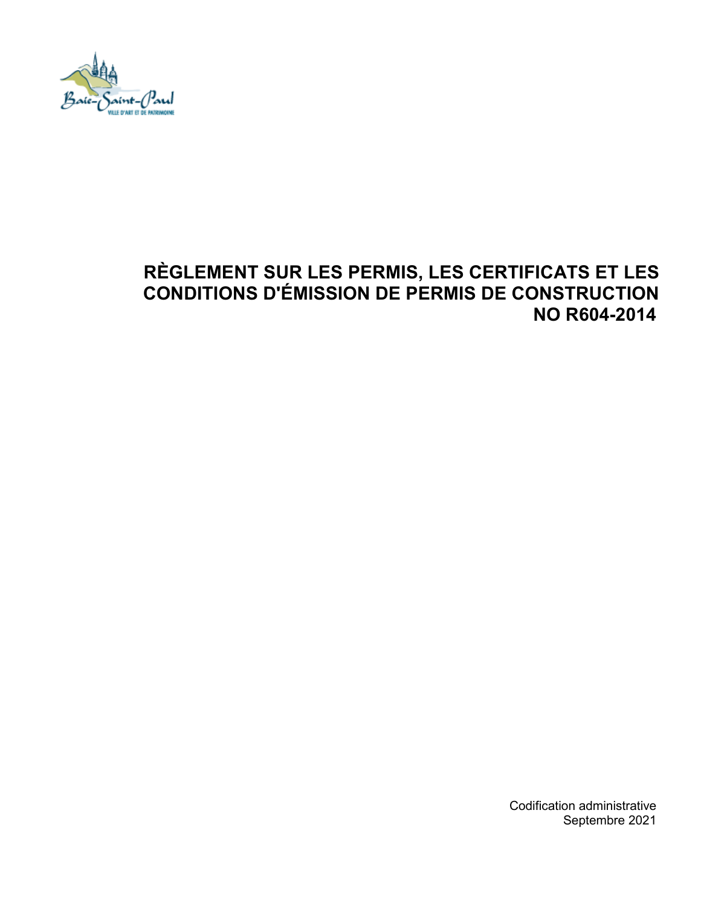# RÈGLEMENT SUR LES PERMIS, LES CERTIFICATS ET LES CONDITIONS D'ÉMISSION DE PERMIS DE CONSTRUCTION NO R604-2014

Codification administrative
Septembre 2021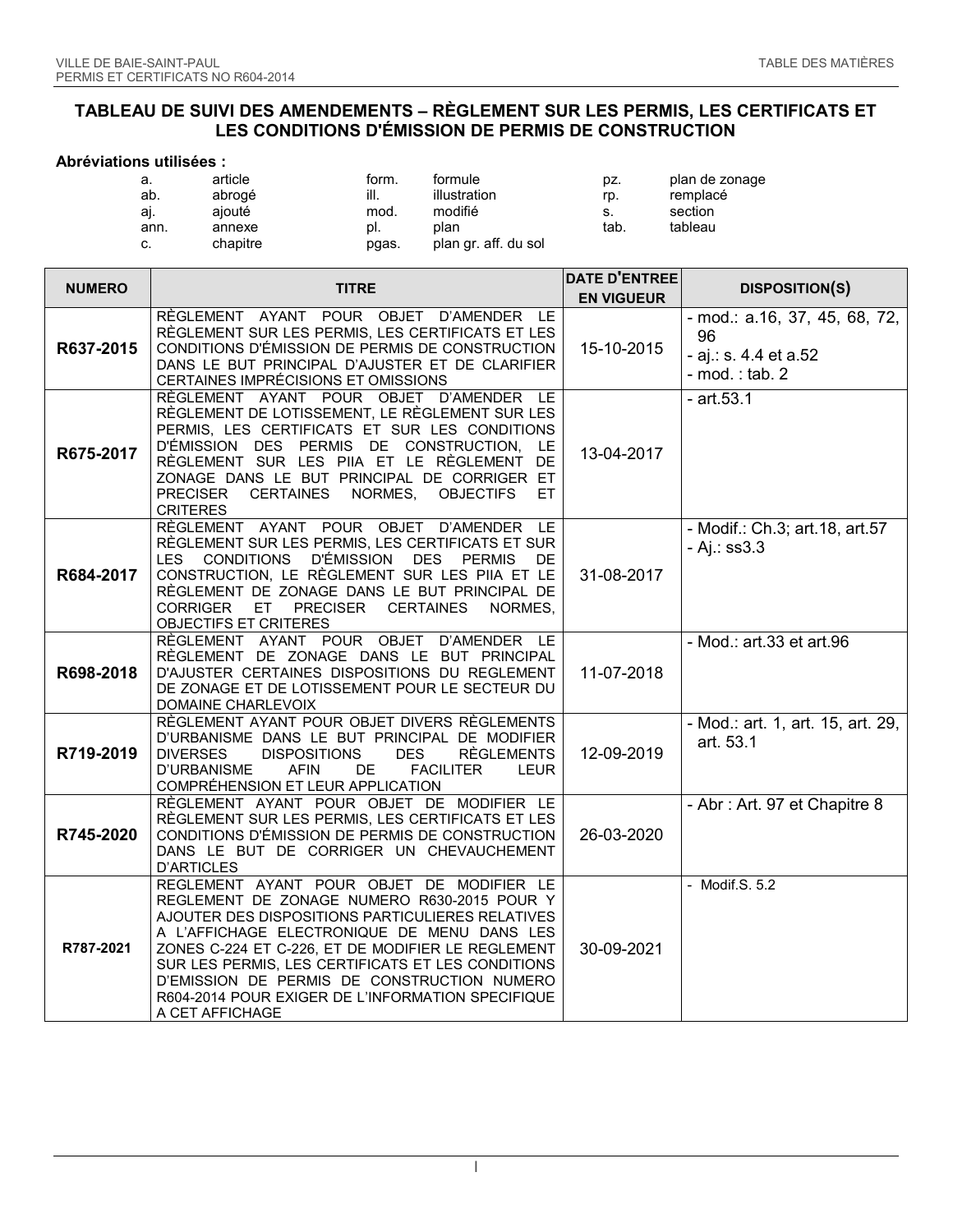## TABLEAU DE SUIVI DES AMENDEMENTS – RÈGLEMENT SUR LES PERMIS, LES CERTIFICATS ET LES CONDITIONS D'ÉMISSION DE PERMIS DE CONSTRUCTION

**Abréviations utilisées :**

| | | | | | |
|---|---|---|---|---|---|
| a. | article | form. | formule | pz. | plan de zonage |
| ab. | abrogé | ill. | illustration | rp. | remplacé |
| aj. | ajouté | mod. | modifié | s. | section |
| ann. | annexe | pl. | plan | tab. | tableau |
| c. | chapitre | pgas. | plan gr. aff. du sol | | |

| NUMERO | TITRE | DATE D'ENTREE EN VIGUEUR | DISPOSITION(S) |
|---|---|---|---|
| **R637-2015** | RÈGLEMENT AYANT POUR OBJET D'AMENDER LE RÈGLEMENT SUR LES PERMIS, LES CERTIFICATS ET LES CONDITIONS D'ÉMISSION DE PERMIS DE CONSTRUCTION DANS LE BUT PRINCIPAL D'AJUSTER ET DE CLARIFIER CERTAINES IMPRÉCISIONS ET OMISSIONS | 15-10-2015 | - mod.: a.16, 37, 45, 68, 72, 96<br>- aj.: s. 4.4 et a.52<br>- mod. : tab. 2 |
| **R675-2017** | RÈGLEMENT AYANT POUR OBJET D'AMENDER LE RÈGLEMENT DE LOTISSEMENT, LE RÈGLEMENT SUR LES PERMIS, LES CERTIFICATS ET SUR LES CONDITIONS D'ÉMISSION DES PERMIS DE CONSTRUCTION, LE RÈGLEMENT SUR LES PIIA ET LE RÈGLEMENT DE ZONAGE DANS LE BUT PRINCIPAL DE CORRIGER ET PRECISER CERTAINES NORMES, OBJECTIFS ET CRITERES | 13-04-2017 | - art.53.1 |
| **R684-2017** | RÈGLEMENT AYANT POUR OBJET D'AMENDER LE RÈGLEMENT SUR LES PERMIS, LES CERTIFICATS ET SUR LES CONDITIONS D'ÉMISSION DES PERMIS DE CONSTRUCTION, LE RÈGLEMENT SUR LES PIIA ET LE RÈGLEMENT DE ZONAGE DANS LE BUT PRINCIPAL DE CORRIGER ET PRECISER CERTAINES NORMES, OBJECTIFS ET CRITERES | 31-08-2017 | - Modif.: Ch.3; art.18, art.57<br>- Aj.: ss3.3 |
| **R698-2018** | RÈGLEMENT AYANT POUR OBJET D'AMENDER LE RÈGLEMENT DE ZONAGE DANS LE BUT PRINCIPAL D'AJUSTER CERTAINES DISPOSITIONS DU REGLEMENT DE ZONAGE ET DE LOTISSEMENT POUR LE SECTEUR DU DOMAINE CHARLEVOIX | 11-07-2018 | - Mod.: art.33 et art.96 |
| **R719-2019** | RÈGLEMENT AYANT POUR OBJET DIVERS RÈGLEMENTS D'URBANISME DANS LE BUT PRINCIPAL DE MODIFIER DIVERSES DISPOSITIONS DES RÈGLEMENTS D'URBANISME AFIN DE FACILITER LEUR COMPRÉHENSION ET LEUR APPLICATION | 12-09-2019 | - Mod.: art. 1, art. 15, art. 29, art. 53.1 |
| **R745-2020** | RÈGLEMENT AYANT POUR OBJET DE MODIFIER LE RÈGLEMENT SUR LES PERMIS, LES CERTIFICATS ET LES CONDITIONS D'ÉMISSION DE PERMIS DE CONSTRUCTION DANS LE BUT DE CORRIGER UN CHEVAUCHEMENT D'ARTICLES | 26-03-2020 | - Abr : Art. 97 et Chapitre 8 |
| **R787-2021** | REGLEMENT AYANT POUR OBJET DE MODIFIER LE REGLEMENT DE ZONAGE NUMERO R630-2015 POUR Y AJOUTER DES DISPOSITIONS PARTICULIERES RELATIVES A L'AFFICHAGE ELECTRONIQUE DE MENU DANS LES ZONES C-224 ET C-226, ET DE MODIFIER LE REGLEMENT SUR LES PERMIS, LES CERTIFICATS ET LES CONDITIONS D'EMISSION DE PERMIS DE CONSTRUCTION NUMERO R604-2014 POUR EXIGER DE L'INFORMATION SPECIFIQUE A CET AFFICHAGE | 30-09-2021 | - Modif.S. 5.2 |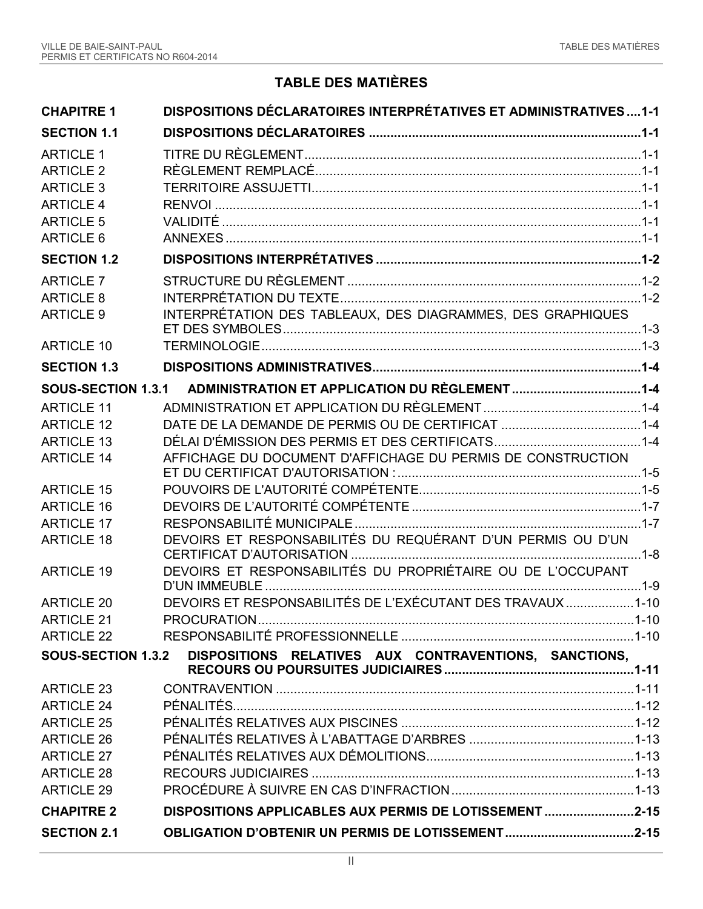# TABLE DES MATIÈRES

| | | |
|---|---|---|
| **CHAPITRE 1** | **DISPOSITIONS DÉCLARATOIRES INTERPRÉTATIVES ET ADMINISTRATIVES** | **1-1** |
| **SECTION 1.1** | **DISPOSITIONS DÉCLARATOIRES** | **1-1** |
| ARTICLE 1 | TITRE DU RÈGLEMENT | 1-1 |
| ARTICLE 2 | RÈGLEMENT REMPLACÉ | 1-1 |
| ARTICLE 3 | TERRITOIRE ASSUJETTI | 1-1 |
| ARTICLE 4 | RENVOI | 1-1 |
| ARTICLE 5 | VALIDITÉ | 1-1 |
| ARTICLE 6 | ANNEXES | 1-1 |
| **SECTION 1.2** | **DISPOSITIONS INTERPRÉTATIVES** | **1-2** |
| ARTICLE 7 | STRUCTURE DU RÈGLEMENT | 1-2 |
| ARTICLE 8 | INTERPRÉTATION DU TEXTE | 1-2 |
| ARTICLE 9 | INTERPRÉTATION DES TABLEAUX, DES DIAGRAMMES, DES GRAPHIQUES ET DES SYMBOLES | 1-3 |
| ARTICLE 10 | TERMINOLOGIE | 1-3 |
| **SECTION 1.3** | **DISPOSITIONS ADMINISTRATIVES** | **1-4** |
| **SOUS-SECTION 1.3.1** | **ADMINISTRATION ET APPLICATION DU RÈGLEMENT** | **1-4** |
| ARTICLE 11 | ADMINISTRATION ET APPLICATION DU RÈGLEMENT | 1-4 |
| ARTICLE 12 | DATE DE LA DEMANDE DE PERMIS OU DE CERTIFICAT | 1-4 |
| ARTICLE 13 | DÉLAI D'ÉMISSION DES PERMIS ET DES CERTIFICATS | 1-4 |
| ARTICLE 14 | AFFICHAGE DU DOCUMENT D'AFFICHAGE DU PERMIS DE CONSTRUCTION ET DU CERTIFICAT D'AUTORISATION : | 1-5 |
| ARTICLE 15 | POUVOIRS DE L'AUTORITÉ COMPÉTENTE | 1-5 |
| ARTICLE 16 | DEVOIRS DE L'AUTORITÉ COMPÉTENTE | 1-7 |
| ARTICLE 17 | RESPONSABILITÉ MUNICIPALE | 1-7 |
| ARTICLE 18 | DEVOIRS ET RESPONSABILITÉS DU REQUÉRANT D'UN PERMIS OU D'UN CERTIFICAT D'AUTORISATION | 1-8 |
| ARTICLE 19 | DEVOIRS ET RESPONSABILITÉS DU PROPRIÉTAIRE OU DE L'OCCUPANT D'UN IMMEUBLE | 1-9 |
| ARTICLE 20 | DEVOIRS ET RESPONSABILITÉS DE L'EXÉCUTANT DES TRAVAUX | 1-10 |
| ARTICLE 21 | PROCURATION | 1-10 |
| ARTICLE 22 | RESPONSABILITÉ PROFESSIONNELLE | 1-10 |
| **SOUS-SECTION 1.3.2** | **DISPOSITIONS RELATIVES AUX CONTRAVENTIONS, SANCTIONS, RECOURS OU POURSUITES JUDICIAIRES** | **1-11** |
| ARTICLE 23 | CONTRAVENTION | 1-11 |
| ARTICLE 24 | PÉNALITÉS | 1-12 |
| ARTICLE 25 | PÉNALITÉS RELATIVES AUX PISCINES | 1-12 |
| ARTICLE 26 | PÉNALITÉS RELATIVES À L'ABATTAGE D'ARBRES | 1-13 |
| ARTICLE 27 | PÉNALITÉS RELATIVES AUX DÉMOLITIONS | 1-13 |
| ARTICLE 28 | RECOURS JUDICIAIRES | 1-13 |
| ARTICLE 29 | PROCÉDURE À SUIVRE EN CAS D'INFRACTION | 1-13 |
| **CHAPITRE 2** | **DISPOSITIONS APPLICABLES AUX PERMIS DE LOTISSEMENT** | **2-15** |
| **SECTION 2.1** | **OBLIGATION D'OBTENIR UN PERMIS DE LOTISSEMENT** | **2-15** |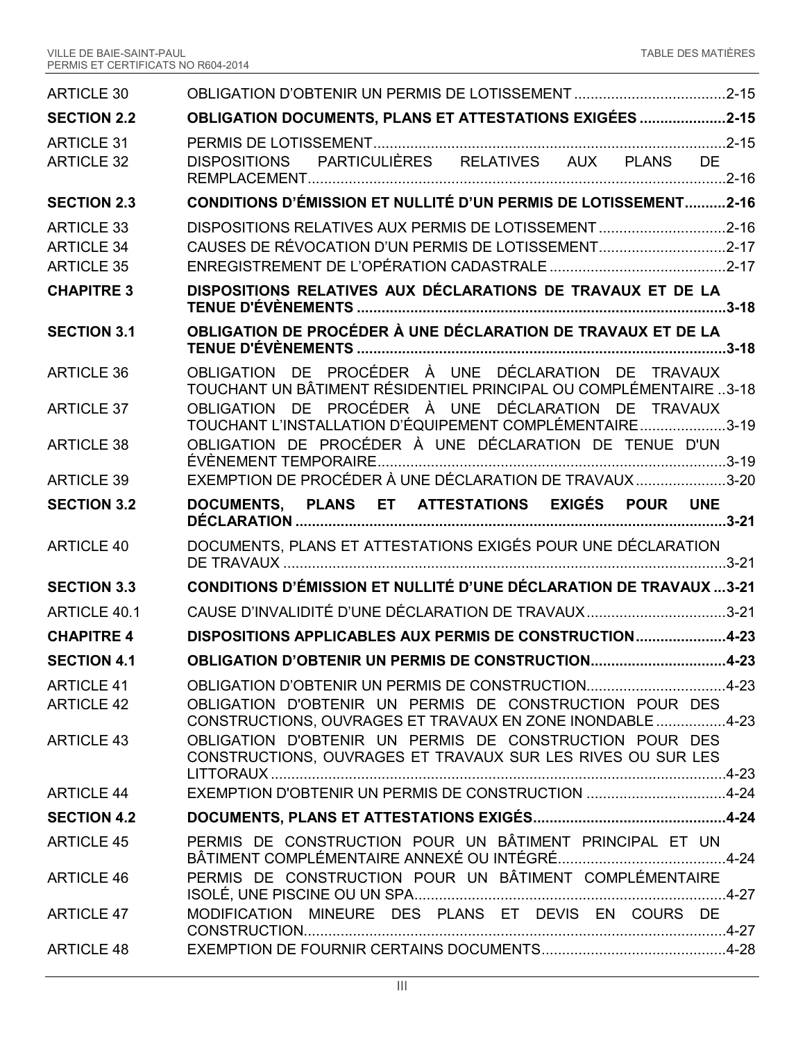| | | |
|---|---|---|
| ARTICLE 30 | OBLIGATION D’OBTENIR UN PERMIS DE LOTISSEMENT | 2-15 |
| **SECTION 2.2** | **OBLIGATION DOCUMENTS, PLANS ET ATTESTATIONS EXIGÉES** | **2-15** |
| ARTICLE 31 | PERMIS DE LOTISSEMENT | 2-15 |
| ARTICLE 32 | DISPOSITIONS PARTICULIÈRES RELATIVES AUX PLANS DE REMPLACEMENT | 2-16 |
| **SECTION 2.3** | **CONDITIONS D’ÉMISSION ET NULLITÉ D’UN PERMIS DE LOTISSEMENT** | **2-16** |
| ARTICLE 33 | DISPOSITIONS RELATIVES AUX PERMIS DE LOTISSEMENT | 2-16 |
| ARTICLE 34 | CAUSES DE RÉVOCATION D’UN PERMIS DE LOTISSEMENT | 2-17 |
| ARTICLE 35 | ENREGISTREMENT DE L’OPÉRATION CADASTRALE | 2-17 |
| **CHAPITRE 3** | **DISPOSITIONS RELATIVES AUX DÉCLARATIONS DE TRAVAUX ET DE LA TENUE D'ÉVÈNEMENTS** | **3-18** |
| **SECTION 3.1** | **OBLIGATION DE PROCÉDER À UNE DÉCLARATION DE TRAVAUX ET DE LA TENUE D'ÉVÈNEMENTS** | **3-18** |
| ARTICLE 36 | OBLIGATION DE PROCÉDER À UNE DÉCLARATION DE TRAVAUX TOUCHANT UN BÂTIMENT RÉSIDENTIEL PRINCIPAL OU COMPLÉMENTAIRE | 3-18 |
| ARTICLE 37 | OBLIGATION DE PROCÉDER À UNE DÉCLARATION DE TRAVAUX TOUCHANT L’INSTALLATION D’ÉQUIPEMENT COMPLÉMENTAIRE | 3-19 |
| ARTICLE 38 | OBLIGATION DE PROCÉDER À UNE DÉCLARATION DE TENUE D'UN ÉVÈNEMENT TEMPORAIRE | 3-19 |
| ARTICLE 39 | EXEMPTION DE PROCÉDER À UNE DÉCLARATION DE TRAVAUX | 3-20 |
| **SECTION 3.2** | **DOCUMENTS, PLANS ET ATTESTATIONS EXIGÉS POUR UNE DÉCLARATION** | **3-21** |
| ARTICLE 40 | DOCUMENTS, PLANS ET ATTESTATIONS EXIGÉS POUR UNE DÉCLARATION DE TRAVAUX | 3-21 |
| **SECTION 3.3** | **CONDITIONS D’ÉMISSION ET NULLITÉ D’UNE DÉCLARATION DE TRAVAUX** | **3-21** |
| ARTICLE 40.1 | CAUSE D’INVALIDITÉ D’UNE DÉCLARATION DE TRAVAUX | 3-21 |
| **CHAPITRE 4** | **DISPOSITIONS APPLICABLES AUX PERMIS DE CONSTRUCTION** | **4-23** |
| **SECTION 4.1** | **OBLIGATION D’OBTENIR UN PERMIS DE CONSTRUCTION** | **4-23** |
| ARTICLE 41 | OBLIGATION D’OBTENIR UN PERMIS DE CONSTRUCTION | 4-23 |
| ARTICLE 42 | OBLIGATION D'OBTENIR UN PERMIS DE CONSTRUCTION POUR DES CONSTRUCTIONS, OUVRAGES ET TRAVAUX EN ZONE INONDABLE | 4-23 |
| ARTICLE 43 | OBLIGATION D'OBTENIR UN PERMIS DE CONSTRUCTION POUR DES CONSTRUCTIONS, OUVRAGES ET TRAVAUX SUR LES RIVES OU SUR LES LITTORAUX | 4-23 |
| ARTICLE 44 | EXEMPTION D'OBTENIR UN PERMIS DE CONSTRUCTION | 4-24 |
| **SECTION 4.2** | **DOCUMENTS, PLANS ET ATTESTATIONS EXIGÉS** | **4-24** |
| ARTICLE 45 | PERMIS DE CONSTRUCTION POUR UN BÂTIMENT PRINCIPAL ET UN BÂTIMENT COMPLÉMENTAIRE ANNEXÉ OU INTÉGRÉ | 4-24 |
| ARTICLE 46 | PERMIS DE CONSTRUCTION POUR UN BÂTIMENT COMPLÉMENTAIRE ISOLÉ, UNE PISCINE OU UN SPA | 4-27 |
| ARTICLE 47 | MODIFICATION MINEURE DES PLANS ET DEVIS EN COURS DE CONSTRUCTION | 4-27 |
| ARTICLE 48 | EXEMPTION DE FOURNIR CERTAINS DOCUMENTS | 4-28 |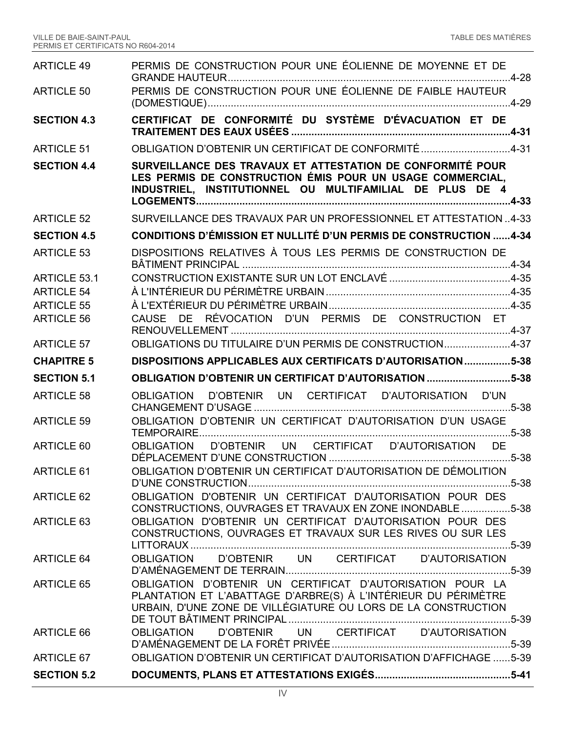| | | |
|---|---|---|
| ARTICLE 49 | PERMIS DE CONSTRUCTION POUR UNE ÉOLIENNE DE MOYENNE ET DE GRANDE HAUTEUR | 4-28 |
| ARTICLE 50 | PERMIS DE CONSTRUCTION POUR UNE ÉOLIENNE DE FAIBLE HAUTEUR (DOMESTIQUE) | 4-29 |
| **SECTION 4.3** | **CERTIFICAT DE CONFORMITÉ DU SYSTÈME D'ÉVACUATION ET DE TRAITEMENT DES EAUX USÉES** | **4-31** |
| ARTICLE 51 | OBLIGATION D'OBTENIR UN CERTIFICAT DE CONFORMITÉ | 4-31 |
| **SECTION 4.4** | **SURVEILLANCE DES TRAVAUX ET ATTESTATION DE CONFORMITÉ POUR LES PERMIS DE CONSTRUCTION ÉMIS POUR UN USAGE COMMERCIAL, INDUSTRIEL, INSTITUTIONNEL OU MULTIFAMILIAL DE PLUS DE 4 LOGEMENTS** | **4-33** |
| ARTICLE 52 | SURVEILLANCE DES TRAVAUX PAR UN PROFESSIONNEL ET ATTESTATION | 4-33 |
| **SECTION 4.5** | **CONDITIONS D'ÉMISSION ET NULLITÉ D'UN PERMIS DE CONSTRUCTION** | **4-34** |
| ARTICLE 53 | DISPOSITIONS RELATIVES À TOUS LES PERMIS DE CONSTRUCTION DE BÂTIMENT PRINCIPAL | 4-34 |
| ARTICLE 53.1 | CONSTRUCTION EXISTANTE SUR UN LOT ENCLAVÉ | 4-35 |
| ARTICLE 54 | À L'INTÉRIEUR DU PÉRIMÈTRE URBAIN | 4-35 |
| ARTICLE 55 | À L'EXTÉRIEUR DU PÉRIMÈTRE URBAIN | 4-35 |
| ARTICLE 56 | CAUSE DE RÉVOCATION D'UN PERMIS DE CONSTRUCTION ET RENOUVELLEMENT | 4-37 |
| ARTICLE 57 | OBLIGATIONS DU TITULAIRE D'UN PERMIS DE CONSTRUCTION | 4-37 |
| **CHAPITRE 5** | **DISPOSITIONS APPLICABLES AUX CERTIFICATS D'AUTORISATION** | **5-38** |
| **SECTION 5.1** | **OBLIGATION D'OBTENIR UN CERTIFICAT D'AUTORISATION** | **5-38** |
| ARTICLE 58 | OBLIGATION D'OBTENIR UN CERTIFICAT D'AUTORISATION D'UN CHANGEMENT D'USAGE | 5-38 |
| ARTICLE 59 | OBLIGATION D'OBTENIR UN CERTIFICAT D'AUTORISATION D'UN USAGE TEMPORAIRE | 5-38 |
| ARTICLE 60 | OBLIGATION D'OBTENIR UN CERTIFICAT D'AUTORISATION DE DÉPLACEMENT D'UNE CONSTRUCTION | 5-38 |
| ARTICLE 61 | OBLIGATION D'OBTENIR UN CERTIFICAT D'AUTORISATION DE DÉMOLITION D'UNE CONSTRUCTION | 5-38 |
| ARTICLE 62 | OBLIGATION D'OBTENIR UN CERTIFICAT D'AUTORISATION POUR DES CONSTRUCTIONS, OUVRAGES ET TRAVAUX EN ZONE INONDABLE | 5-38 |
| ARTICLE 63 | OBLIGATION D'OBTENIR UN CERTIFICAT D'AUTORISATION POUR DES CONSTRUCTIONS, OUVRAGES ET TRAVAUX SUR LES RIVES OU SUR LES LITTORAUX | 5-39 |
| ARTICLE 64 | OBLIGATION D'OBTENIR UN CERTIFICAT D'AUTORISATION D'AMÉNAGEMENT DE TERRAIN | 5-39 |
| ARTICLE 65 | OBLIGATION D'OBTENIR UN CERTIFICAT D'AUTORISATION POUR LA PLANTATION ET L'ABATTAGE D'ARBRE(S) À L'INTÉRIEUR DU PÉRIMÈTRE URBAIN, D'UNE ZONE DE VILLÉGIATURE OU LORS DE LA CONSTRUCTION DE TOUT BÂTIMENT PRINCIPAL | 5-39 |
| ARTICLE 66 | OBLIGATION D'OBTENIR UN CERTIFICAT D'AUTORISATION D'AMÉNAGEMENT DE LA FORÊT PRIVÉE | 5-39 |
| ARTICLE 67 | OBLIGATION D'OBTENIR UN CERTIFICAT D'AUTORISATION D'AFFICHAGE | 5-39 |
| **SECTION 5.2** | **DOCUMENTS, PLANS ET ATTESTATIONS EXIGÉS** | **5-41** |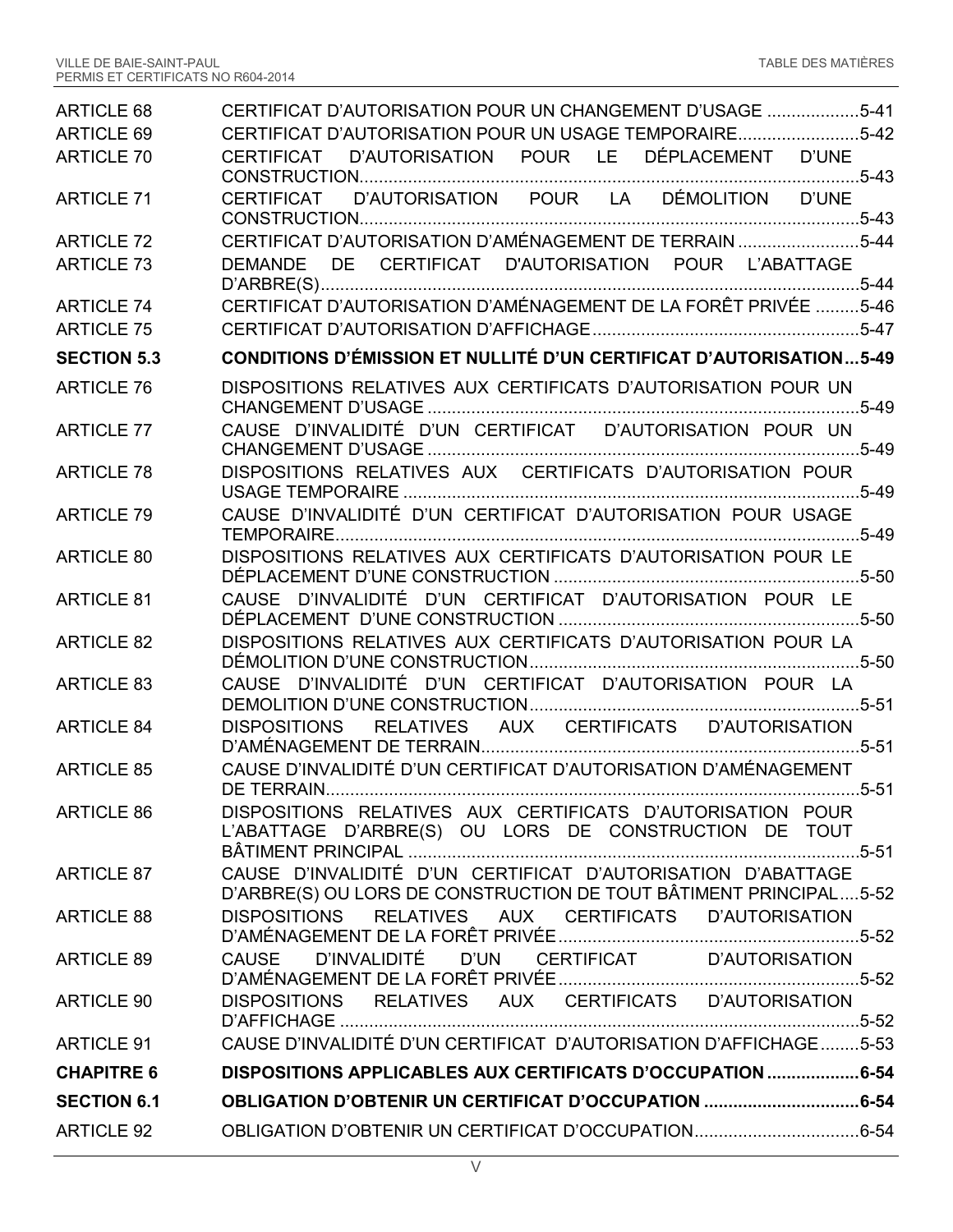| | | |
|---|---|---|
| ARTICLE 68 | CERTIFICAT D'AUTORISATION POUR UN CHANGEMENT D'USAGE | 5-41 |
| ARTICLE 69 | CERTIFICAT D'AUTORISATION POUR UN USAGE TEMPORAIRE | 5-42 |
| ARTICLE 70 | CERTIFICAT D'AUTORISATION POUR LE DÉPLACEMENT D'UNE CONSTRUCTION | 5-43 |
| ARTICLE 71 | CERTIFICAT D'AUTORISATION POUR LA DÉMOLITION D'UNE CONSTRUCTION | 5-43 |
| ARTICLE 72 | CERTIFICAT D'AUTORISATION D'AMÉNAGEMENT DE TERRAIN | 5-44 |
| ARTICLE 73 | DEMANDE DE CERTIFICAT D'AUTORISATION POUR L'ABATTAGE D'ARBRE(S) | 5-44 |
| ARTICLE 74 | CERTIFICAT D'AUTORISATION D'AMÉNAGEMENT DE LA FORÊT PRIVÉE | 5-46 |
| ARTICLE 75 | CERTIFICAT D'AUTORISATION D'AFFICHAGE | 5-47 |
| **SECTION 5.3** | **CONDITIONS D'ÉMISSION ET NULLITÉ D'UN CERTIFICAT D'AUTORISATION** | **5-49** |
| ARTICLE 76 | DISPOSITIONS RELATIVES AUX CERTIFICATS D'AUTORISATION POUR UN CHANGEMENT D'USAGE | 5-49 |
| ARTICLE 77 | CAUSE D'INVALIDITÉ D'UN CERTIFICAT D'AUTORISATION POUR UN CHANGEMENT D'USAGE | 5-49 |
| ARTICLE 78 | DISPOSITIONS RELATIVES AUX CERTIFICATS D'AUTORISATION POUR USAGE TEMPORAIRE | 5-49 |
| ARTICLE 79 | CAUSE D'INVALIDITÉ D'UN CERTIFICAT D'AUTORISATION POUR USAGE TEMPORAIRE | 5-49 |
| ARTICLE 80 | DISPOSITIONS RELATIVES AUX CERTIFICATS D'AUTORISATION POUR LE DÉPLACEMENT D'UNE CONSTRUCTION | 5-50 |
| ARTICLE 81 | CAUSE D'INVALIDITÉ D'UN CERTIFICAT D'AUTORISATION POUR LE DÉPLACEMENT D'UNE CONSTRUCTION | 5-50 |
| ARTICLE 82 | DISPOSITIONS RELATIVES AUX CERTIFICATS D'AUTORISATION POUR LA DÉMOLITION D'UNE CONSTRUCTION | 5-50 |
| ARTICLE 83 | CAUSE D'INVALIDITÉ D'UN CERTIFICAT D'AUTORISATION POUR LA DEMOLITION D'UNE CONSTRUCTION | 5-51 |
| ARTICLE 84 | DISPOSITIONS RELATIVES AUX CERTIFICATS D'AUTORISATION D'AMÉNAGEMENT DE TERRAIN | 5-51 |
| ARTICLE 85 | CAUSE D'INVALIDITÉ D'UN CERTIFICAT D'AUTORISATION D'AMÉNAGEMENT DE TERRAIN | 5-51 |
| ARTICLE 86 | DISPOSITIONS RELATIVES AUX CERTIFICATS D'AUTORISATION POUR L'ABATTAGE D'ARBRE(S) OU LORS DE CONSTRUCTION DE TOUT BÂTIMENT PRINCIPAL | 5-51 |
| ARTICLE 87 | CAUSE D'INVALIDITÉ D'UN CERTIFICAT D'AUTORISATION D'ABATTAGE D'ARBRE(S) OU LORS DE CONSTRUCTION DE TOUT BÂTIMENT PRINCIPAL | 5-52 |
| ARTICLE 88 | DISPOSITIONS RELATIVES AUX CERTIFICATS D'AUTORISATION D'AMÉNAGEMENT DE LA FORÊT PRIVÉE | 5-52 |
| ARTICLE 89 | CAUSE D'INVALIDITÉ D'UN CERTIFICAT D'AUTORISATION D'AMÉNAGEMENT DE LA FORÊT PRIVÉE | 5-52 |
| ARTICLE 90 | DISPOSITIONS RELATIVES AUX CERTIFICATS D'AUTORISATION D'AFFICHAGE | 5-52 |
| ARTICLE 91 | CAUSE D'INVALIDITÉ D'UN CERTIFICAT D'AUTORISATION D'AFFICHAGE | 5-53 |
| **CHAPITRE 6** | **DISPOSITIONS APPLICABLES AUX CERTIFICATS D'OCCUPATION** | **6-54** |
| **SECTION 6.1** | **OBLIGATION D'OBTENIR UN CERTIFICAT D'OCCUPATION** | **6-54** |
| ARTICLE 92 | OBLIGATION D'OBTENIR UN CERTIFICAT D'OCCUPATION | 6-54 |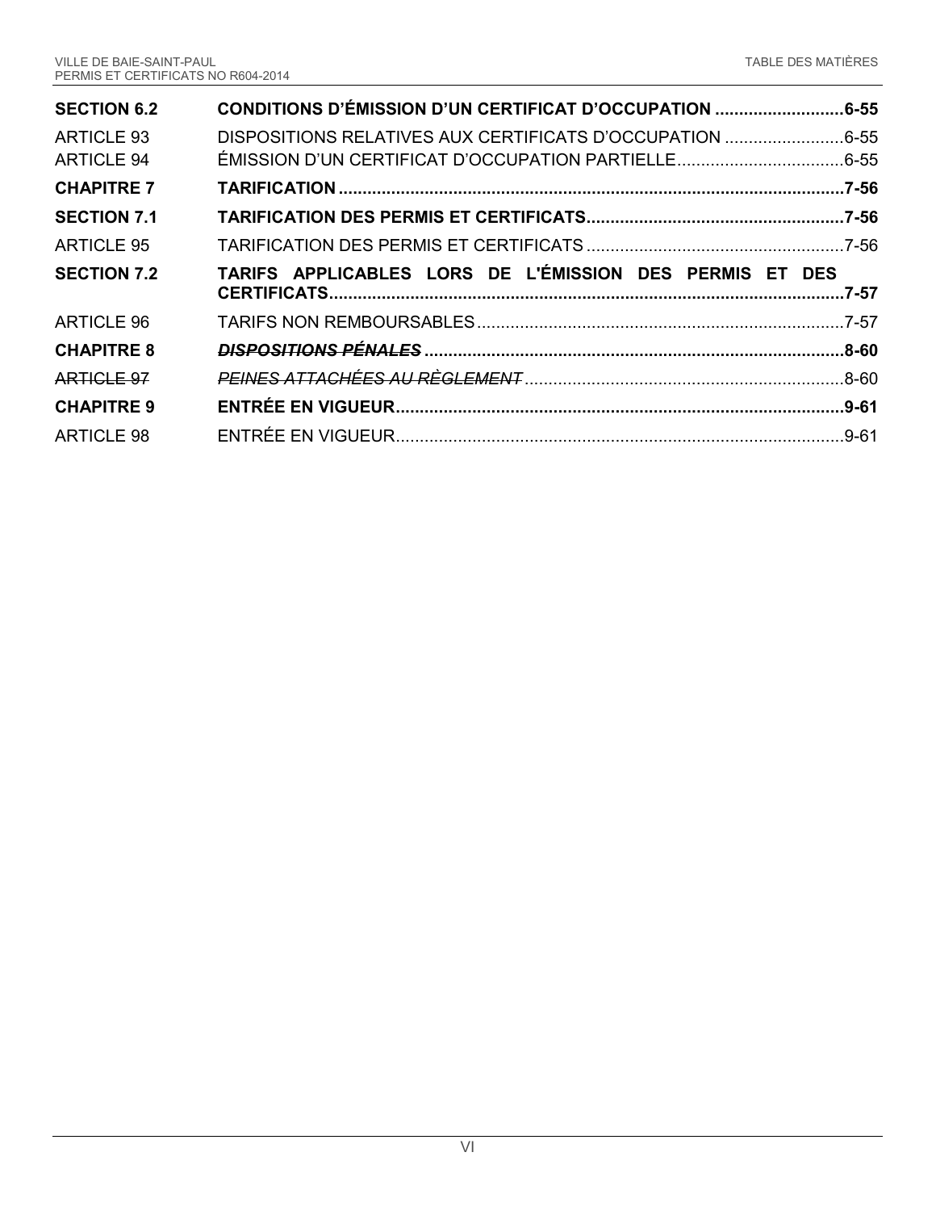| | | |
|---|---|---|
| **SECTION 6.2** | **CONDITIONS D'ÉMISSION D'UN CERTIFICAT D'OCCUPATION** | **6-55** |
| ARTICLE 93 | DISPOSITIONS RELATIVES AUX CERTIFICATS D'OCCUPATION | 6-55 |
| ARTICLE 94 | ÉMISSION D'UN CERTIFICAT D'OCCUPATION PARTIELLE | 6-55 |
| **CHAPITRE 7** | **TARIFICATION** | **7-56** |
| **SECTION 7.1** | **TARIFICATION DES PERMIS ET CERTIFICATS** | **7-56** |
| ARTICLE 95 | TARIFICATION DES PERMIS ET CERTIFICATS | 7-56 |
| **SECTION 7.2** | **TARIFS APPLICABLES LORS DE L'ÉMISSION DES PERMIS ET DES CERTIFICATS** | **7-57** |
| ARTICLE 96 | TARIFS NON REMBOURSABLES | 7-57 |
| **CHAPITRE 8** | ***~~DISPOSITIONS PÉNALES~~*** | **8-60** |
| ~~ARTICLE 97~~ | *~~PEINES ATTACHÉES AU RÈGLEMENT~~* | 8-60 |
| **CHAPITRE 9** | **ENTRÉE EN VIGUEUR** | **9-61** |
| ARTICLE 98 | ENTRÉE EN VIGUEUR | 9-61 |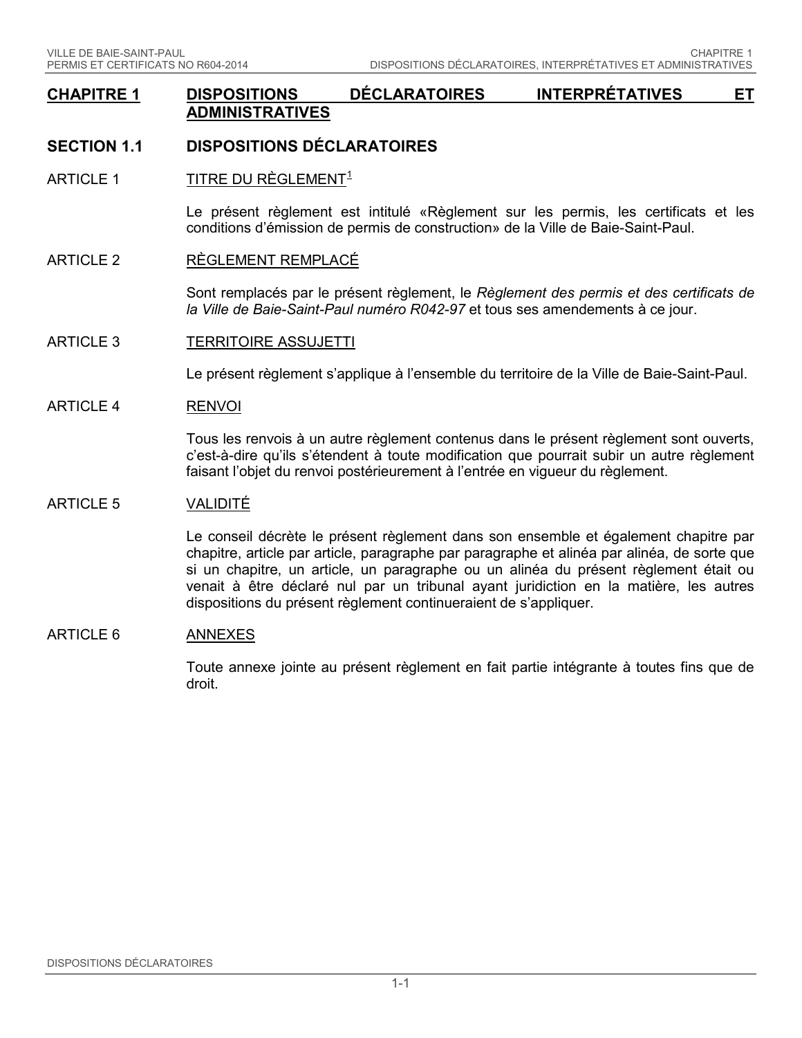# CHAPITRE 1 DISPOSITIONS DÉCLARATOIRES INTERPRÉTATIVES ET ADMINISTRATIVES

## SECTION 1.1 DISPOSITIONS DÉCLARATOIRES

### ARTICLE 1 TITRE DU RÈGLEMENT[1]

Le présent règlement est intitulé «Règlement sur les permis, les certificats et les conditions d'émission de permis de construction» de la Ville de Baie-Saint-Paul.

### ARTICLE 2 RÈGLEMENT REMPLACÉ

Sont remplacés par le présent règlement, le *Règlement des permis et des certificats de la Ville de Baie-Saint-Paul numéro R042-97* et tous ses amendements à ce jour.

### ARTICLE 3 TERRITOIRE ASSUJETTI

Le présent règlement s'applique à l'ensemble du territoire de la Ville de Baie-Saint-Paul.

### ARTICLE 4 RENVOI

Tous les renvois à un autre règlement contenus dans le présent règlement sont ouverts, c'est-à-dire qu'ils s'étendent à toute modification que pourrait subir un autre règlement faisant l'objet du renvoi postérieurement à l'entrée en vigueur du règlement.

### ARTICLE 5 VALIDITÉ

Le conseil décrète le présent règlement dans son ensemble et également chapitre par chapitre, article par article, paragraphe par paragraphe et alinéa par alinéa, de sorte que si un chapitre, un article, un paragraphe ou un alinéa du présent règlement était ou venait à être déclaré nul par un tribunal ayant juridiction en la matière, les autres dispositions du présent règlement continueraient de s'appliquer.

### ARTICLE 6 ANNEXES

Toute annexe jointe au présent règlement en fait partie intégrante à toutes fins que de droit.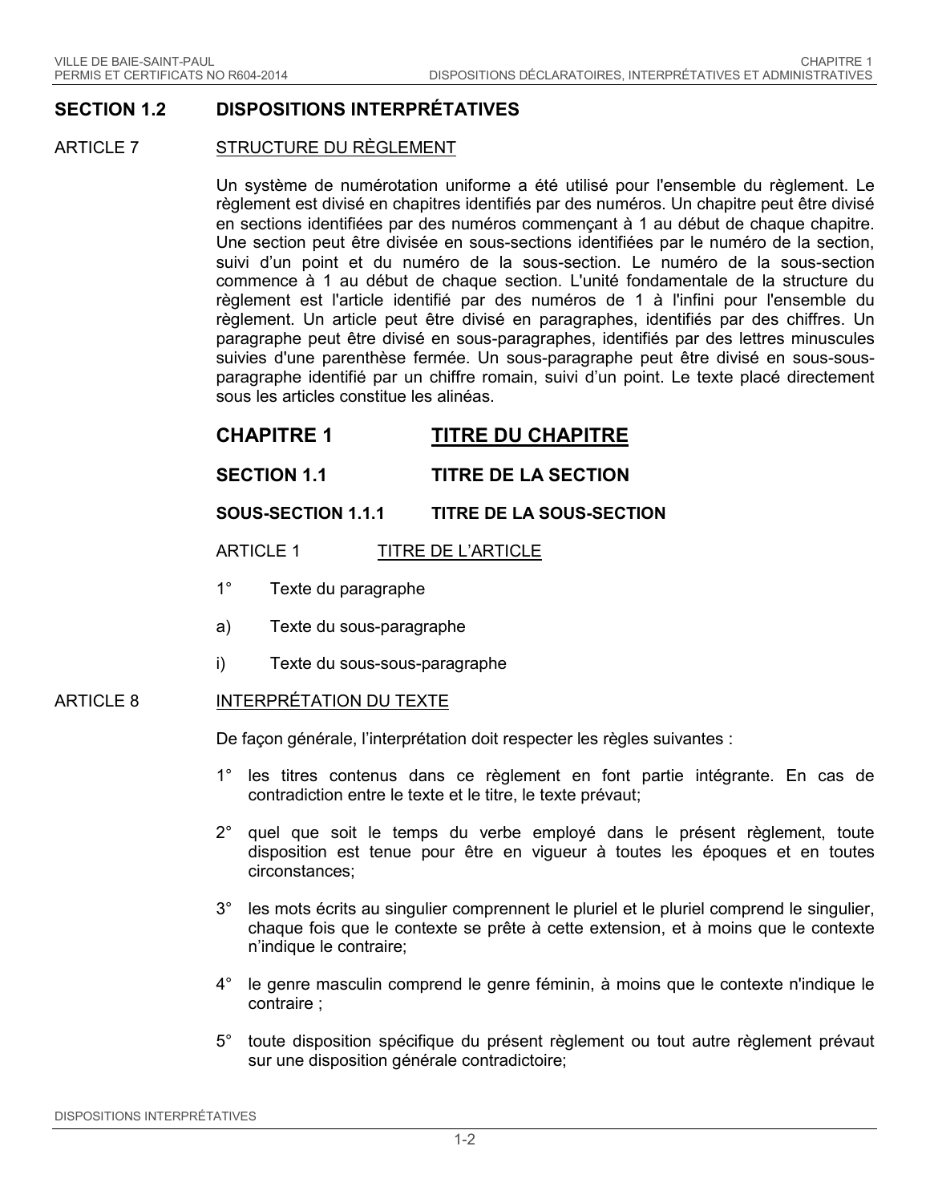## SECTION 1.2 DISPOSITIONS INTERPRÉTATIVES

### ARTICLE 7 STRUCTURE DU RÈGLEMENT

Un système de numérotation uniforme a été utilisé pour l'ensemble du règlement. Le règlement est divisé en chapitres identifiés par des numéros. Un chapitre peut être divisé en sections identifiées par des numéros commençant à 1 au début de chaque chapitre. Une section peut être divisée en sous-sections identifiées par le numéro de la section, suivi d'un point et du numéro de la sous-section. Le numéro de la sous-section commence à 1 au début de chaque section. L'unité fondamentale de la structure du règlement est l'article identifié par des numéros de 1 à l'infini pour l'ensemble du règlement. Un article peut être divisé en paragraphes, identifiés par des chiffres. Un paragraphe peut être divisé en sous-paragraphes, identifiés par des lettres minuscules suivies d'une parenthèse fermée. Un sous-paragraphe peut être divisé en sous-sous-paragraphe identifié par un chiffre romain, suivi d'un point. Le texte placé directement sous les articles constitue les alinéas.

**CHAPITRE 1** **TITRE DU CHAPITRE**

**SECTION 1.1** **TITRE DE LA SECTION**

**SOUS-SECTION 1.1.1** **TITRE DE LA SOUS-SECTION**

ARTICLE 1 TITRE DE L'ARTICLE

1° Texte du paragraphe

a) Texte du sous-paragraphe

i) Texte du sous-sous-paragraphe

### ARTICLE 8 INTERPRÉTATION DU TEXTE

De façon générale, l'interprétation doit respecter les règles suivantes :

1° les titres contenus dans ce règlement en font partie intégrante. En cas de contradiction entre le texte et le titre, le texte prévaut;

2° quel que soit le temps du verbe employé dans le présent règlement, toute disposition est tenue pour être en vigueur à toutes les époques et en toutes circonstances;

3° les mots écrits au singulier comprennent le pluriel et le pluriel comprend le singulier, chaque fois que le contexte se prête à cette extension, et à moins que le contexte n'indique le contraire;

4° le genre masculin comprend le genre féminin, à moins que le contexte n'indique le contraire ;

5° toute disposition spécifique du présent règlement ou tout autre règlement prévaut sur une disposition générale contradictoire;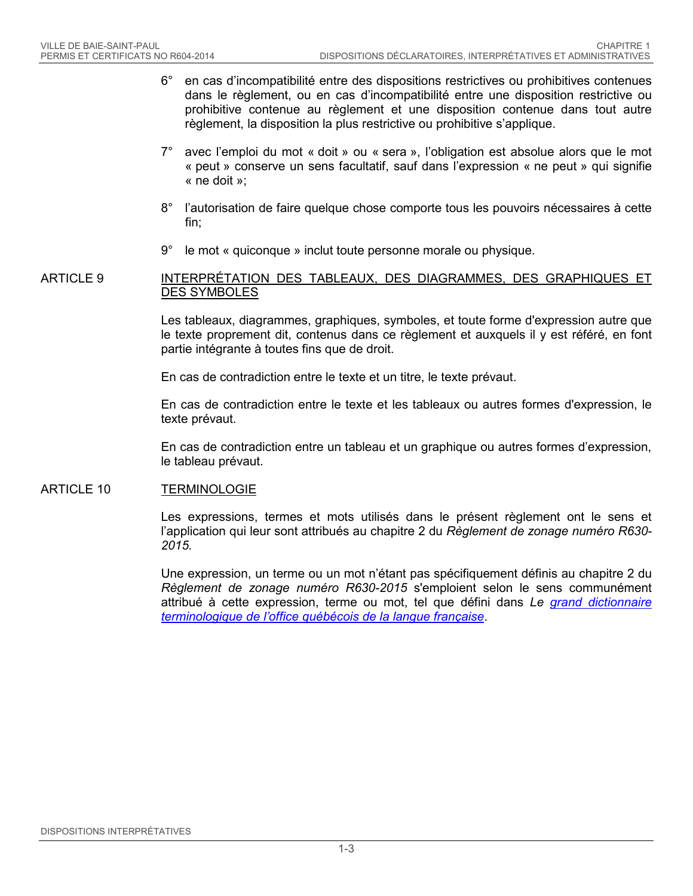6° en cas d'incompatibilité entre des dispositions restrictives ou prohibitives contenues dans le règlement, ou en cas d'incompatibilité entre une disposition restrictive ou prohibitive contenue au règlement et une disposition contenue dans tout autre règlement, la disposition la plus restrictive ou prohibitive s'applique.

7° avec l'emploi du mot « doit » ou « sera », l'obligation est absolue alors que le mot « peut » conserve un sens facultatif, sauf dans l'expression « ne peut » qui signifie « ne doit »;

8° l'autorisation de faire quelque chose comporte tous les pouvoirs nécessaires à cette fin;

9° le mot « quiconque » inclut toute personne morale ou physique.

## ARTICLE 9 INTERPRÉTATION DES TABLEAUX, DES DIAGRAMMES, DES GRAPHIQUES ET DES SYMBOLES

Les tableaux, diagrammes, graphiques, symboles, et toute forme d'expression autre que le texte proprement dit, contenus dans ce règlement et auxquels il y est référé, en font partie intégrante à toutes fins que de droit.

En cas de contradiction entre le texte et un titre, le texte prévaut.

En cas de contradiction entre le texte et les tableaux ou autres formes d'expression, le texte prévaut.

En cas de contradiction entre un tableau et un graphique ou autres formes d'expression, le tableau prévaut.

## ARTICLE 10 TERMINOLOGIE

Les expressions, termes et mots utilisés dans le présent règlement ont le sens et l'application qui leur sont attribués au chapitre 2 du *Règlement de zonage numéro R630-2015.*

Une expression, un terme ou un mot n'étant pas spécifiquement définis au chapitre 2 du *Règlement de zonage numéro R630-2015* s'emploient selon le sens communément attribué à cette expression, terme ou mot, tel que défini dans *Le grand dictionnaire terminologique de l'office québécois de la langue française*.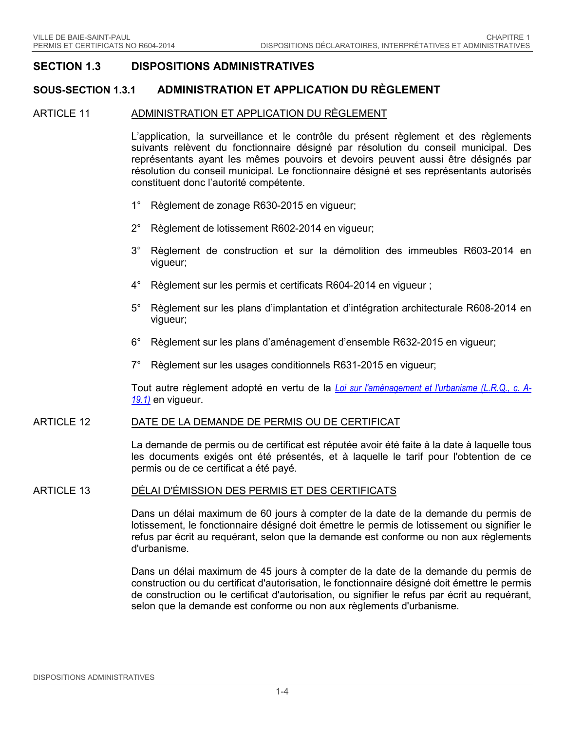## SECTION 1.3 DISPOSITIONS ADMINISTRATIVES

### SOUS-SECTION 1.3.1 ADMINISTRATION ET APPLICATION DU RÈGLEMENT

#### ARTICLE 11 ADMINISTRATION ET APPLICATION DU RÈGLEMENT

L'application, la surveillance et le contrôle du présent règlement et des règlements suivants relèvent du fonctionnaire désigné par résolution du conseil municipal. Des représentants ayant les mêmes pouvoirs et devoirs peuvent aussi être désignés par résolution du conseil municipal. Le fonctionnaire désigné et ses représentants autorisés constituent donc l'autorité compétente.

1° Règlement de zonage R630-2015 en vigueur;

2° Règlement de lotissement R602-2014 en vigueur;

3° Règlement de construction et sur la démolition des immeubles R603-2014 en vigueur;

4° Règlement sur les permis et certificats R604-2014 en vigueur ;

5° Règlement sur les plans d'implantation et d'intégration architecturale R608-2014 en vigueur;

6° Règlement sur les plans d'aménagement d'ensemble R632-2015 en vigueur;

7° Règlement sur les usages conditionnels R631-2015 en vigueur;

Tout autre règlement adopté en vertu de la *Loi sur l'aménagement et l'urbanisme (L.R.Q., c. A-19.1)* en vigueur.

#### ARTICLE 12 DATE DE LA DEMANDE DE PERMIS OU DE CERTIFICAT

La demande de permis ou de certificat est réputée avoir été faite à la date à laquelle tous les documents exigés ont été présentés, et à laquelle le tarif pour l'obtention de ce permis ou de ce certificat a été payé.

#### ARTICLE 13 DÉLAI D'ÉMISSION DES PERMIS ET DES CERTIFICATS

Dans un délai maximum de 60 jours à compter de la date de la demande du permis de lotissement, le fonctionnaire désigné doit émettre le permis de lotissement ou signifier le refus par écrit au requérant, selon que la demande est conforme ou non aux règlements d'urbanisme.

Dans un délai maximum de 45 jours à compter de la date de la demande du permis de construction ou du certificat d'autorisation, le fonctionnaire désigné doit émettre le permis de construction ou le certificat d'autorisation, ou signifier le refus par écrit au requérant, selon que la demande est conforme ou non aux règlements d'urbanisme.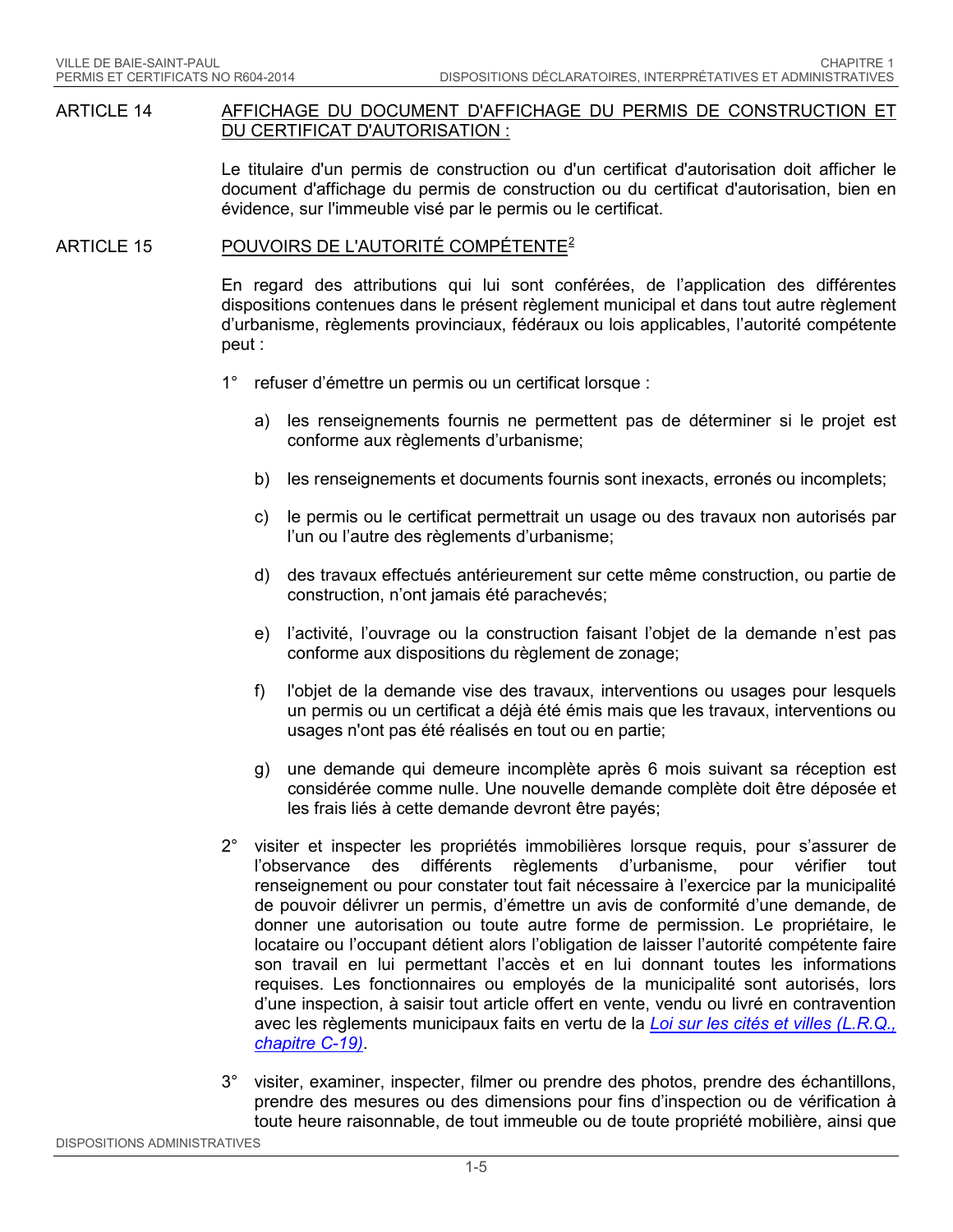## ARTICLE 14 AFFICHAGE DU DOCUMENT D'AFFICHAGE DU PERMIS DE CONSTRUCTION ET DU CERTIFICAT D'AUTORISATION :

Le titulaire d'un permis de construction ou d'un certificat d'autorisation doit afficher le document d'affichage du permis de construction ou du certificat d'autorisation, bien en évidence, sur l'immeuble visé par le permis ou le certificat.

## ARTICLE 15 POUVOIRS DE L'AUTORITÉ COMPÉTENTE[2]

En regard des attributions qui lui sont conférées, de l'application des différentes dispositions contenues dans le présent règlement municipal et dans tout autre règlement d'urbanisme, règlements provinciaux, fédéraux ou lois applicables, l'autorité compétente peut :

1° refuser d'émettre un permis ou un certificat lorsque :

  a) les renseignements fournis ne permettent pas de déterminer si le projet est conforme aux règlements d'urbanisme;

  b) les renseignements et documents fournis sont inexacts, erronés ou incomplets;

  c) le permis ou le certificat permettrait un usage ou des travaux non autorisés par l'un ou l'autre des règlements d'urbanisme;

  d) des travaux effectués antérieurement sur cette même construction, ou partie de construction, n'ont jamais été parachevés;

  e) l'activité, l'ouvrage ou la construction faisant l'objet de la demande n'est pas conforme aux dispositions du règlement de zonage;

  f) l'objet de la demande vise des travaux, interventions ou usages pour lesquels un permis ou un certificat a déjà été émis mais que les travaux, interventions ou usages n'ont pas été réalisés en tout ou en partie;

  g) une demande qui demeure incomplète après 6 mois suivant sa réception est considérée comme nulle. Une nouvelle demande complète doit être déposée et les frais liés à cette demande devront être payés;

2° visiter et inspecter les propriétés immobilières lorsque requis, pour s'assurer de l'observance des différents règlements d'urbanisme, pour vérifier tout renseignement ou pour constater tout fait nécessaire à l'exercice par la municipalité de pouvoir délivrer un permis, d'émettre un avis de conformité d'une demande, de donner une autorisation ou toute autre forme de permission. Le propriétaire, le locataire ou l'occupant détient alors l'obligation de laisser l'autorité compétente faire son travail en lui permettant l'accès et en lui donnant toutes les informations requises. Les fonctionnaires ou employés de la municipalité sont autorisés, lors d'une inspection, à saisir tout article offert en vente, vendu ou livré en contravention avec les règlements municipaux faits en vertu de la *Loi sur les cités et villes (L.R.Q., chapitre C-19)*.

3° visiter, examiner, inspecter, filmer ou prendre des photos, prendre des échantillons, prendre des mesures ou des dimensions pour fins d'inspection ou de vérification à toute heure raisonnable, de tout immeuble ou de toute propriété mobilière, ainsi que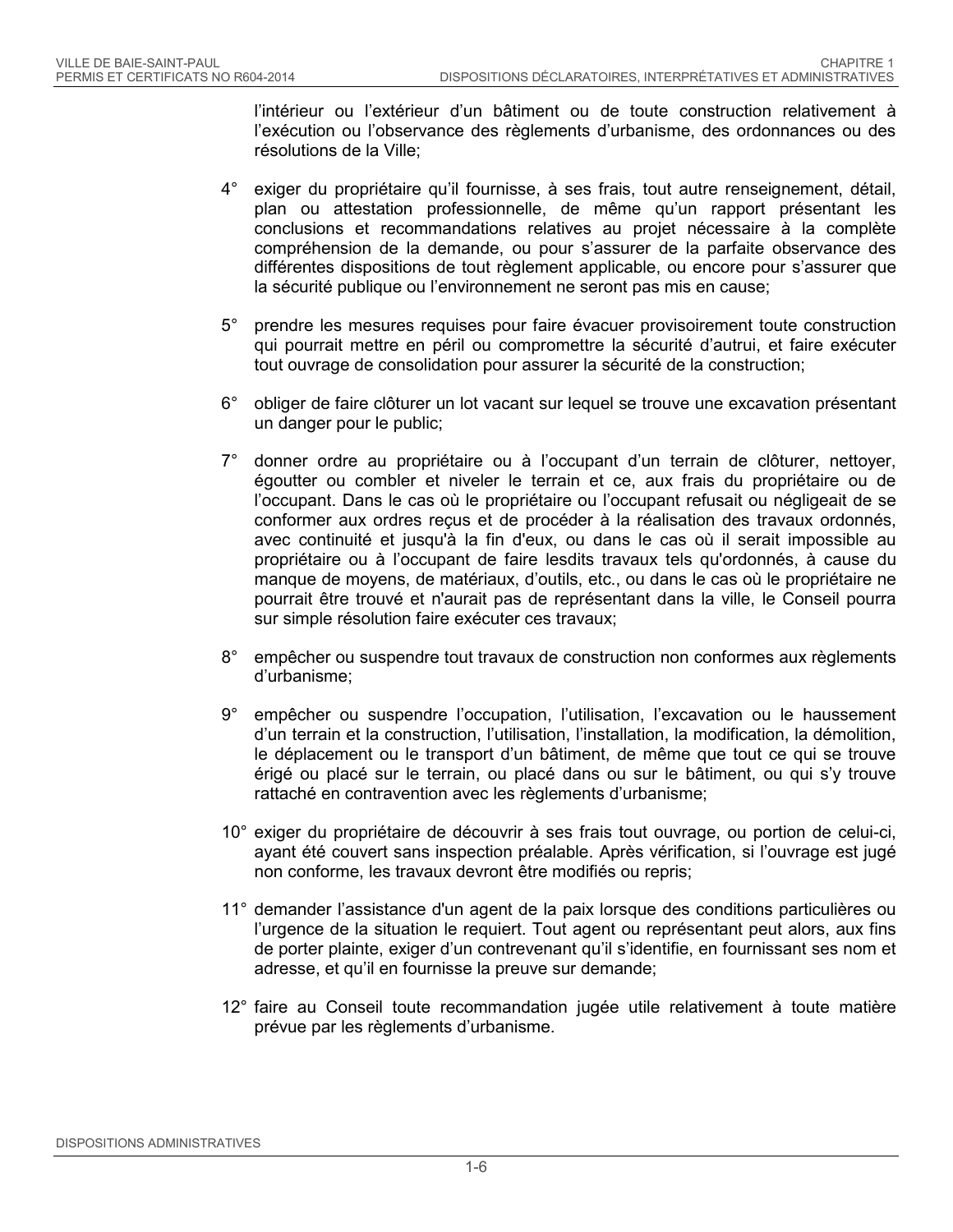l'intérieur ou l'extérieur d'un bâtiment ou de toute construction relativement à l'exécution ou l'observance des règlements d'urbanisme, des ordonnances ou des résolutions de la Ville;

4° exiger du propriétaire qu'il fournisse, à ses frais, tout autre renseignement, détail, plan ou attestation professionnelle, de même qu'un rapport présentant les conclusions et recommandations relatives au projet nécessaire à la complète compréhension de la demande, ou pour s'assurer de la parfaite observance des différentes dispositions de tout règlement applicable, ou encore pour s'assurer que la sécurité publique ou l'environnement ne seront pas mis en cause;

5° prendre les mesures requises pour faire évacuer provisoirement toute construction qui pourrait mettre en péril ou compromettre la sécurité d'autrui, et faire exécuter tout ouvrage de consolidation pour assurer la sécurité de la construction;

6° obliger de faire clôturer un lot vacant sur lequel se trouve une excavation présentant un danger pour le public;

7° donner ordre au propriétaire ou à l'occupant d'un terrain de clôturer, nettoyer, égoutter ou combler et niveler le terrain et ce, aux frais du propriétaire ou de l'occupant. Dans le cas où le propriétaire ou l'occupant refusait ou négligeait de se conformer aux ordres reçus et de procéder à la réalisation des travaux ordonnés, avec continuité et jusqu'à la fin d'eux, ou dans le cas où il serait impossible au propriétaire ou à l'occupant de faire lesdits travaux tels qu'ordonnés, à cause du manque de moyens, de matériaux, d'outils, etc., ou dans le cas où le propriétaire ne pourrait être trouvé et n'aurait pas de représentant dans la ville, le Conseil pourra sur simple résolution faire exécuter ces travaux;

8° empêcher ou suspendre tout travaux de construction non conformes aux règlements d'urbanisme;

9° empêcher ou suspendre l'occupation, l'utilisation, l'excavation ou le haussement d'un terrain et la construction, l'utilisation, l'installation, la modification, la démolition, le déplacement ou le transport d'un bâtiment, de même que tout ce qui se trouve érigé ou placé sur le terrain, ou placé dans ou sur le bâtiment, ou qui s'y trouve rattaché en contravention avec les règlements d'urbanisme;

10° exiger du propriétaire de découvrir à ses frais tout ouvrage, ou portion de celui-ci, ayant été couvert sans inspection préalable. Après vérification, si l'ouvrage est jugé non conforme, les travaux devront être modifiés ou repris;

11° demander l'assistance d'un agent de la paix lorsque des conditions particulières ou l'urgence de la situation le requiert. Tout agent ou représentant peut alors, aux fins de porter plainte, exiger d'un contrevenant qu'il s'identifie, en fournissant ses nom et adresse, et qu'il en fournisse la preuve sur demande;

12° faire au Conseil toute recommandation jugée utile relativement à toute matière prévue par les règlements d'urbanisme.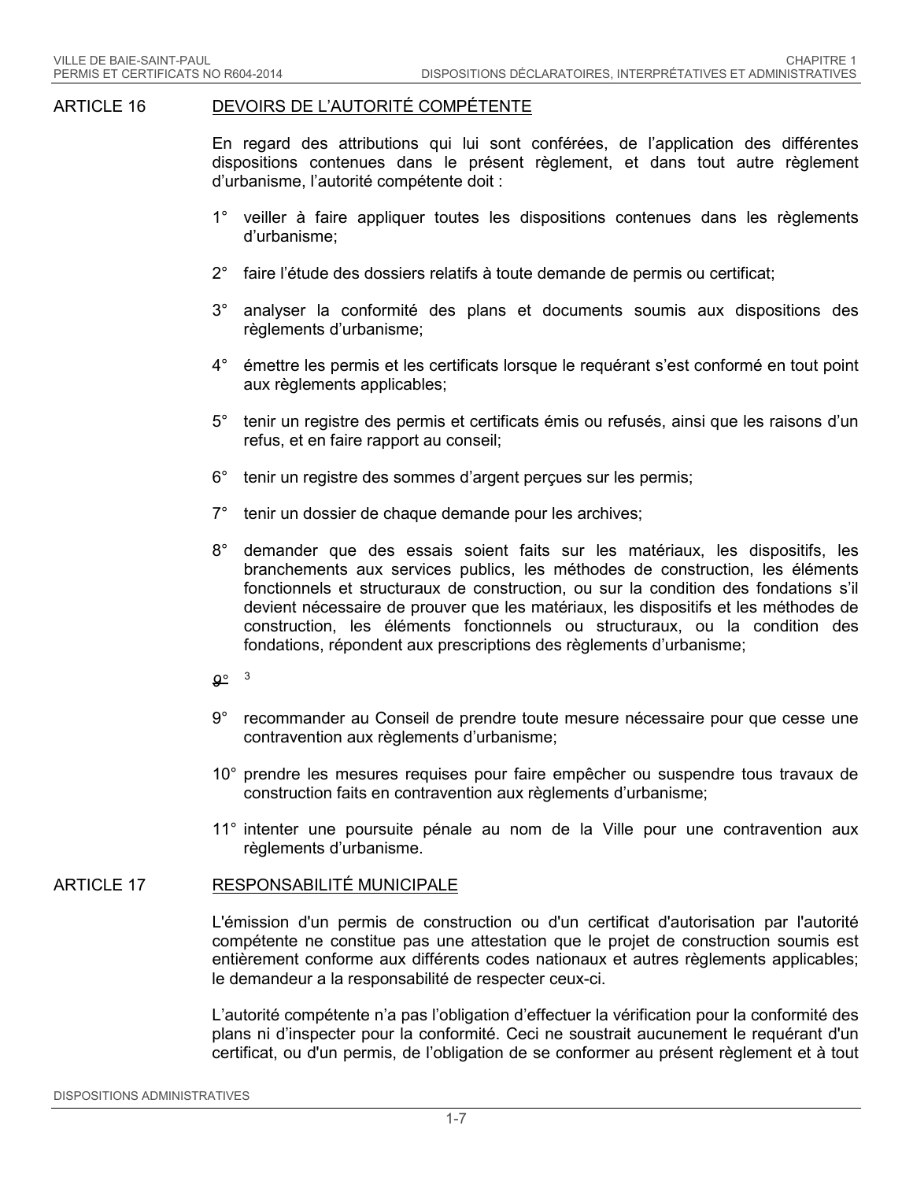## ARTICLE 16 DEVOIRS DE L'AUTORITÉ COMPÉTENTE

En regard des attributions qui lui sont conférées, de l'application des différentes dispositions contenues dans le présent règlement, et dans tout autre règlement d'urbanisme, l'autorité compétente doit :

1° veiller à faire appliquer toutes les dispositions contenues dans les règlements d'urbanisme;

2° faire l'étude des dossiers relatifs à toute demande de permis ou certificat;

3° analyser la conformité des plans et documents soumis aux dispositions des règlements d'urbanisme;

4° émettre les permis et les certificats lorsque le requérant s'est conformé en tout point aux règlements applicables;

5° tenir un registre des permis et certificats émis ou refusés, ainsi que les raisons d'un refus, et en faire rapport au conseil;

6° tenir un registre des sommes d'argent perçues sur les permis;

7° tenir un dossier de chaque demande pour les archives;

8° demander que des essais soient faits sur les matériaux, les dispositifs, les branchements aux services publics, les méthodes de construction, les éléments fonctionnels et structuraux de construction, ou sur la condition des fondations s'il devient nécessaire de prouver que les matériaux, les dispositifs et les méthodes de construction, les éléments fonctionnels ou structuraux, ou la condition des fondations, répondent aux prescriptions des règlements d'urbanisme;

~~9°~~ [3]

9° recommander au Conseil de prendre toute mesure nécessaire pour que cesse une contravention aux règlements d'urbanisme;

10° prendre les mesures requises pour faire empêcher ou suspendre tous travaux de construction faits en contravention aux règlements d'urbanisme;

11° intenter une poursuite pénale au nom de la Ville pour une contravention aux règlements d'urbanisme.

## ARTICLE 17 RESPONSABILITÉ MUNICIPALE

L'émission d'un permis de construction ou d'un certificat d'autorisation par l'autorité compétente ne constitue pas une attestation que le projet de construction soumis est entièrement conforme aux différents codes nationaux et autres règlements applicables; le demandeur a la responsabilité de respecter ceux-ci.

L'autorité compétente n'a pas l'obligation d'effectuer la vérification pour la conformité des plans ni d'inspecter pour la conformité. Ceci ne soustrait aucunement le requérant d'un certificat, ou d'un permis, de l'obligation de se conformer au présent règlement et à tout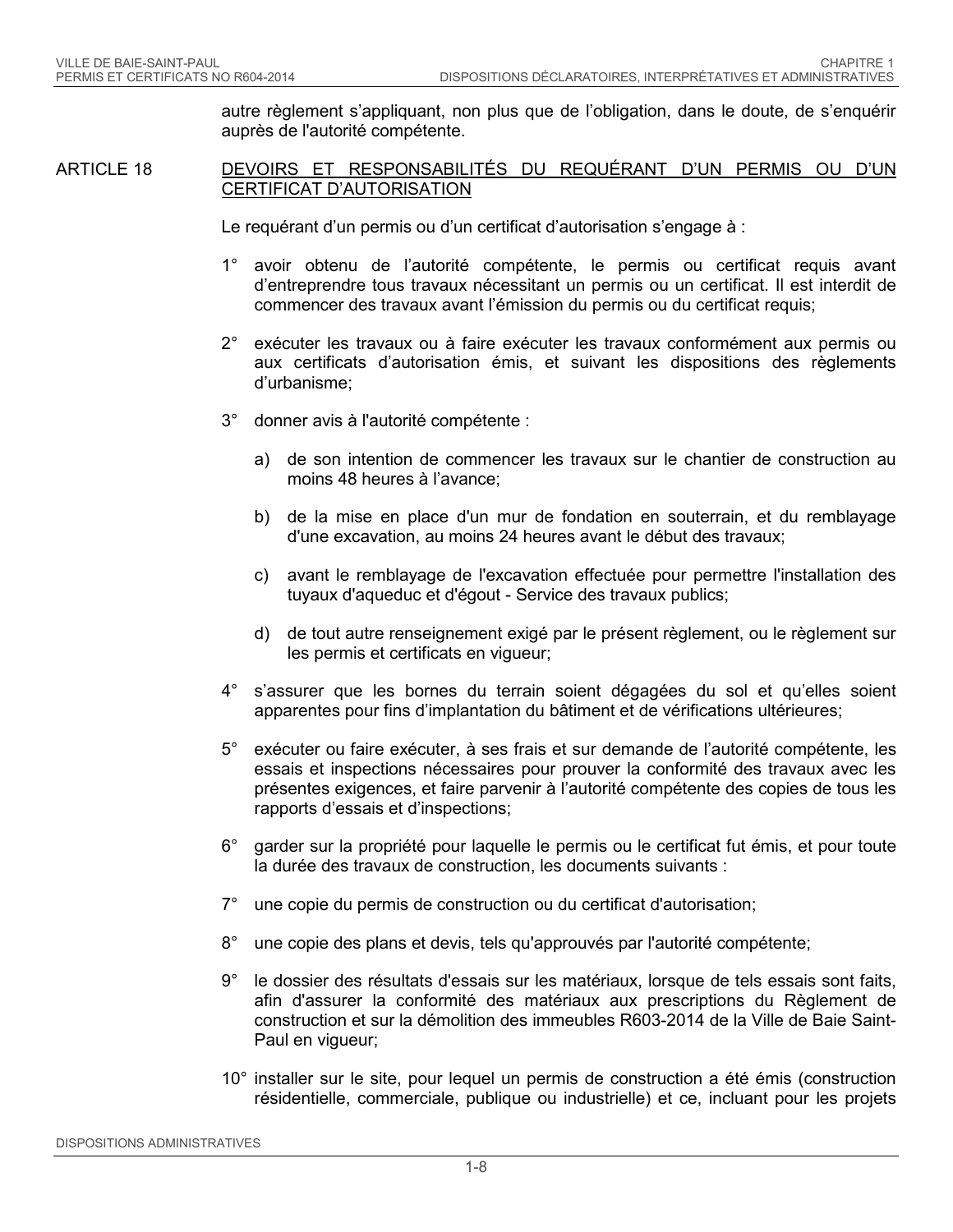autre règlement s'appliquant, non plus que de l'obligation, dans le doute, de s'enquérir auprès de l'autorité compétente.

## ARTICLE 18 DEVOIRS ET RESPONSABILITÉS DU REQUÉRANT D'UN PERMIS OU D'UN CERTIFICAT D'AUTORISATION

Le requérant d'un permis ou d'un certificat d'autorisation s'engage à :

1° avoir obtenu de l'autorité compétente, le permis ou certificat requis avant d'entreprendre tous travaux nécessitant un permis ou un certificat. Il est interdit de commencer des travaux avant l'émission du permis ou du certificat requis;

2° exécuter les travaux ou à faire exécuter les travaux conformément aux permis ou aux certificats d'autorisation émis, et suivant les dispositions des règlements d'urbanisme;

3° donner avis à l'autorité compétente :

a) de son intention de commencer les travaux sur le chantier de construction au moins 48 heures à l'avance;

b) de la mise en place d'un mur de fondation en souterrain, et du remblayage d'une excavation, au moins 24 heures avant le début des travaux;

c) avant le remblayage de l'excavation effectuée pour permettre l'installation des tuyaux d'aqueduc et d'égout - Service des travaux publics;

d) de tout autre renseignement exigé par le présent règlement, ou le règlement sur les permis et certificats en vigueur;

4° s'assurer que les bornes du terrain soient dégagées du sol et qu'elles soient apparentes pour fins d'implantation du bâtiment et de vérifications ultérieures;

5° exécuter ou faire exécuter, à ses frais et sur demande de l'autorité compétente, les essais et inspections nécessaires pour prouver la conformité des travaux avec les présentes exigences, et faire parvenir à l'autorité compétente des copies de tous les rapports d'essais et d'inspections;

6° garder sur la propriété pour laquelle le permis ou le certificat fut émis, et pour toute la durée des travaux de construction, les documents suivants :

7° une copie du permis de construction ou du certificat d'autorisation;

8° une copie des plans et devis, tels qu'approuvés par l'autorité compétente;

9° le dossier des résultats d'essais sur les matériaux, lorsque de tels essais sont faits, afin d'assurer la conformité des matériaux aux prescriptions du Règlement de construction et sur la démolition des immeubles R603-2014 de la Ville de Baie Saint-Paul en vigueur;

10° installer sur le site, pour lequel un permis de construction a été émis (construction résidentielle, commerciale, publique ou industrielle) et ce, incluant pour les projets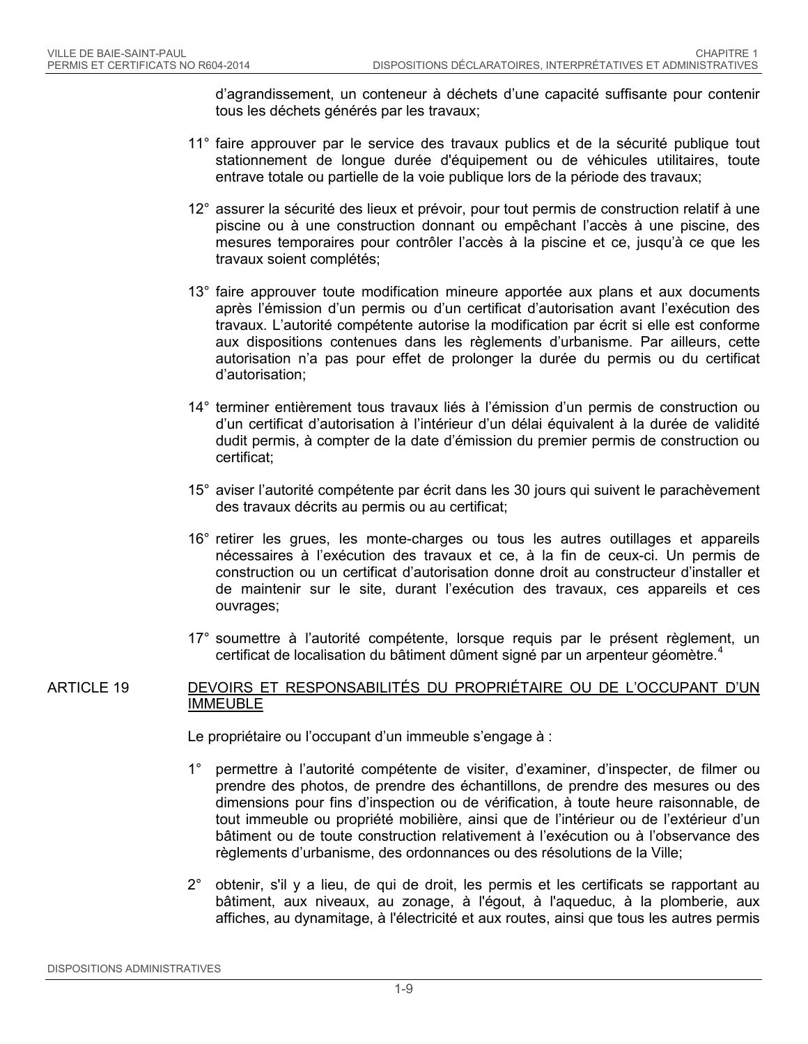d'agrandissement, un conteneur à déchets d'une capacité suffisante pour contenir tous les déchets générés par les travaux;

11° faire approuver par le service des travaux publics et de la sécurité publique tout stationnement de longue durée d'équipement ou de véhicules utilitaires, toute entrave totale ou partielle de la voie publique lors de la période des travaux;

12° assurer la sécurité des lieux et prévoir, pour tout permis de construction relatif à une piscine ou à une construction donnant ou empêchant l'accès à une piscine, des mesures temporaires pour contrôler l'accès à la piscine et ce, jusqu'à ce que les travaux soient complétés;

13° faire approuver toute modification mineure apportée aux plans et aux documents après l'émission d'un permis ou d'un certificat d'autorisation avant l'exécution des travaux. L'autorité compétente autorise la modification par écrit si elle est conforme aux dispositions contenues dans les règlements d'urbanisme. Par ailleurs, cette autorisation n'a pas pour effet de prolonger la durée du permis ou du certificat d'autorisation;

14° terminer entièrement tous travaux liés à l'émission d'un permis de construction ou d'un certificat d'autorisation à l'intérieur d'un délai équivalent à la durée de validité dudit permis, à compter de la date d'émission du premier permis de construction ou certificat;

15° aviser l'autorité compétente par écrit dans les 30 jours qui suivent le parachèvement des travaux décrits au permis ou au certificat;

16° retirer les grues, les monte-charges ou tous les autres outillages et appareils nécessaires à l'exécution des travaux et ce, à la fin de ceux-ci. Un permis de construction ou un certificat d'autorisation donne droit au constructeur d'installer et de maintenir sur le site, durant l'exécution des travaux, ces appareils et ces ouvrages;

17° soumettre à l'autorité compétente, lorsque requis par le présent règlement, un certificat de localisation du bâtiment dûment signé par un arpenteur géomètre.[4]

## ARTICLE 19 DEVOIRS ET RESPONSABILITÉS DU PROPRIÉTAIRE OU DE L'OCCUPANT D'UN IMMEUBLE

Le propriétaire ou l'occupant d'un immeuble s'engage à :

1° permettre à l'autorité compétente de visiter, d'examiner, d'inspecter, de filmer ou prendre des photos, de prendre des échantillons, de prendre des mesures ou des dimensions pour fins d'inspection ou de vérification, à toute heure raisonnable, de tout immeuble ou propriété mobilière, ainsi que de l'intérieur ou de l'extérieur d'un bâtiment ou de toute construction relativement à l'exécution ou à l'observance des règlements d'urbanisme, des ordonnances ou des résolutions de la Ville;

2° obtenir, s'il y a lieu, de qui de droit, les permis et les certificats se rapportant au bâtiment, aux niveaux, au zonage, à l'égout, à l'aqueduc, à la plomberie, aux affiches, au dynamitage, à l'électricité et aux routes, ainsi que tous les autres permis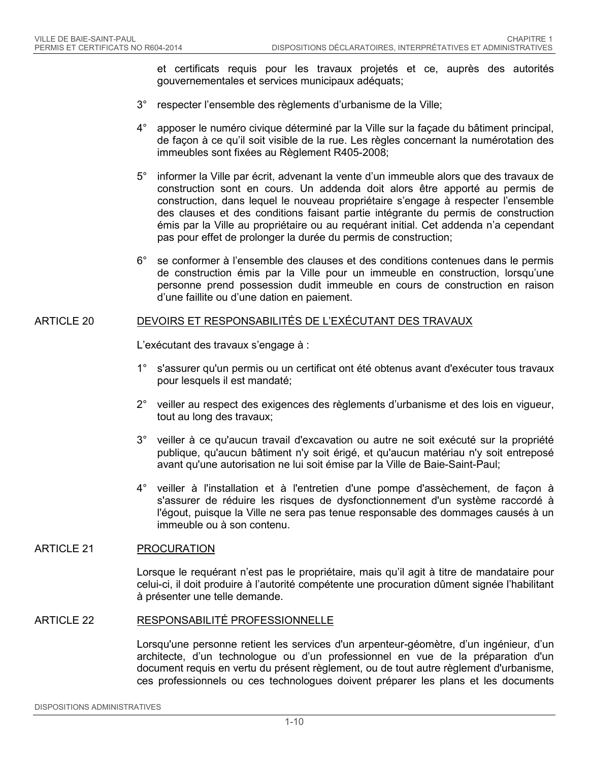et certificats requis pour les travaux projetés et ce, auprès des autorités gouvernementales et services municipaux adéquats;

3° respecter l'ensemble des règlements d'urbanisme de la Ville;

4° apposer le numéro civique déterminé par la Ville sur la façade du bâtiment principal, de façon à ce qu'il soit visible de la rue. Les règles concernant la numérotation des immeubles sont fixées au Règlement R405-2008;

5° informer la Ville par écrit, advenant la vente d'un immeuble alors que des travaux de construction sont en cours. Un addenda doit alors être apporté au permis de construction, dans lequel le nouveau propriétaire s'engage à respecter l'ensemble des clauses et des conditions faisant partie intégrante du permis de construction émis par la Ville au propriétaire ou au requérant initial. Cet addenda n'a cependant pas pour effet de prolonger la durée du permis de construction;

6° se conformer à l'ensemble des clauses et des conditions contenues dans le permis de construction émis par la Ville pour un immeuble en construction, lorsqu'une personne prend possession dudit immeuble en cours de construction en raison d'une faillite ou d'une dation en paiement.

## ARTICLE 20 DEVOIRS ET RESPONSABILITÉS DE L'EXÉCUTANT DES TRAVAUX

L'exécutant des travaux s'engage à :

1° s'assurer qu'un permis ou un certificat ont été obtenus avant d'exécuter tous travaux pour lesquels il est mandaté;

2° veiller au respect des exigences des règlements d'urbanisme et des lois en vigueur, tout au long des travaux;

3° veiller à ce qu'aucun travail d'excavation ou autre ne soit exécuté sur la propriété publique, qu'aucun bâtiment n'y soit érigé, et qu'aucun matériau n'y soit entreposé avant qu'une autorisation ne lui soit émise par la Ville de Baie-Saint-Paul;

4° veiller à l'installation et à l'entretien d'une pompe d'assèchement, de façon à s'assurer de réduire les risques de dysfonctionnement d'un système raccordé à l'égout, puisque la Ville ne sera pas tenue responsable des dommages causés à un immeuble ou à son contenu.

## ARTICLE 21 PROCURATION

Lorsque le requérant n'est pas le propriétaire, mais qu'il agit à titre de mandataire pour celui-ci, il doit produire à l'autorité compétente une procuration dûment signée l'habilitant à présenter une telle demande.

## ARTICLE 22 RESPONSABILITÉ PROFESSIONNELLE

Lorsqu'une personne retient les services d'un arpenteur-géomètre, d'un ingénieur, d'un architecte, d'un technologue ou d'un professionnel en vue de la préparation d'un document requis en vertu du présent règlement, ou de tout autre règlement d'urbanisme, ces professionnels ou ces technologues doivent préparer les plans et les documents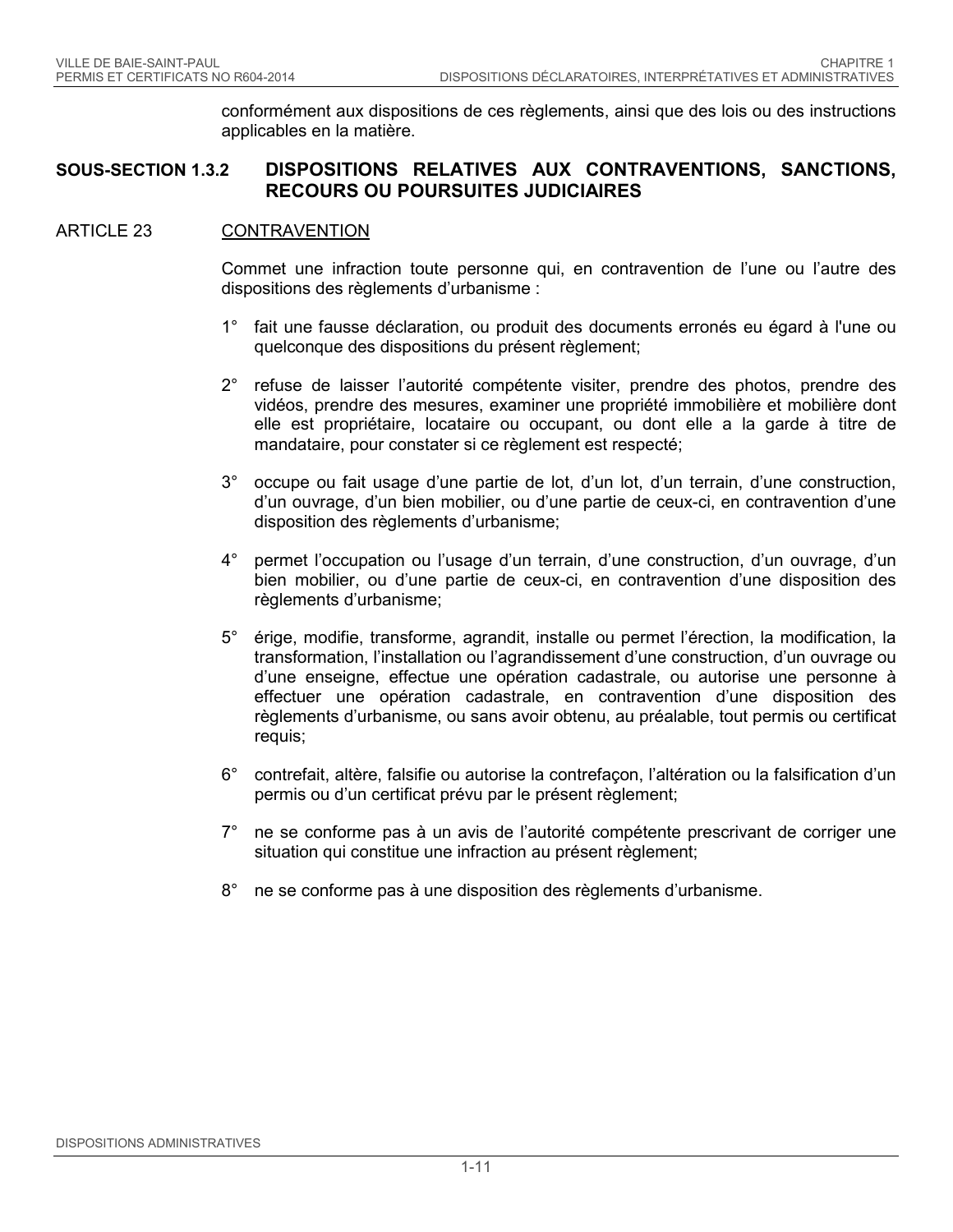conformément aux dispositions de ces règlements, ainsi que des lois ou des instructions applicables en la matière.

### SOUS-SECTION 1.3.2 DISPOSITIONS RELATIVES AUX CONTRAVENTIONS, SANCTIONS, RECOURS OU POURSUITES JUDICIAIRES

#### ARTICLE 23 CONTRAVENTION

Commet une infraction toute personne qui, en contravention de l’une ou l’autre des dispositions des règlements d’urbanisme :

1° fait une fausse déclaration, ou produit des documents erronés eu égard à l'une ou quelconque des dispositions du présent règlement;

2° refuse de laisser l’autorité compétente visiter, prendre des photos, prendre des vidéos, prendre des mesures, examiner une propriété immobilière et mobilière dont elle est propriétaire, locataire ou occupant, ou dont elle a la garde à titre de mandataire, pour constater si ce règlement est respecté;

3° occupe ou fait usage d’une partie de lot, d’un lot, d’un terrain, d’une construction, d’un ouvrage, d’un bien mobilier, ou d’une partie de ceux-ci, en contravention d’une disposition des règlements d’urbanisme;

4° permet l’occupation ou l’usage d’un terrain, d’une construction, d’un ouvrage, d’un bien mobilier, ou d’une partie de ceux-ci, en contravention d’une disposition des règlements d’urbanisme;

5° érige, modifie, transforme, agrandit, installe ou permet l’érection, la modification, la transformation, l’installation ou l’agrandissement d’une construction, d’un ouvrage ou d’une enseigne, effectue une opération cadastrale, ou autorise une personne à effectuer une opération cadastrale, en contravention d’une disposition des règlements d’urbanisme, ou sans avoir obtenu, au préalable, tout permis ou certificat requis;

6° contrefait, altère, falsifie ou autorise la contrefaçon, l’altération ou la falsification d’un permis ou d’un certificat prévu par le présent règlement;

7° ne se conforme pas à un avis de l’autorité compétente prescrivant de corriger une situation qui constitue une infraction au présent règlement;

8° ne se conforme pas à une disposition des règlements d’urbanisme.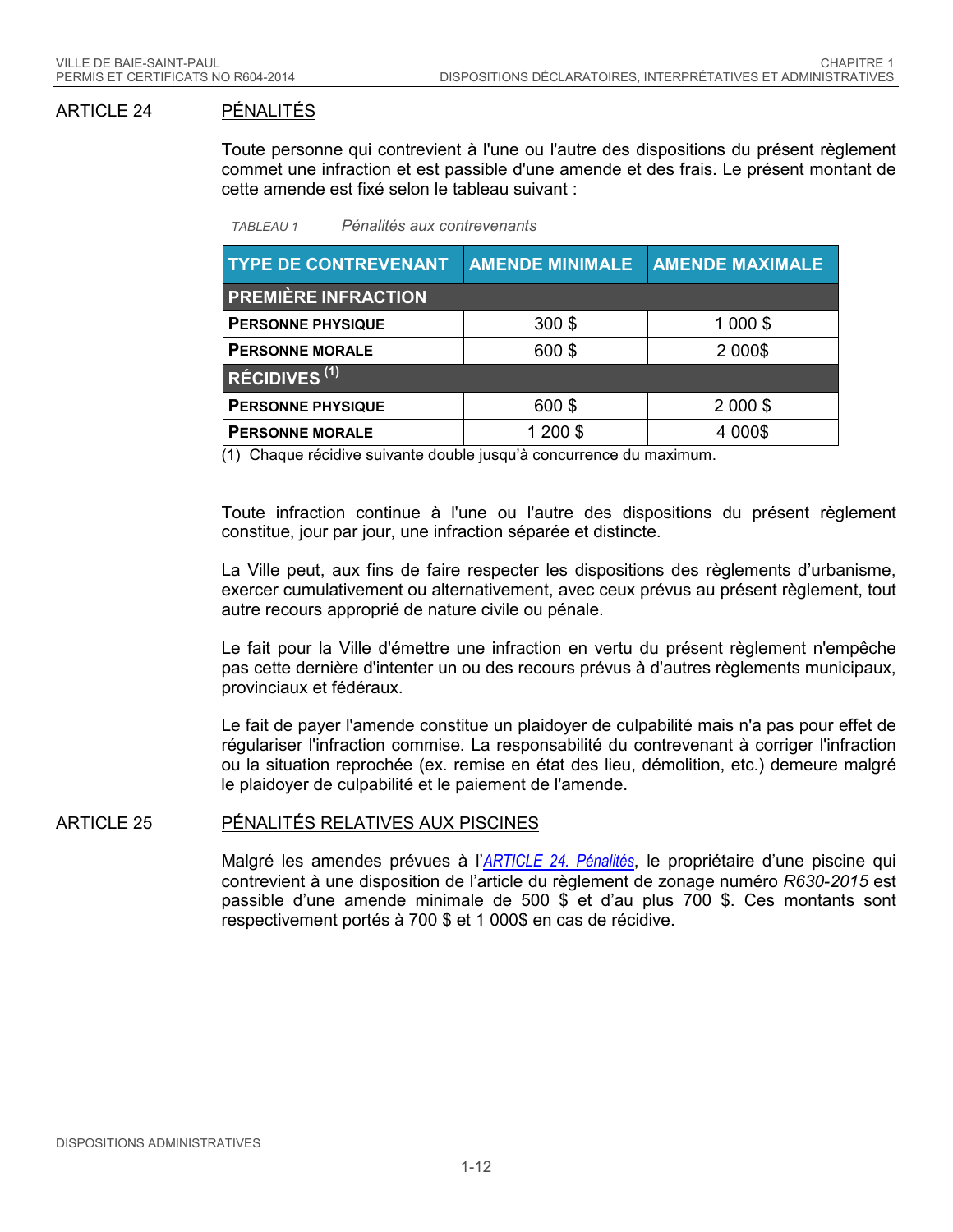## ARTICLE 24 PÉNALITÉS

Toute personne qui contrevient à l'une ou l'autre des dispositions du présent règlement commet une infraction et est passible d'une amende et des frais. Le présent montant de cette amende est fixé selon le tableau suivant :

*TABLEAU 1 Pénalités aux contrevenants*

| TYPE DE CONTREVENANT | AMENDE MINIMALE | AMENDE MAXIMALE |
|---|---|---|
| **PREMIÈRE INFRACTION** | | |
| **PERSONNE PHYSIQUE** | 300 $ | 1 000 $ |
| **PERSONNE MORALE** | 600 $ | 2 000$ |
| **RÉCIDIVES (1)** | | |
| **PERSONNE PHYSIQUE** | 600 $ | 2 000 $ |
| **PERSONNE MORALE** | 1 200 $ | 4 000$ |

(1) Chaque récidive suivante double jusqu'à concurrence du maximum.

Toute infraction continue à l'une ou l'autre des dispositions du présent règlement constitue, jour par jour, une infraction séparée et distincte.

La Ville peut, aux fins de faire respecter les dispositions des règlements d'urbanisme, exercer cumulativement ou alternativement, avec ceux prévus au présent règlement, tout autre recours approprié de nature civile ou pénale.

Le fait pour la Ville d'émettre une infraction en vertu du présent règlement n'empêche pas cette dernière d'intenter un ou des recours prévus à d'autres règlements municipaux, provinciaux et fédéraux.

Le fait de payer l'amende constitue un plaidoyer de culpabilité mais n'a pas pour effet de régulariser l'infraction commise. La responsabilité du contrevenant à corriger l'infraction ou la situation reprochée (ex. remise en état des lieu, démolition, etc.) demeure malgré le plaidoyer de culpabilité et le paiement de l'amende.

## ARTICLE 25 PÉNALITÉS RELATIVES AUX PISCINES

Malgré les amendes prévues à l'*ARTICLE 24. Pénalités*, le propriétaire d'une piscine qui contrevient à une disposition de l'article du règlement de zonage numéro *R630-2015* est passible d'une amende minimale de 500 $ et d'au plus 700 $. Ces montants sont respectivement portés à 700 $ et 1 000$ en cas de récidive.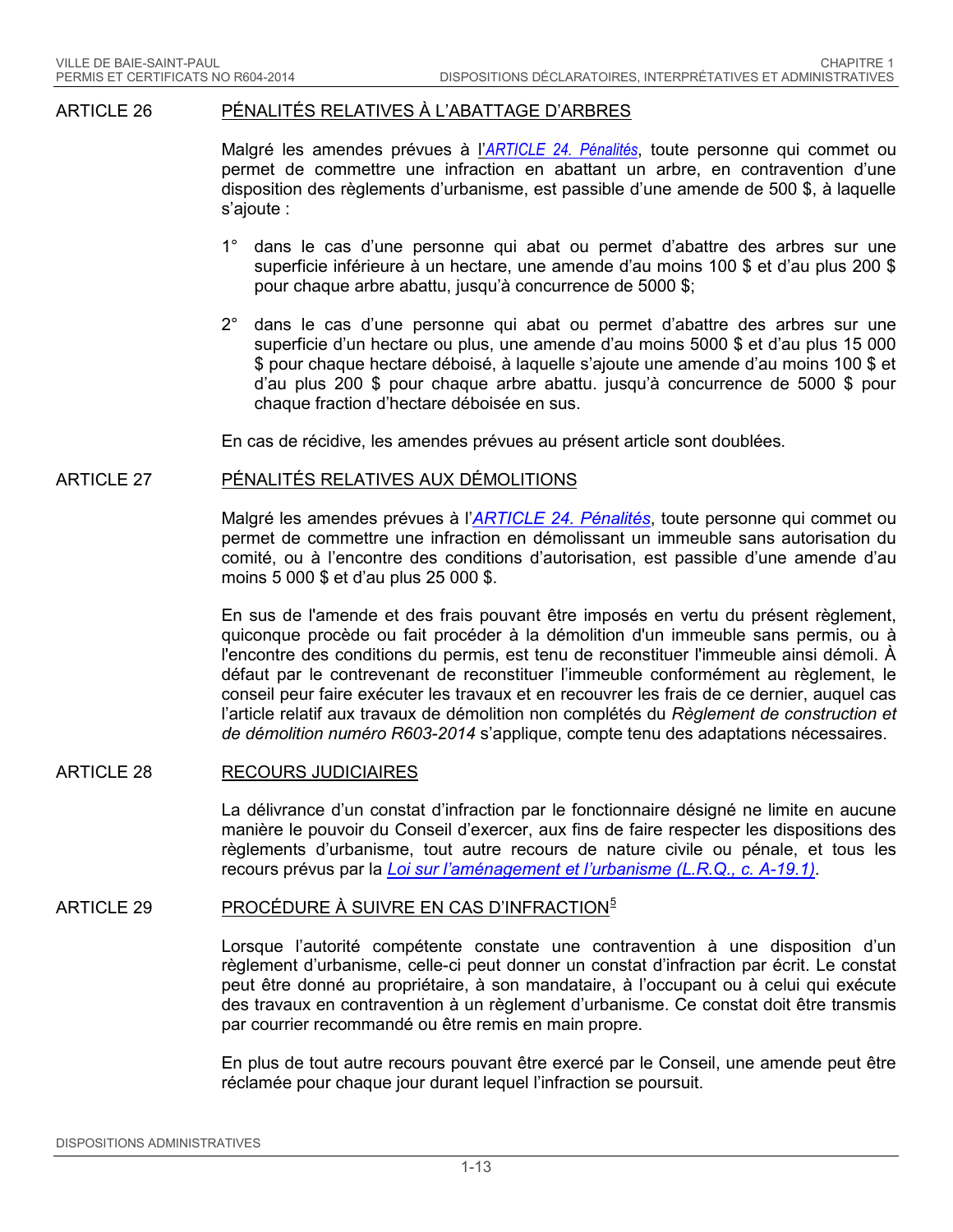### ARTICLE 26 PÉNALITÉS RELATIVES À L'ABATTAGE D'ARBRES

Malgré les amendes prévues à l'*ARTICLE 24. Pénalités*, toute personne qui commet ou permet de commettre une infraction en abattant un arbre, en contravention d'une disposition des règlements d'urbanisme, est passible d'une amende de 500 $, à laquelle s'ajoute :

1° dans le cas d'une personne qui abat ou permet d'abattre des arbres sur une superficie inférieure à un hectare, une amende d'au moins 100 $ et d'au plus 200 $ pour chaque arbre abattu, jusqu'à concurrence de 5000 $;

2° dans le cas d'une personne qui abat ou permet d'abattre des arbres sur une superficie d'un hectare ou plus, une amende d'au moins 5000 $ et d'au plus 15 000 $ pour chaque hectare déboisé, à laquelle s'ajoute une amende d'au moins 100 $ et d'au plus 200 $ pour chaque arbre abattu. jusqu'à concurrence de 5000 $ pour chaque fraction d'hectare déboisée en sus.

En cas de récidive, les amendes prévues au présent article sont doublées.

### ARTICLE 27 PÉNALITÉS RELATIVES AUX DÉMOLITIONS

Malgré les amendes prévues à l'*ARTICLE 24. Pénalités*, toute personne qui commet ou permet de commettre une infraction en démolissant un immeuble sans autorisation du comité, ou à l'encontre des conditions d'autorisation, est passible d'une amende d'au moins 5 000 $ et d'au plus 25 000 $.

En sus de l'amende et des frais pouvant être imposés en vertu du présent règlement, quiconque procède ou fait procéder à la démolition d'un immeuble sans permis, ou à l'encontre des conditions du permis, est tenu de reconstituer l'immeuble ainsi démoli. À défaut par le contrevenant de reconstituer l'immeuble conformément au règlement, le conseil peut faire exécuter les travaux et en recouvrer les frais de ce dernier, auquel cas l'article relatif aux travaux de démolition non complétés du *Règlement de construction et de démolition numéro R603-2014* s'applique, compte tenu des adaptations nécessaires.

### ARTICLE 28 RECOURS JUDICIAIRES

La délivrance d'un constat d'infraction par le fonctionnaire désigné ne limite en aucune manière le pouvoir du Conseil d'exercer, aux fins de faire respecter les dispositions des règlements d'urbanisme, tout autre recours de nature civile ou pénale, et tous les recours prévus par la *Loi sur l'aménagement et l'urbanisme (L.R.Q., c. A-19.1)*.

### ARTICLE 29 PROCÉDURE À SUIVRE EN CAS D'INFRACTION[5]

Lorsque l'autorité compétente constate une contravention à une disposition d'un règlement d'urbanisme, celle-ci peut donner un constat d'infraction par écrit. Le constat peut être donné au propriétaire, à son mandataire, à l'occupant ou à celui qui exécute des travaux en contravention à un règlement d'urbanisme. Ce constat doit être transmis par courrier recommandé ou être remis en main propre.

En plus de tout autre recours pouvant être exercé par le Conseil, une amende peut être réclamée pour chaque jour durant lequel l'infraction se poursuit.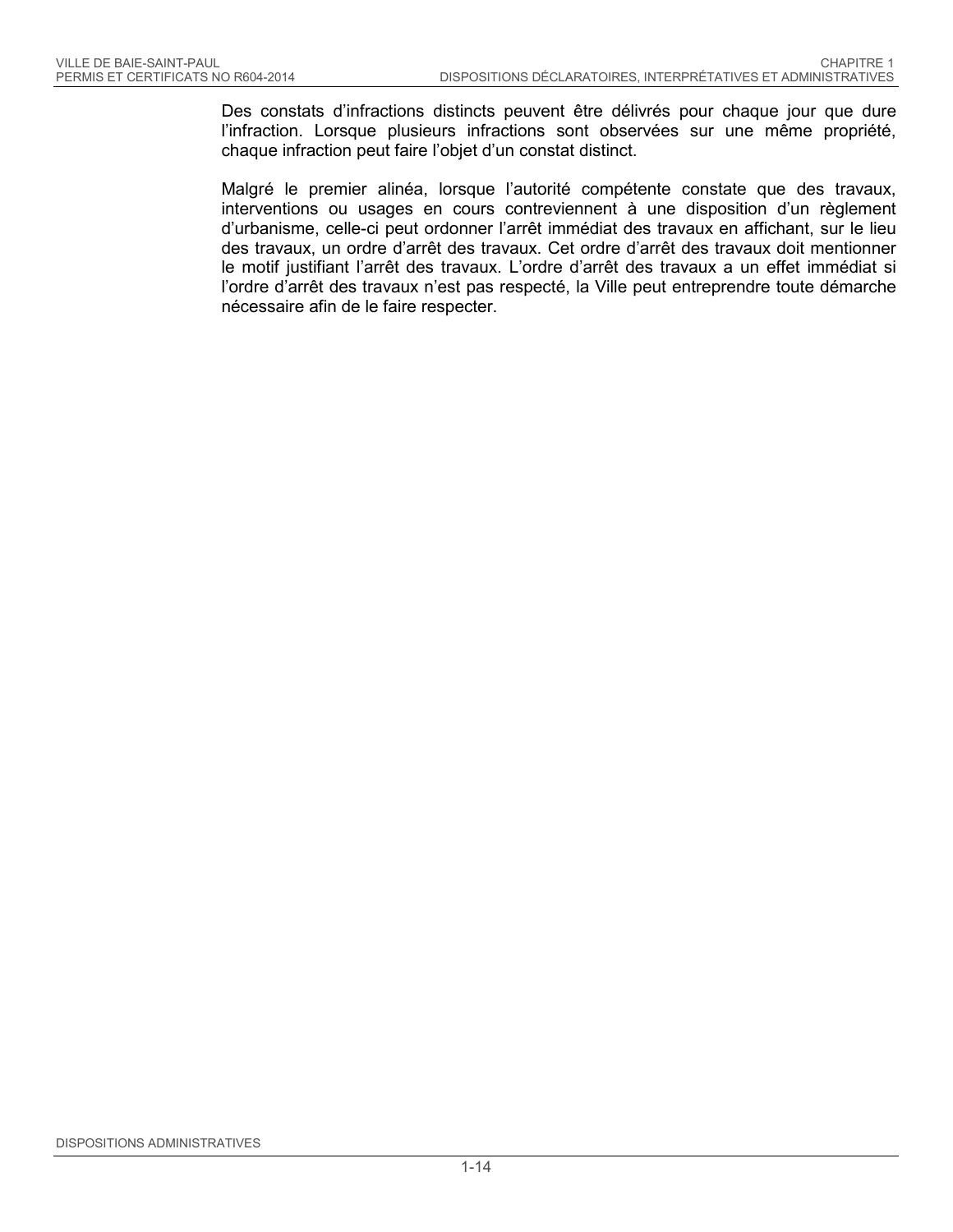Des constats d'infractions distincts peuvent être délivrés pour chaque jour que dure l'infraction. Lorsque plusieurs infractions sont observées sur une même propriété, chaque infraction peut faire l'objet d'un constat distinct.

Malgré le premier alinéa, lorsque l'autorité compétente constate que des travaux, interventions ou usages en cours contreviennent à une disposition d'un règlement d'urbanisme, celle-ci peut ordonner l'arrêt immédiat des travaux en affichant, sur le lieu des travaux, un ordre d'arrêt des travaux. Cet ordre d'arrêt des travaux doit mentionner le motif justifiant l'arrêt des travaux. L'ordre d'arrêt des travaux a un effet immédiat si l'ordre d'arrêt des travaux n'est pas respecté, la Ville peut entreprendre toute démarche nécessaire afin de le faire respecter.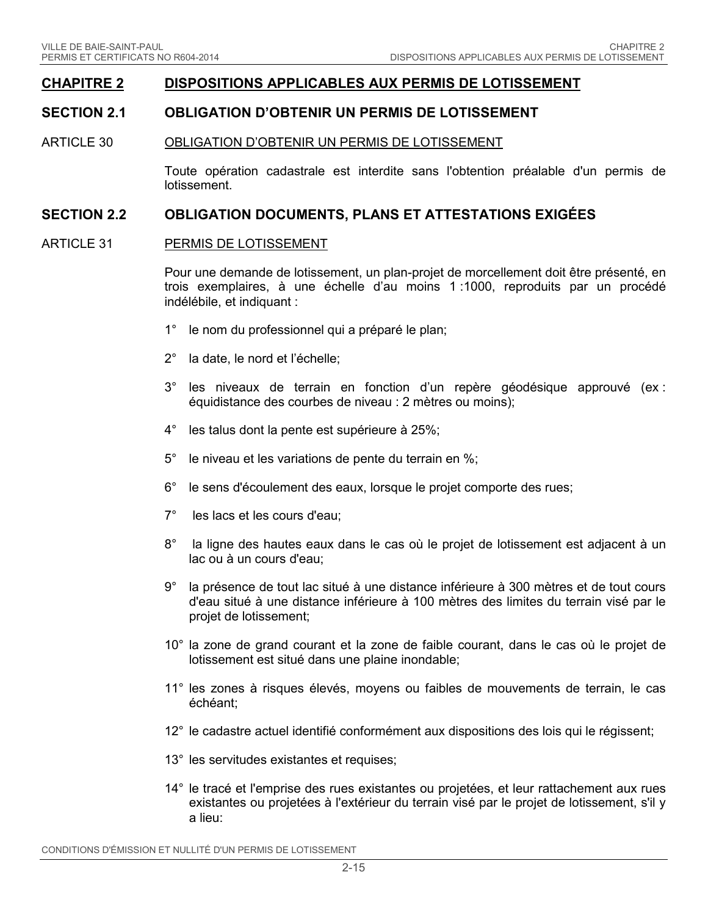# CHAPITRE 2 DISPOSITIONS APPLICABLES AUX PERMIS DE LOTISSEMENT

## SECTION 2.1 OBLIGATION D'OBTENIR UN PERMIS DE LOTISSEMENT

### ARTICLE 30 OBLIGATION D'OBTENIR UN PERMIS DE LOTISSEMENT

Toute opération cadastrale est interdite sans l'obtention préalable d'un permis de lotissement.

## SECTION 2.2 OBLIGATION DOCUMENTS, PLANS ET ATTESTATIONS EXIGÉES

### ARTICLE 31 PERMIS DE LOTISSEMENT

Pour une demande de lotissement, un plan-projet de morcellement doit être présenté, en trois exemplaires, à une échelle d'au moins 1 :1000, reproduits par un procédé indélébile, et indiquant :

1° le nom du professionnel qui a préparé le plan;

2° la date, le nord et l'échelle;

3° les niveaux de terrain en fonction d'un repère géodésique approuvé (ex : équidistance des courbes de niveau : 2 mètres ou moins);

4° les talus dont la pente est supérieure à 25%;

5° le niveau et les variations de pente du terrain en %;

6° le sens d'écoulement des eaux, lorsque le projet comporte des rues;

7° les lacs et les cours d'eau;

8° la ligne des hautes eaux dans le cas où le projet de lotissement est adjacent à un lac ou à un cours d'eau;

9° la présence de tout lac situé à une distance inférieure à 300 mètres et de tout cours d'eau situé à une distance inférieure à 100 mètres des limites du terrain visé par le projet de lotissement;

10° la zone de grand courant et la zone de faible courant, dans le cas où le projet de lotissement est situé dans une plaine inondable;

11° les zones à risques élevés, moyens ou faibles de mouvements de terrain, le cas échéant;

12° le cadastre actuel identifié conformément aux dispositions des lois qui le régissent;

13° les servitudes existantes et requises;

14° le tracé et l'emprise des rues existantes ou projetées, et leur rattachement aux rues existantes ou projetées à l'extérieur du terrain visé par le projet de lotissement, s'il y a lieu: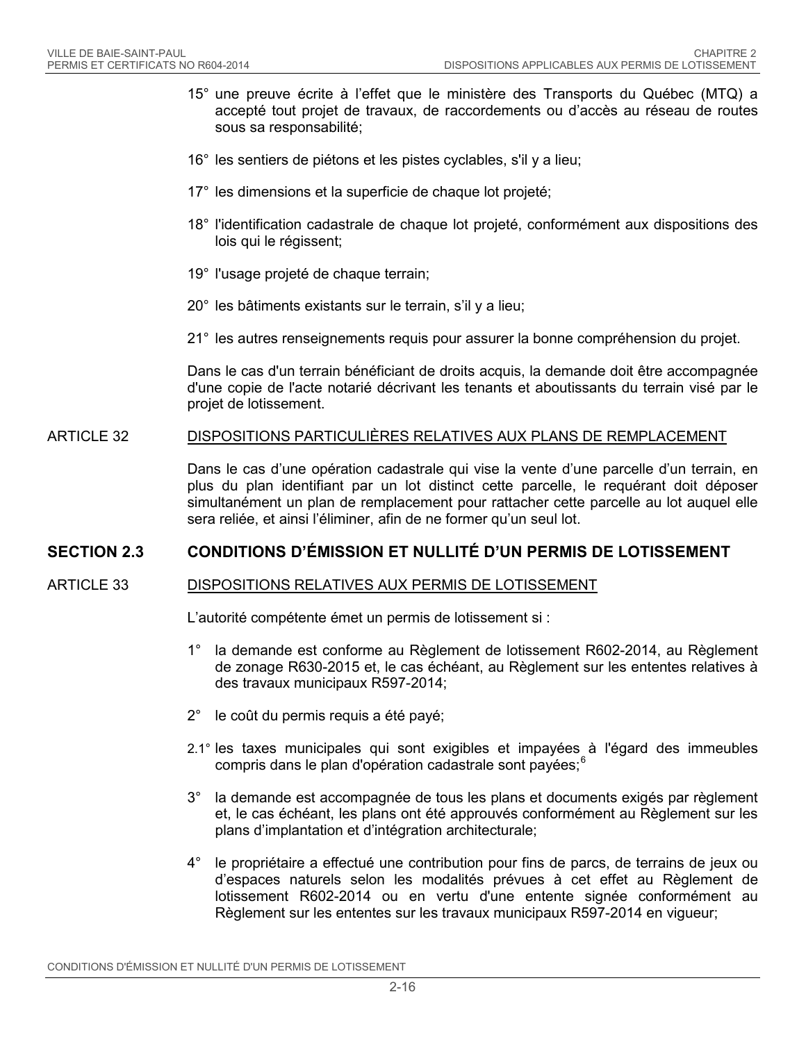15° une preuve écrite à l'effet que le ministère des Transports du Québec (MTQ) a accepté tout projet de travaux, de raccordements ou d'accès au réseau de routes sous sa responsabilité;

16° les sentiers de piétons et les pistes cyclables, s'il y a lieu;

17° les dimensions et la superficie de chaque lot projeté;

18° l'identification cadastrale de chaque lot projeté, conformément aux dispositions des lois qui le régissent;

19° l'usage projeté de chaque terrain;

20° les bâtiments existants sur le terrain, s'il y a lieu;

21° les autres renseignements requis pour assurer la bonne compréhension du projet.

Dans le cas d'un terrain bénéficiant de droits acquis, la demande doit être accompagnée d'une copie de l'acte notarié décrivant les tenants et aboutissants du terrain visé par le projet de lotissement.

ARTICLE 32 DISPOSITIONS PARTICULIÈRES RELATIVES AUX PLANS DE REMPLACEMENT

Dans le cas d'une opération cadastrale qui vise la vente d'une parcelle d'un terrain, en plus du plan identifiant par un lot distinct cette parcelle, le requérant doit déposer simultanément un plan de remplacement pour rattacher cette parcelle au lot auquel elle sera reliée, et ainsi l'éliminer, afin de ne former qu'un seul lot.

## SECTION 2.3 CONDITIONS D'ÉMISSION ET NULLITÉ D'UN PERMIS DE LOTISSEMENT

ARTICLE 33 DISPOSITIONS RELATIVES AUX PERMIS DE LOTISSEMENT

L'autorité compétente émet un permis de lotissement si :

1° la demande est conforme au Règlement de lotissement R602-2014, au Règlement de zonage R630-2015 et, le cas échéant, au Règlement sur les ententes relatives à des travaux municipaux R597-2014;

2° le coût du permis requis a été payé;

2.1° les taxes municipales qui sont exigibles et impayées à l'égard des immeubles compris dans le plan d'opération cadastrale sont payées;[6]

3° la demande est accompagnée de tous les plans et documents exigés par règlement et, le cas échéant, les plans ont été approuvés conformément au Règlement sur les plans d'implantation et d'intégration architecturale;

4° le propriétaire a effectué une contribution pour fins de parcs, de terrains de jeux ou d'espaces naturels selon les modalités prévues à cet effet au Règlement de lotissement R602-2014 ou en vertu d'une entente signée conformément au Règlement sur les ententes sur les travaux municipaux R597-2014 en vigueur;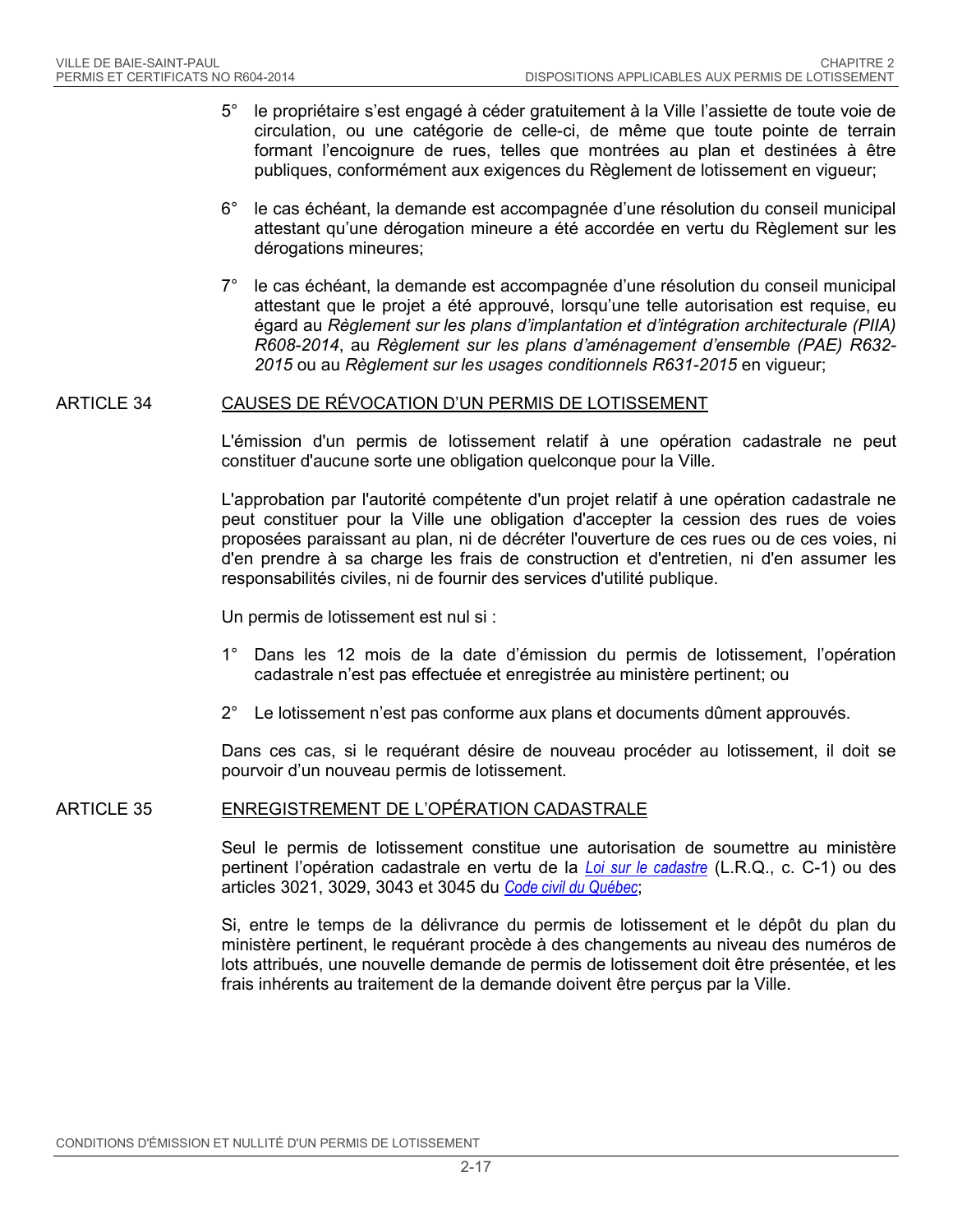5° le propriétaire s'est engagé à céder gratuitement à la Ville l'assiette de toute voie de circulation, ou une catégorie de celle-ci, de même que toute pointe de terrain formant l'encoignure de rues, telles que montrées au plan et destinées à être publiques, conformément aux exigences du Règlement de lotissement en vigueur;

6° le cas échéant, la demande est accompagnée d'une résolution du conseil municipal attestant qu'une dérogation mineure a été accordée en vertu du Règlement sur les dérogations mineures;

7° le cas échéant, la demande est accompagnée d'une résolution du conseil municipal attestant que le projet a été approuvé, lorsqu'une telle autorisation est requise, eu égard au *Règlement sur les plans d'implantation et d'intégration architecturale (PIIA) R608-2014*, au *Règlement sur les plans d'aménagement d'ensemble (PAE) R632-2015* ou au *Règlement sur les usages conditionnels R631-2015* en vigueur;

## ARTICLE 34 CAUSES DE RÉVOCATION D'UN PERMIS DE LOTISSEMENT

L'émission d'un permis de lotissement relatif à une opération cadastrale ne peut constituer d'aucune sorte une obligation quelconque pour la Ville.

L'approbation par l'autorité compétente d'un projet relatif à une opération cadastrale ne peut constituer pour la Ville une obligation d'accepter la cession des rues de voies proposées paraissant au plan, ni de décréter l'ouverture de ces rues ou de ces voies, ni d'en prendre à sa charge les frais de construction et d'entretien, ni d'en assumer les responsabilités civiles, ni de fournir des services d'utilité publique.

Un permis de lotissement est nul si :

1° Dans les 12 mois de la date d'émission du permis de lotissement, l'opération cadastrale n'est pas effectuée et enregistrée au ministère pertinent; ou

2° Le lotissement n'est pas conforme aux plans et documents dûment approuvés.

Dans ces cas, si le requérant désire de nouveau procéder au lotissement, il doit se pourvoir d'un nouveau permis de lotissement.

## ARTICLE 35 ENREGISTREMENT DE L'OPÉRATION CADASTRALE

Seul le permis de lotissement constitue une autorisation de soumettre au ministère pertinent l'opération cadastrale en vertu de la *Loi sur le cadastre* (L.R.Q., c. C-1) ou des articles 3021, 3029, 3043 et 3045 du *Code civil du Québec*;

Si, entre le temps de la délivrance du permis de lotissement et le dépôt du plan du ministère pertinent, le requérant procède à des changements au niveau des numéros de lots attribués, une nouvelle demande de permis de lotissement doit être présentée, et les frais inhérents au traitement de la demande doivent être perçus par la Ville.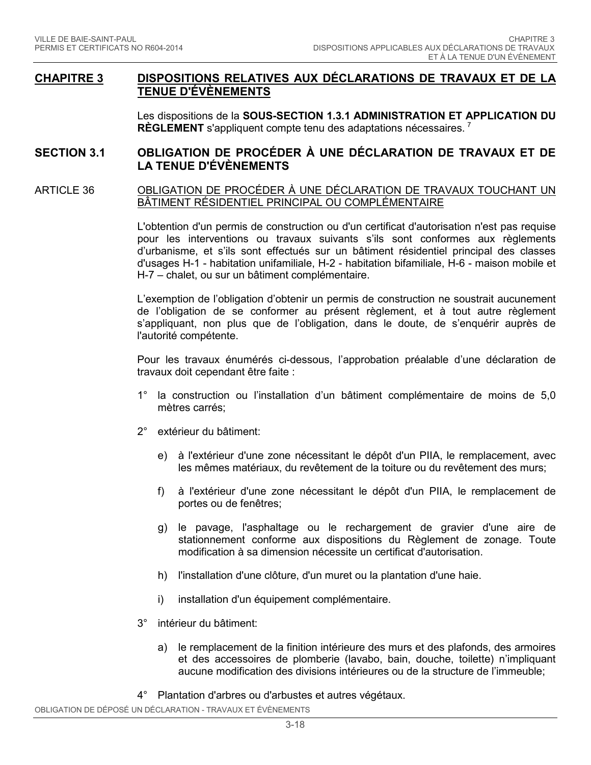## CHAPITRE 3 DISPOSITIONS RELATIVES AUX DÉCLARATIONS DE TRAVAUX ET DE LA TENUE D'ÉVÈNEMENTS

Les dispositions de la **SOUS-SECTION 1.3.1 ADMINISTRATION ET APPLICATION DU RÈGLEMENT** s'appliquent compte tenu des adaptations nécessaires. [7]

### SECTION 3.1 OBLIGATION DE PROCÉDER À UNE DÉCLARATION DE TRAVAUX ET DE LA TENUE D'ÉVÈNEMENTS

ARTICLE 36 OBLIGATION DE PROCÉDER À UNE DÉCLARATION DE TRAVAUX TOUCHANT UN BÂTIMENT RÉSIDENTIEL PRINCIPAL OU COMPLÉMENTAIRE

L'obtention d'un permis de construction ou d'un certificat d'autorisation n'est pas requise pour les interventions ou travaux suivants s'ils sont conformes aux règlements d'urbanisme, et s'ils sont effectués sur un bâtiment résidentiel principal des classes d'usages H-1 - habitation unifamiliale, H-2 - habitation bifamiliale, H-6 - maison mobile et H-7 – chalet, ou sur un bâtiment complémentaire.

L'exemption de l'obligation d'obtenir un permis de construction ne soustrait aucunement de l'obligation de se conformer au présent règlement, et à tout autre règlement s'appliquant, non plus que de l'obligation, dans le doute, de s'enquérir auprès de l'autorité compétente.

Pour les travaux énumérés ci-dessous, l'approbation préalable d'une déclaration de travaux doit cependant être faite :

1° la construction ou l'installation d'un bâtiment complémentaire de moins de 5,0 mètres carrés;

2° extérieur du bâtiment:

e) à l'extérieur d'une zone nécessitant le dépôt d'un PIIA, le remplacement, avec les mêmes matériaux, du revêtement de la toiture ou du revêtement des murs;

f) à l'extérieur d'une zone nécessitant le dépôt d'un PIIA, le remplacement de portes ou de fenêtres;

g) le pavage, l'asphaltage ou le rechargement de gravier d'une aire de stationnement conforme aux dispositions du Règlement de zonage. Toute modification à sa dimension nécessite un certificat d'autorisation.

h) l'installation d'une clôture, d'un muret ou la plantation d'une haie.

i) installation d'un équipement complémentaire.

3° intérieur du bâtiment:

a) le remplacement de la finition intérieure des murs et des plafonds, des armoires et des accessoires de plomberie (lavabo, bain, douche, toilette) n'impliquant aucune modification des divisions intérieures ou de la structure de l'immeuble;

4° Plantation d'arbres ou d'arbustes et autres végétaux.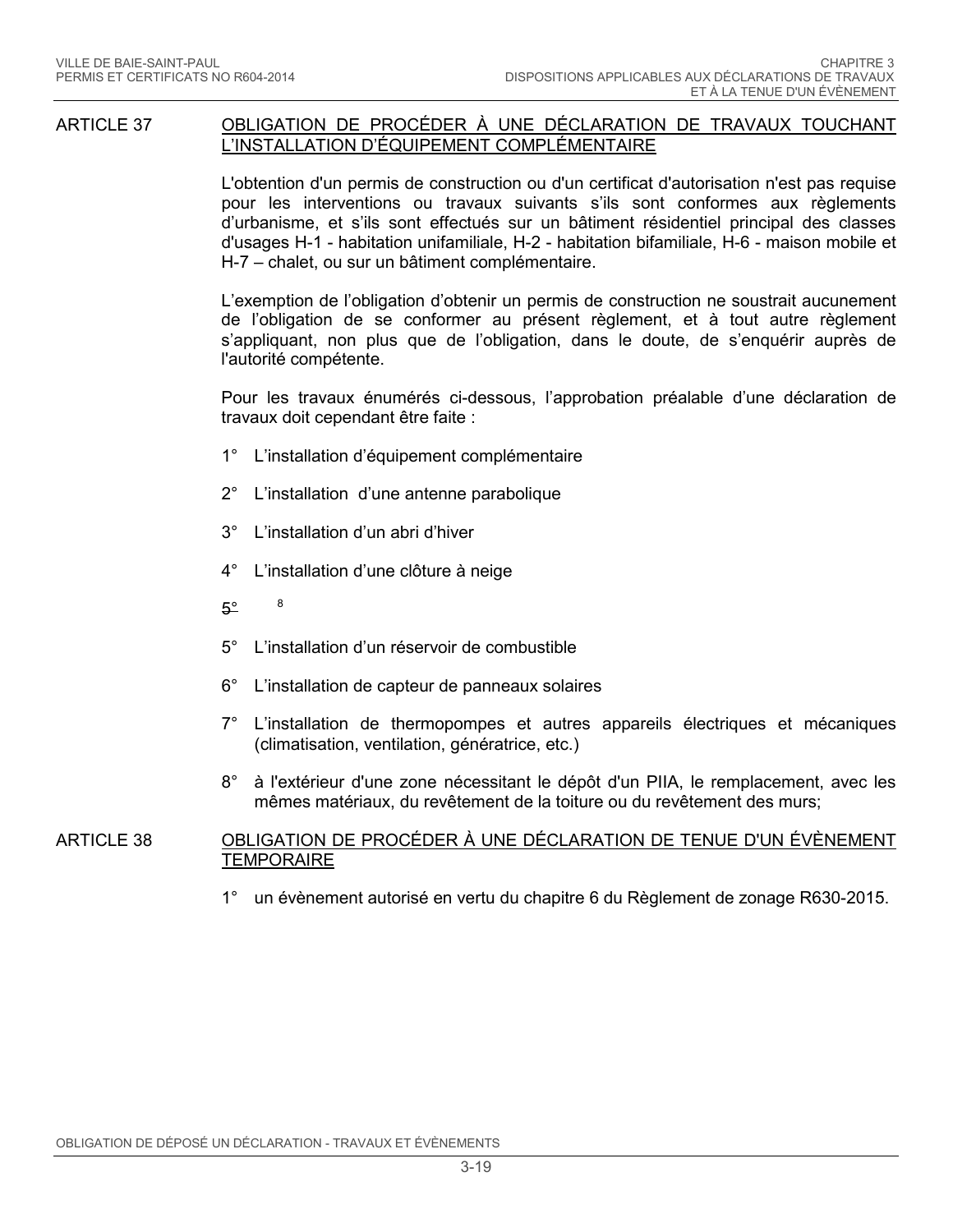## ARTICLE 37 OBLIGATION DE PROCÉDER À UNE DÉCLARATION DE TRAVAUX TOUCHANT L'INSTALLATION D'ÉQUIPEMENT COMPLÉMENTAIRE

L'obtention d'un permis de construction ou d'un certificat d'autorisation n'est pas requise pour les interventions ou travaux suivants s'ils sont conformes aux règlements d'urbanisme, et s'ils sont effectués sur un bâtiment résidentiel principal des classes d'usages H-1 - habitation unifamiliale, H-2 - habitation bifamiliale, H-6 - maison mobile et H-7 – chalet, ou sur un bâtiment complémentaire.

L'exemption de l'obligation d'obtenir un permis de construction ne soustrait aucunement de l'obligation de se conformer au présent règlement, et à tout autre règlement s'appliquant, non plus que de l'obligation, dans le doute, de s'enquérir auprès de l'autorité compétente.

Pour les travaux énumérés ci-dessous, l'approbation préalable d'une déclaration de travaux doit cependant être faite :

1° L'installation d'équipement complémentaire

2° L'installation d'une antenne parabolique

3° L'installation d'un abri d'hiver

4° L'installation d'une clôture à neige

~~5°~~ [8]

5° L'installation d'un réservoir de combustible

6° L'installation de capteur de panneaux solaires

7° L'installation de thermopompes et autres appareils électriques et mécaniques (climatisation, ventilation, génératrice, etc.)

8° à l'extérieur d'une zone nécessitant le dépôt d'un PIIA, le remplacement, avec les mêmes matériaux, du revêtement de la toiture ou du revêtement des murs;

## ARTICLE 38 OBLIGATION DE PROCÉDER À UNE DÉCLARATION DE TENUE D'UN ÉVÈNEMENT TEMPORAIRE

1° un évènement autorisé en vertu du chapitre 6 du Règlement de zonage R630-2015.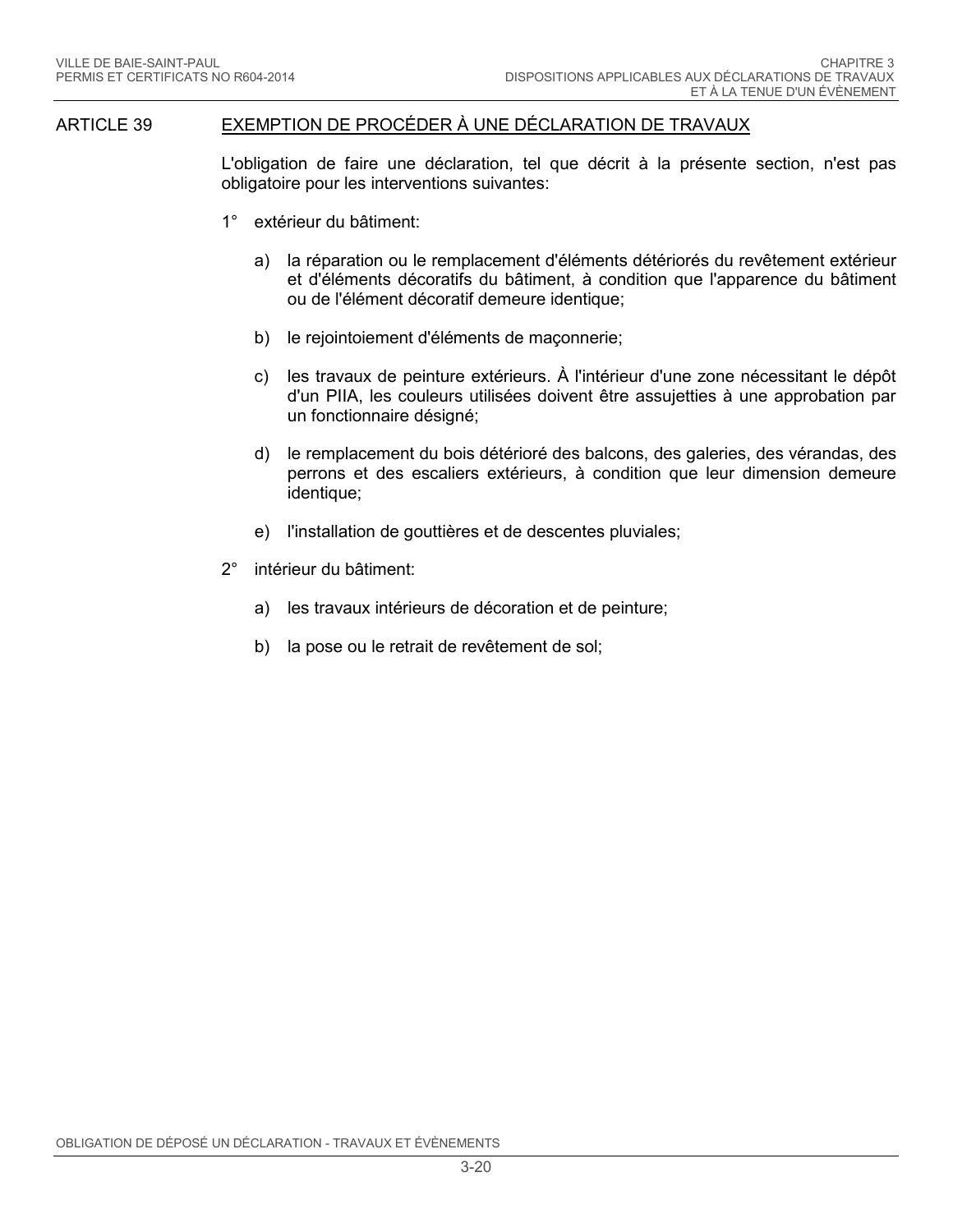## ARTICLE 39 EXEMPTION DE PROCÉDER À UNE DÉCLARATION DE TRAVAUX

L'obligation de faire une déclaration, tel que décrit à la présente section, n'est pas obligatoire pour les interventions suivantes:

1° extérieur du bâtiment:

a) la réparation ou le remplacement d'éléments détériorés du revêtement extérieur et d'éléments décoratifs du bâtiment, à condition que l'apparence du bâtiment ou de l'élément décoratif demeure identique;

b) le rejointoiement d'éléments de maçonnerie;

c) les travaux de peinture extérieurs. À l'intérieur d'une zone nécessitant le dépôt d'un PIIA, les couleurs utilisées doivent être assujetties à une approbation par un fonctionnaire désigné;

d) le remplacement du bois détérioré des balcons, des galeries, des vérandas, des perrons et des escaliers extérieurs, à condition que leur dimension demeure identique;

e) l'installation de gouttières et de descentes pluviales;

2° intérieur du bâtiment:

a) les travaux intérieurs de décoration et de peinture;

b) la pose ou le retrait de revêtement de sol;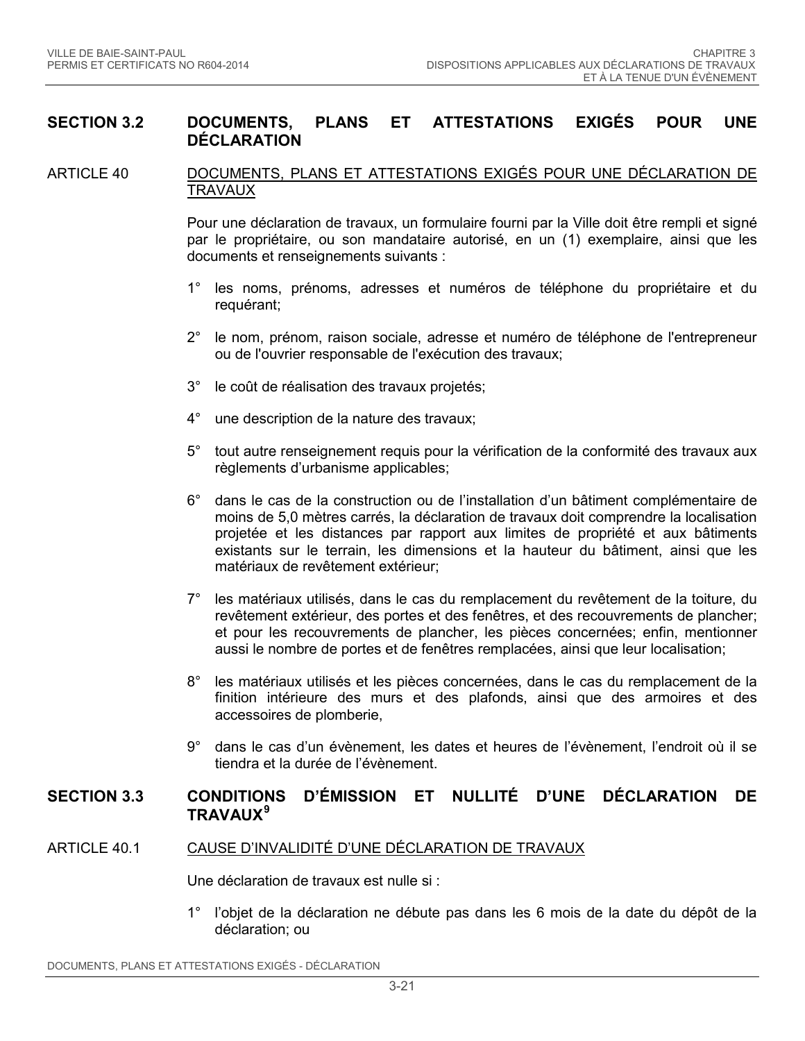## SECTION 3.2 DOCUMENTS, PLANS ET ATTESTATIONS EXIGÉS POUR UNE DÉCLARATION

### ARTICLE 40 DOCUMENTS, PLANS ET ATTESTATIONS EXIGÉS POUR UNE DÉCLARATION DE TRAVAUX

Pour une déclaration de travaux, un formulaire fourni par la Ville doit être rempli et signé par le propriétaire, ou son mandataire autorisé, en un (1) exemplaire, ainsi que les documents et renseignements suivants :

1° les noms, prénoms, adresses et numéros de téléphone du propriétaire et du requérant;

2° le nom, prénom, raison sociale, adresse et numéro de téléphone de l'entrepreneur ou de l'ouvrier responsable de l'exécution des travaux;

3° le coût de réalisation des travaux projetés;

4° une description de la nature des travaux;

5° tout autre renseignement requis pour la vérification de la conformité des travaux aux règlements d'urbanisme applicables;

6° dans le cas de la construction ou de l'installation d'un bâtiment complémentaire de moins de 5,0 mètres carrés, la déclaration de travaux doit comprendre la localisation projetée et les distances par rapport aux limites de propriété et aux bâtiments existants sur le terrain, les dimensions et la hauteur du bâtiment, ainsi que les matériaux de revêtement extérieur;

7° les matériaux utilisés, dans le cas du remplacement du revêtement de la toiture, du revêtement extérieur, des portes et des fenêtres, et des recouvrements de plancher; et pour les recouvrements de plancher, les pièces concernées; enfin, mentionner aussi le nombre de portes et de fenêtres remplacées, ainsi que leur localisation;

8° les matériaux utilisés et les pièces concernées, dans le cas du remplacement de la finition intérieure des murs et des plafonds, ainsi que des armoires et des accessoires de plomberie,

9° dans le cas d'un évènement, les dates et heures de l'évènement, l'endroit où il se tiendra et la durée de l'évènement.

## SECTION 3.3 CONDITIONS D'ÉMISSION ET NULLITÉ D'UNE DÉCLARATION DE TRAVAUX[9]

### ARTICLE 40.1 CAUSE D'INVALIDITÉ D'UNE DÉCLARATION DE TRAVAUX

Une déclaration de travaux est nulle si :

1° l'objet de la déclaration ne débute pas dans les 6 mois de la date du dépôt de la déclaration; ou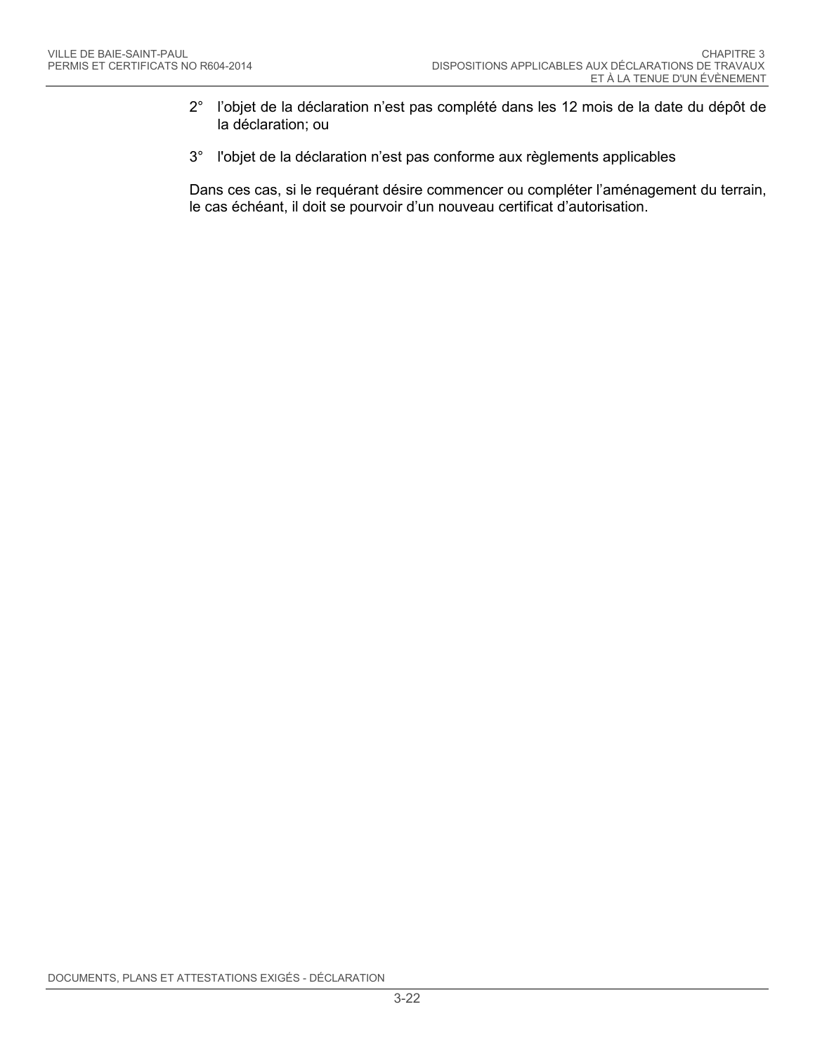2° l'objet de la déclaration n'est pas complété dans les 12 mois de la date du dépôt de la déclaration; ou

3° l'objet de la déclaration n'est pas conforme aux règlements applicables

Dans ces cas, si le requérant désire commencer ou compléter l'aménagement du terrain, le cas échéant, il doit se pourvoir d'un nouveau certificat d'autorisation.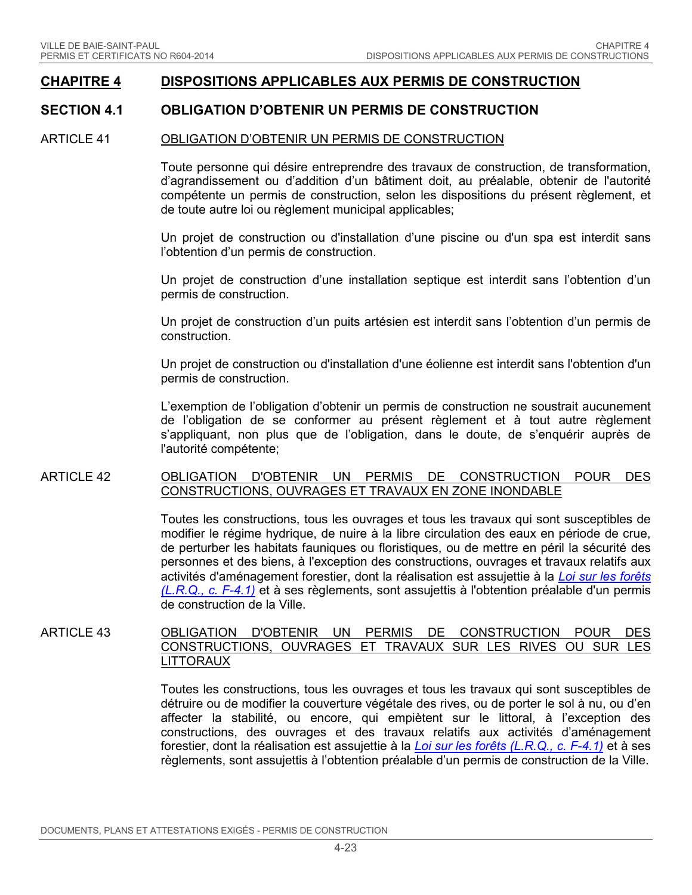# CHAPITRE 4 DISPOSITIONS APPLICABLES AUX PERMIS DE CONSTRUCTION

## SECTION 4.1 OBLIGATION D'OBTENIR UN PERMIS DE CONSTRUCTION

### ARTICLE 41 OBLIGATION D'OBTENIR UN PERMIS DE CONSTRUCTION

Toute personne qui désire entreprendre des travaux de construction, de transformation, d'agrandissement ou d'addition d'un bâtiment doit, au préalable, obtenir de l'autorité compétente un permis de construction, selon les dispositions du présent règlement, et de toute autre loi ou règlement municipal applicables;

Un projet de construction ou d'installation d'une piscine ou d'un spa est interdit sans l'obtention d'un permis de construction.

Un projet de construction d'une installation septique est interdit sans l'obtention d'un permis de construction.

Un projet de construction d'un puits artésien est interdit sans l'obtention d'un permis de construction.

Un projet de construction ou d'installation d'une éolienne est interdit sans l'obtention d'un permis de construction.

L'exemption de l'obligation d'obtenir un permis de construction ne soustrait aucunement de l'obligation de se conformer au présent règlement et à tout autre règlement s'appliquant, non plus que de l'obligation, dans le doute, de s'enquérir auprès de l'autorité compétente;

### ARTICLE 42 OBLIGATION D'OBTENIR UN PERMIS DE CONSTRUCTION POUR DES CONSTRUCTIONS, OUVRAGES ET TRAVAUX EN ZONE INONDABLE

Toutes les constructions, tous les ouvrages et tous les travaux qui sont susceptibles de modifier le régime hydrique, de nuire à la libre circulation des eaux en période de crue, de perturber les habitats fauniques ou floristiques, ou de mettre en péril la sécurité des personnes et des biens, à l'exception des constructions, ouvrages et travaux relatifs aux activités d'aménagement forestier, dont la réalisation est assujettie à la *Loi sur les forêts (L.R.Q., c. F-4.1)* et à ses règlements, sont assujettis à l'obtention préalable d'un permis de construction de la Ville.

### ARTICLE 43 OBLIGATION D'OBTENIR UN PERMIS DE CONSTRUCTION POUR DES CONSTRUCTIONS, OUVRAGES ET TRAVAUX SUR LES RIVES OU SUR LES LITTORAUX

Toutes les constructions, tous les ouvrages et tous les travaux qui sont susceptibles de détruire ou de modifier la couverture végétale des rives, ou de porter le sol à nu, ou d'en affecter la stabilité, ou encore, qui empiètent sur le littoral, à l'exception des constructions, des ouvrages et des travaux relatifs aux activités d'aménagement forestier, dont la réalisation est assujettie à la *Loi sur les forêts (L.R.Q., c. F-4.1)* et à ses règlements, sont assujettis à l'obtention préalable d'un permis de construction de la Ville.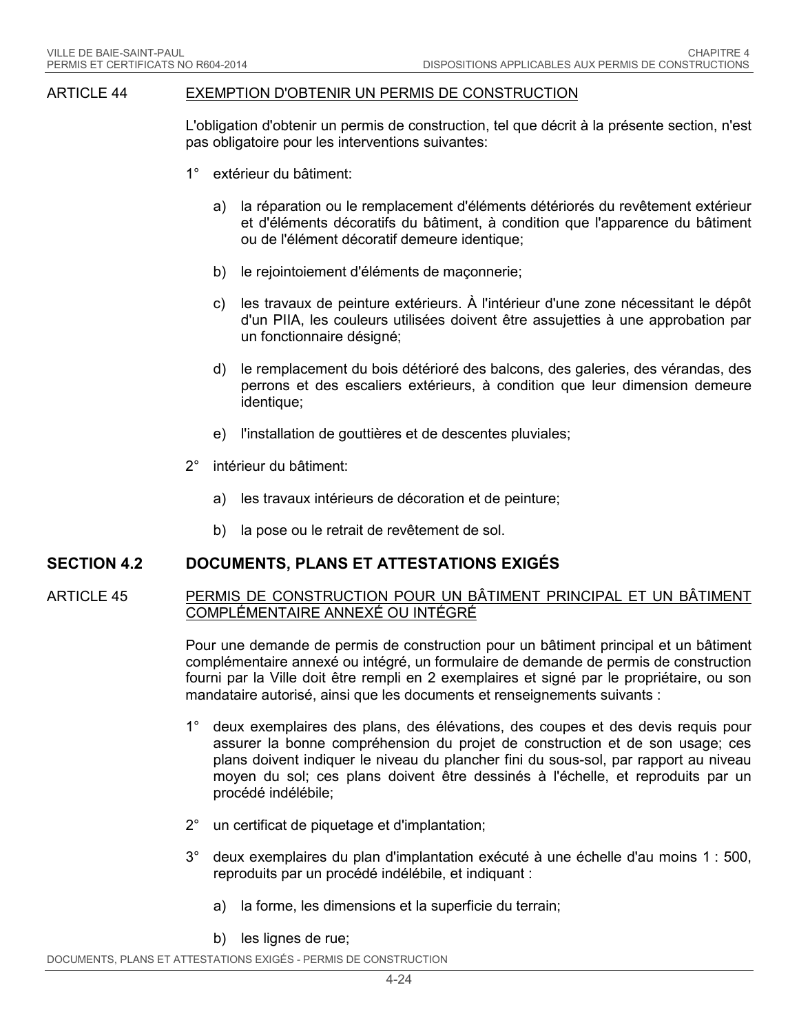ARTICLE 44 EXEMPTION D'OBTENIR UN PERMIS DE CONSTRUCTION

L'obligation d'obtenir un permis de construction, tel que décrit à la présente section, n'est pas obligatoire pour les interventions suivantes:

1° extérieur du bâtiment:

   a) la réparation ou le remplacement d'éléments détériorés du revêtement extérieur et d'éléments décoratifs du bâtiment, à condition que l'apparence du bâtiment ou de l'élément décoratif demeure identique;

   b) le rejointoiement d'éléments de maçonnerie;

   c) les travaux de peinture extérieurs. À l'intérieur d'une zone nécessitant le dépôt d'un PIIA, les couleurs utilisées doivent être assujetties à une approbation par un fonctionnaire désigné;

   d) le remplacement du bois détérioré des balcons, des galeries, des vérandas, des perrons et des escaliers extérieurs, à condition que leur dimension demeure identique;

   e) l'installation de gouttières et de descentes pluviales;

2° intérieur du bâtiment:

   a) les travaux intérieurs de décoration et de peinture;

   b) la pose ou le retrait de revêtement de sol.

## SECTION 4.2 DOCUMENTS, PLANS ET ATTESTATIONS EXIGÉS

ARTICLE 45 PERMIS DE CONSTRUCTION POUR UN BÂTIMENT PRINCIPAL ET UN BÂTIMENT COMPLÉMENTAIRE ANNEXÉ OU INTÉGRÉ

Pour une demande de permis de construction pour un bâtiment principal et un bâtiment complémentaire annexé ou intégré, un formulaire de demande de permis de construction fourni par la Ville doit être rempli en 2 exemplaires et signé par le propriétaire, ou son mandataire autorisé, ainsi que les documents et renseignements suivants :

1° deux exemplaires des plans, des élévations, des coupes et des devis requis pour assurer la bonne compréhension du projet de construction et de son usage; ces plans doivent indiquer le niveau du plancher fini du sous-sol, par rapport au niveau moyen du sol; ces plans doivent être dessinés à l'échelle, et reproduits par un procédé indélébile;

2° un certificat de piquetage et d'implantation;

3° deux exemplaires du plan d'implantation exécuté à une échelle d'au moins 1 : 500, reproduits par un procédé indélébile, et indiquant :

   a) la forme, les dimensions et la superficie du terrain;

   b) les lignes de rue;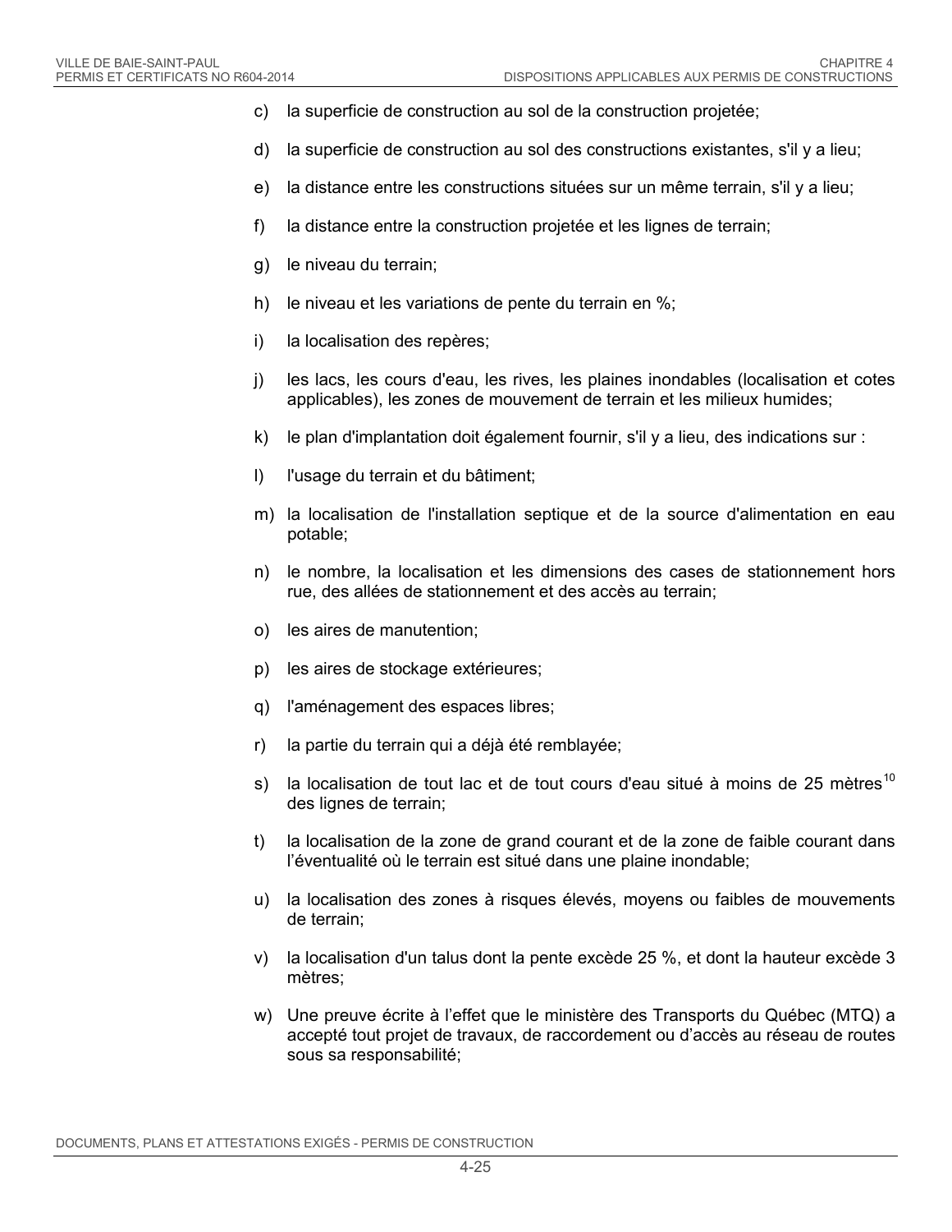c) la superficie de construction au sol de la construction projetée;

d) la superficie de construction au sol des constructions existantes, s'il y a lieu;

e) la distance entre les constructions situées sur un même terrain, s'il y a lieu;

f) la distance entre la construction projetée et les lignes de terrain;

g) le niveau du terrain;

h) le niveau et les variations de pente du terrain en %;

i) la localisation des repères;

j) les lacs, les cours d'eau, les rives, les plaines inondables (localisation et cotes applicables), les zones de mouvement de terrain et les milieux humides;

k) le plan d'implantation doit également fournir, s'il y a lieu, des indications sur :

l) l'usage du terrain et du bâtiment;

m) la localisation de l'installation septique et de la source d'alimentation en eau potable;

n) le nombre, la localisation et les dimensions des cases de stationnement hors rue, des allées de stationnement et des accès au terrain;

o) les aires de manutention;

p) les aires de stockage extérieures;

q) l'aménagement des espaces libres;

r) la partie du terrain qui a déjà été remblayée;

s) la localisation de tout lac et de tout cours d'eau situé à moins de 25 mètres[10] des lignes de terrain;

t) la localisation de la zone de grand courant et de la zone de faible courant dans l'éventualité où le terrain est situé dans une plaine inondable;

u) la localisation des zones à risques élevés, moyens ou faibles de mouvements de terrain;

v) la localisation d'un talus dont la pente excède 25 %, et dont la hauteur excède 3 mètres;

w) Une preuve écrite à l'effet que le ministère des Transports du Québec (MTQ) a accepté tout projet de travaux, de raccordement ou d'accès au réseau de routes sous sa responsabilité;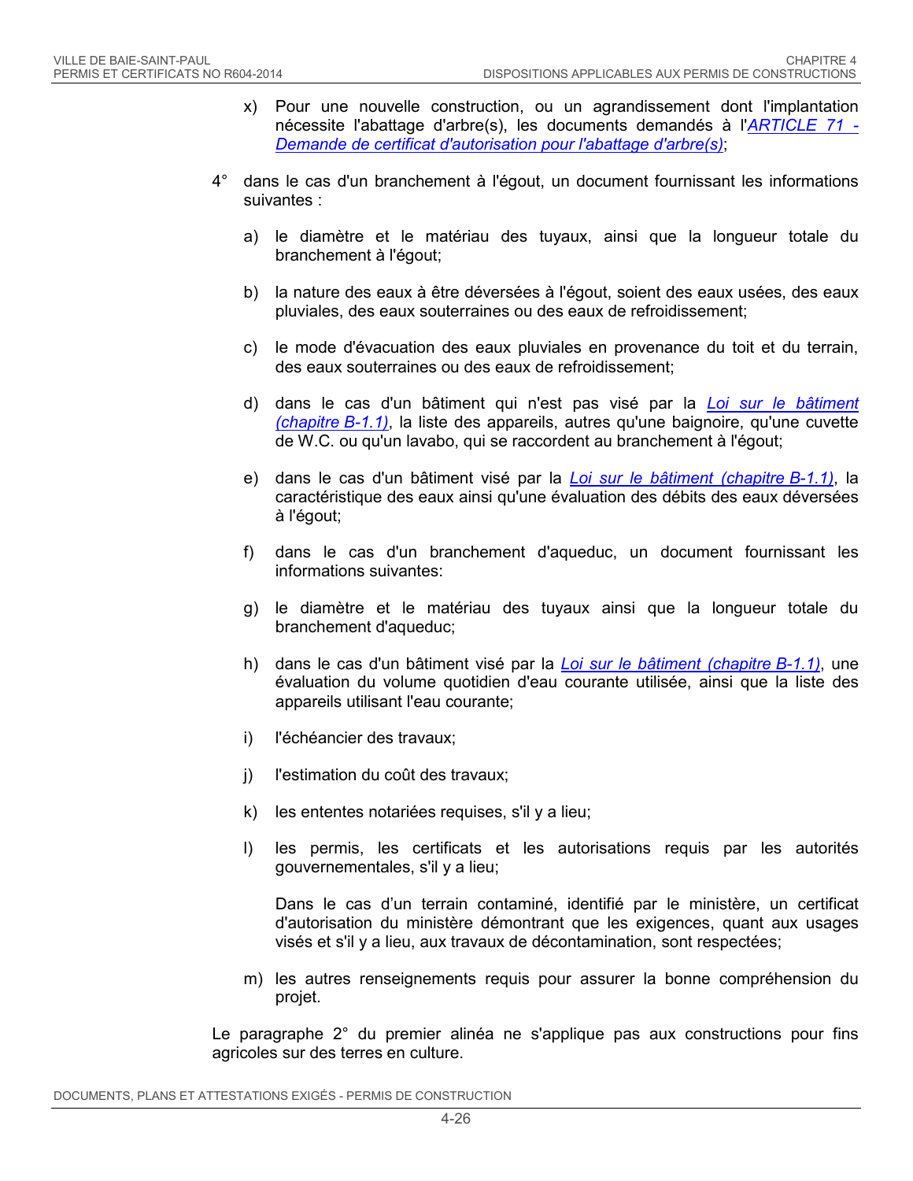x) Pour une nouvelle construction, ou un agrandissement dont l'implantation nécessite l'abattage d'arbre(s), les documents demandés à l'*ARTICLE 71 - Demande de certificat d'autorisation pour l'abattage d'arbre(s)*;

4° dans le cas d'un branchement à l'égout, un document fournissant les informations suivantes :

a) le diamètre et le matériau des tuyaux, ainsi que la longueur totale du branchement à l'égout;

b) la nature des eaux à être déversées à l'égout, soient des eaux usées, des eaux pluviales, des eaux souterraines ou des eaux de refroidissement;

c) le mode d'évacuation des eaux pluviales en provenance du toit et du terrain, des eaux souterraines ou des eaux de refroidissement;

d) dans le cas d'un bâtiment qui n'est pas visé par la *Loi sur le bâtiment (chapitre B-1.1)*, la liste des appareils, autres qu'une baignoire, qu'une cuvette de W.C. ou qu'un lavabo, qui se raccordent au branchement à l'égout;

e) dans le cas d'un bâtiment visé par la *Loi sur le bâtiment (chapitre B-1.1)*, la caractéristique des eaux ainsi qu'une évaluation des débits des eaux déversées à l'égout;

f) dans le cas d'un branchement d'aqueduc, un document fournissant les informations suivantes:

g) le diamètre et le matériau des tuyaux ainsi que la longueur totale du branchement d'aqueduc;

h) dans le cas d'un bâtiment visé par la *Loi sur le bâtiment (chapitre B-1.1)*, une évaluation du volume quotidien d'eau courante utilisée, ainsi que la liste des appareils utilisant l'eau courante;

i) l'échéancier des travaux;

j) l'estimation du coût des travaux;

k) les ententes notariées requises, s'il y a lieu;

l) les permis, les certificats et les autorisations requis par les autorités gouvernementales, s'il y a lieu;

   Dans le cas d'un terrain contaminé, identifié par le ministère, un certificat d'autorisation du ministère démontrant que les exigences, quant aux usages visés et s'il y a lieu, aux travaux de décontamination, sont respectées;

m) les autres renseignements requis pour assurer la bonne compréhension du projet.

Le paragraphe 2° du premier alinéa ne s'applique pas aux constructions pour fins agricoles sur des terres en culture.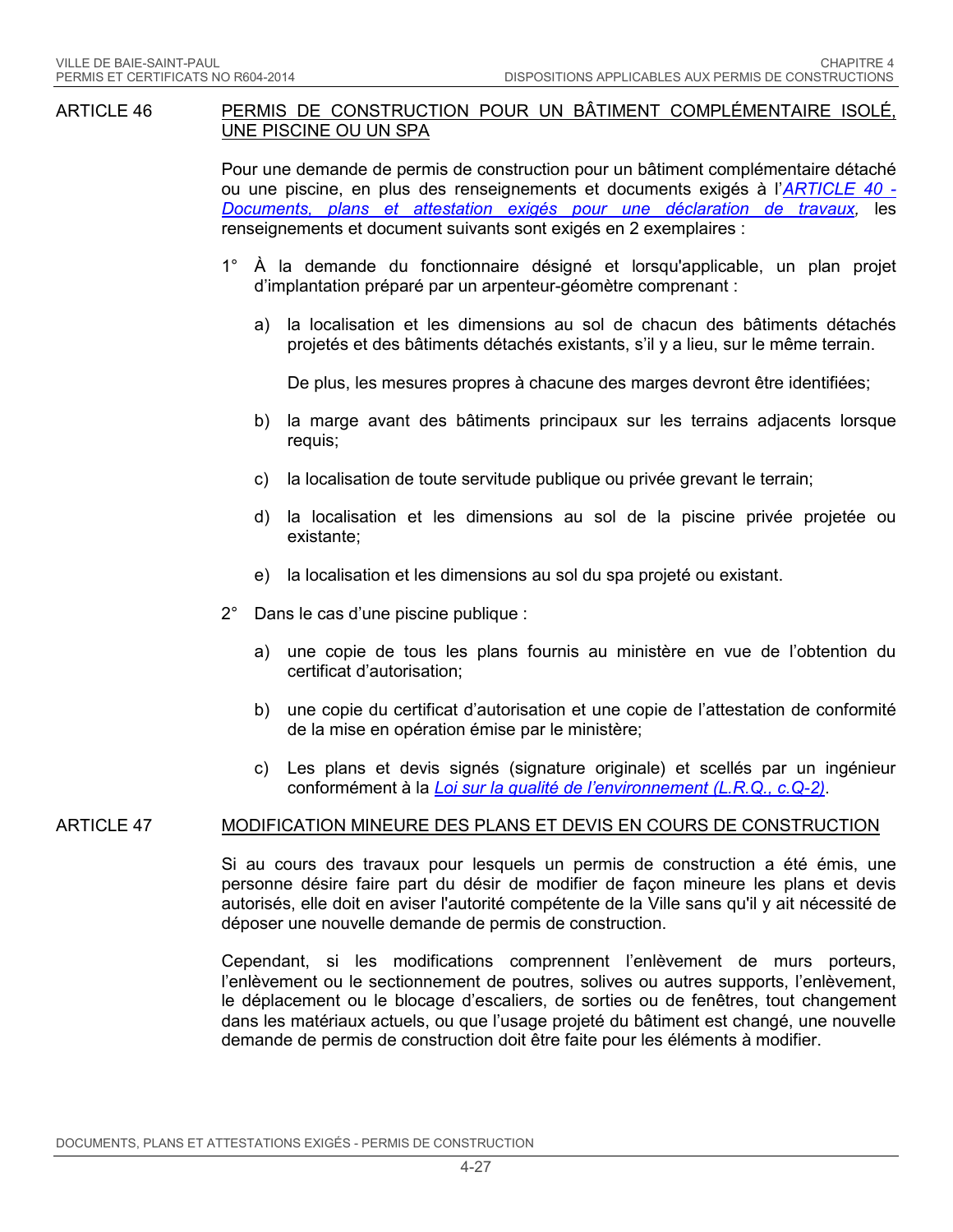## ARTICLE 46 PERMIS DE CONSTRUCTION POUR UN BÂTIMENT COMPLÉMENTAIRE ISOLÉ, UNE PISCINE OU UN SPA

Pour une demande de permis de construction pour un bâtiment complémentaire détaché ou une piscine, en plus des renseignements et documents exigés à l'*ARTICLE 40 - Documents, plans et attestation exigés pour une déclaration de travaux*, les renseignements et document suivants sont exigés en 2 exemplaires :

1° À la demande du fonctionnaire désigné et lorsqu'applicable, un plan projet d'implantation préparé par un arpenteur-géomètre comprenant :

   a) la localisation et les dimensions au sol de chacun des bâtiments détachés projetés et des bâtiments détachés existants, s'il y a lieu, sur le même terrain.

      De plus, les mesures propres à chacune des marges devront être identifiées;

   b) la marge avant des bâtiments principaux sur les terrains adjacents lorsque requis;

   c) la localisation de toute servitude publique ou privée grevant le terrain;

   d) la localisation et les dimensions au sol de la piscine privée projetée ou existante;

   e) la localisation et les dimensions au sol du spa projeté ou existant.

2° Dans le cas d'une piscine publique :

   a) une copie de tous les plans fournis au ministère en vue de l'obtention du certificat d'autorisation;

   b) une copie du certificat d'autorisation et une copie de l'attestation de conformité de la mise en opération émise par le ministère;

   c) Les plans et devis signés (signature originale) et scellés par un ingénieur conformément à la *Loi sur la qualité de l'environnement (L.R.Q., c.Q-2)*.

## ARTICLE 47 MODIFICATION MINEURE DES PLANS ET DEVIS EN COURS DE CONSTRUCTION

Si au cours des travaux pour lesquels un permis de construction a été émis, une personne désire faire part du désir de modifier de façon mineure les plans et devis autorisés, elle doit en aviser l'autorité compétente de la Ville sans qu'il y ait nécessité de déposer une nouvelle demande de permis de construction.

Cependant, si les modifications comprennent l'enlèvement de murs porteurs, l'enlèvement ou le sectionnement de poutres, solives ou autres supports, l'enlèvement, le déplacement ou le blocage d'escaliers, de sorties ou de fenêtres, tout changement dans les matériaux actuels, ou que l'usage projeté du bâtiment est changé, une nouvelle demande de permis de construction doit être faite pour les éléments à modifier.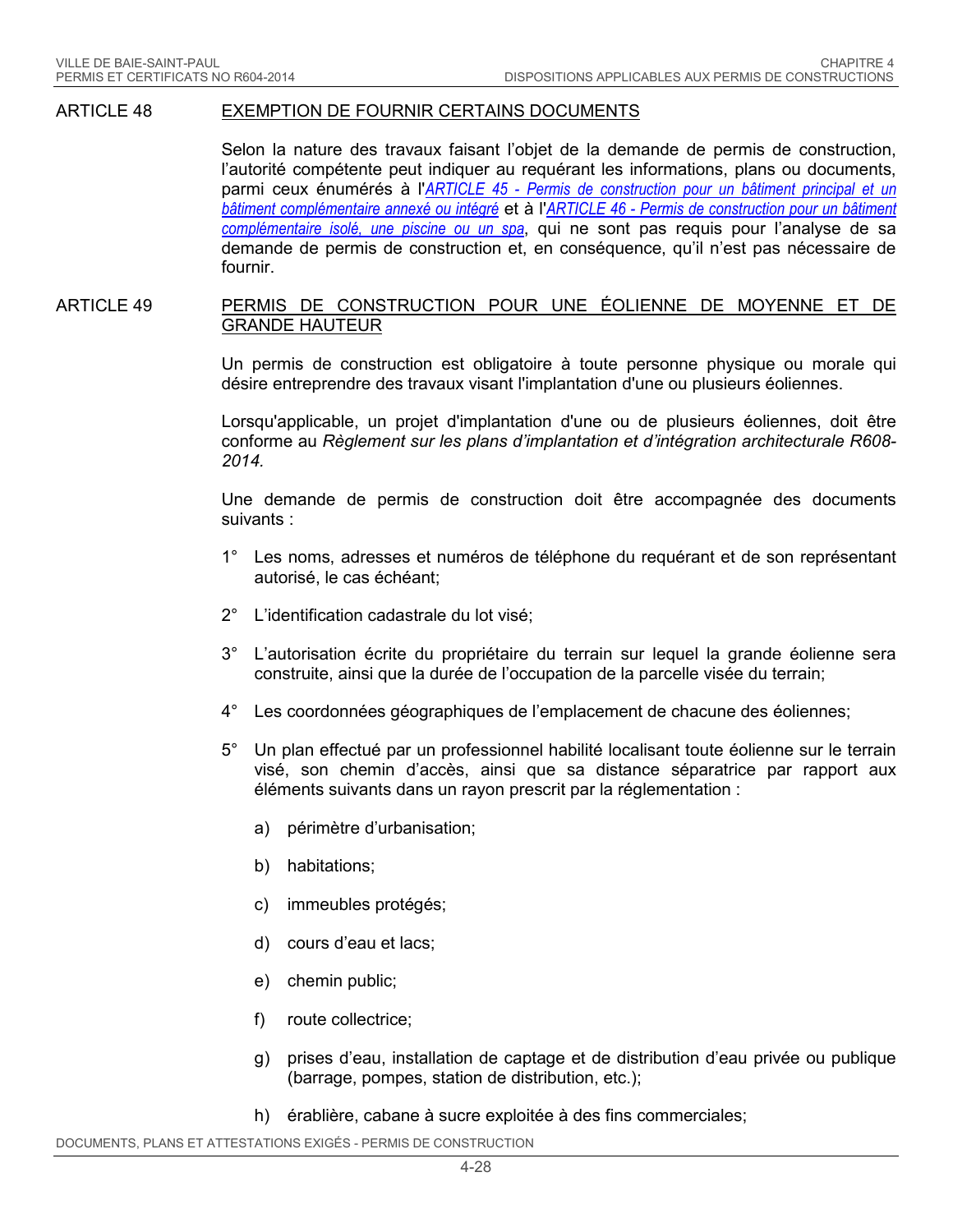## ARTICLE 48 EXEMPTION DE FOURNIR CERTAINS DOCUMENTS

Selon la nature des travaux faisant l'objet de la demande de permis de construction, l'autorité compétente peut indiquer au requérant les informations, plans ou documents, parmi ceux énumérés à l'*ARTICLE 45 - Permis de construction pour un bâtiment principal et un bâtiment complémentaire annexé ou intégré* et à l'*ARTICLE 46 - Permis de construction pour un bâtiment complémentaire isolé, une piscine ou un spa*, qui ne sont pas requis pour l'analyse de sa demande de permis de construction et, en conséquence, qu'il n'est pas nécessaire de fournir.

## ARTICLE 49 PERMIS DE CONSTRUCTION POUR UNE ÉOLIENNE DE MOYENNE ET DE GRANDE HAUTEUR

Un permis de construction est obligatoire à toute personne physique ou morale qui désire entreprendre des travaux visant l'implantation d'une ou plusieurs éoliennes.

Lorsqu'applicable, un projet d'implantation d'une ou de plusieurs éoliennes, doit être conforme au *Règlement sur les plans d'implantation et d'intégration architecturale R608-2014.*

Une demande de permis de construction doit être accompagnée des documents suivants :

1° Les noms, adresses et numéros de téléphone du requérant et de son représentant autorisé, le cas échéant;

2° L'identification cadastrale du lot visé;

3° L'autorisation écrite du propriétaire du terrain sur lequel la grande éolienne sera construite, ainsi que la durée de l'occupation de la parcelle visée du terrain;

4° Les coordonnées géographiques de l'emplacement de chacune des éoliennes;

5° Un plan effectué par un professionnel habilité localisant toute éolienne sur le terrain visé, son chemin d'accès, ainsi que sa distance séparatrice par rapport aux éléments suivants dans un rayon prescrit par la réglementation :

   a) périmètre d'urbanisation;

   b) habitations;

   c) immeubles protégés;

   d) cours d'eau et lacs;

   e) chemin public;

   f) route collectrice;

   g) prises d'eau, installation de captage et de distribution d'eau privée ou publique (barrage, pompes, station de distribution, etc.);

   h) érablière, cabane à sucre exploitée à des fins commerciales;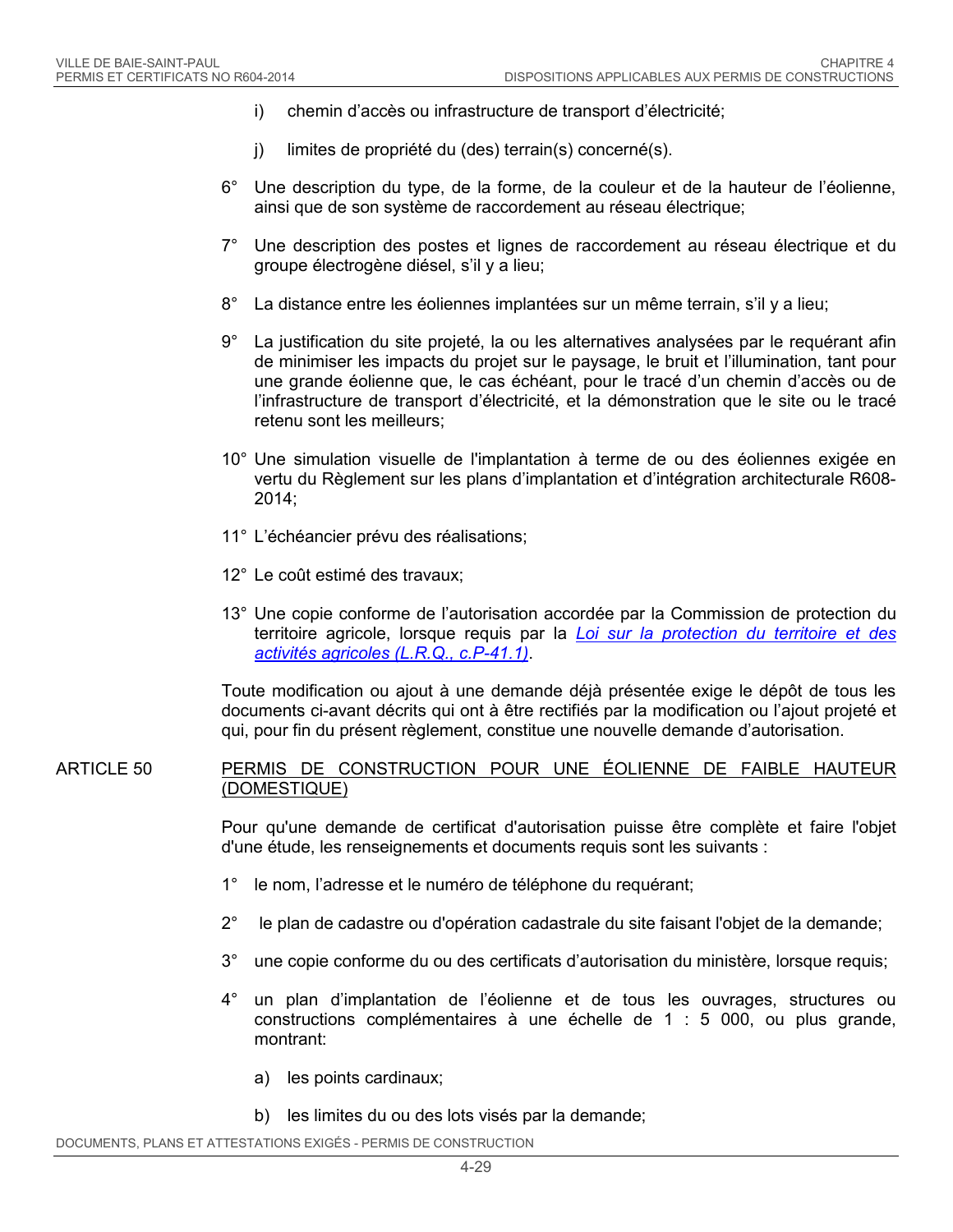i) chemin d'accès ou infrastructure de transport d'électricité;

j) limites de propriété du (des) terrain(s) concerné(s).

6° Une description du type, de la forme, de la couleur et de la hauteur de l'éolienne, ainsi que de son système de raccordement au réseau électrique;

7° Une description des postes et lignes de raccordement au réseau électrique et du groupe électrogène diésel, s'il y a lieu;

8° La distance entre les éoliennes implantées sur un même terrain, s'il y a lieu;

9° La justification du site projeté, la ou les alternatives analysées par le requérant afin de minimiser les impacts du projet sur le paysage, le bruit et l'illumination, tant pour une grande éolienne que, le cas échéant, pour le tracé d'un chemin d'accès ou de l'infrastructure de transport d'électricité, et la démonstration que le site ou le tracé retenu sont les meilleurs;

10° Une simulation visuelle de l'implantation à terme de ou des éoliennes exigée en vertu du Règlement sur les plans d'implantation et d'intégration architecturale R608-2014;

11° L'échéancier prévu des réalisations;

12° Le coût estimé des travaux;

13° Une copie conforme de l'autorisation accordée par la Commission de protection du territoire agricole, lorsque requis par la *Loi sur la protection du territoire et des activités agricoles (L.R.Q., c.P-41.1)*.

Toute modification ou ajout à une demande déjà présentée exige le dépôt de tous les documents ci-avant décrits qui ont à être rectifiés par la modification ou l'ajout projeté et qui, pour fin du présent règlement, constitue une nouvelle demande d'autorisation.

## ARTICLE 50 PERMIS DE CONSTRUCTION POUR UNE ÉOLIENNE DE FAIBLE HAUTEUR (DOMESTIQUE)

Pour qu'une demande de certificat d'autorisation puisse être complète et faire l'objet d'une étude, les renseignements et documents requis sont les suivants :

1° le nom, l'adresse et le numéro de téléphone du requérant;

2° le plan de cadastre ou d'opération cadastrale du site faisant l'objet de la demande;

3° une copie conforme du ou des certificats d'autorisation du ministère, lorsque requis;

4° un plan d'implantation de l'éolienne et de tous les ouvrages, structures ou constructions complémentaires à une échelle de 1 : 5 000, ou plus grande, montrant:

a) les points cardinaux;

b) les limites du ou des lots visés par la demande;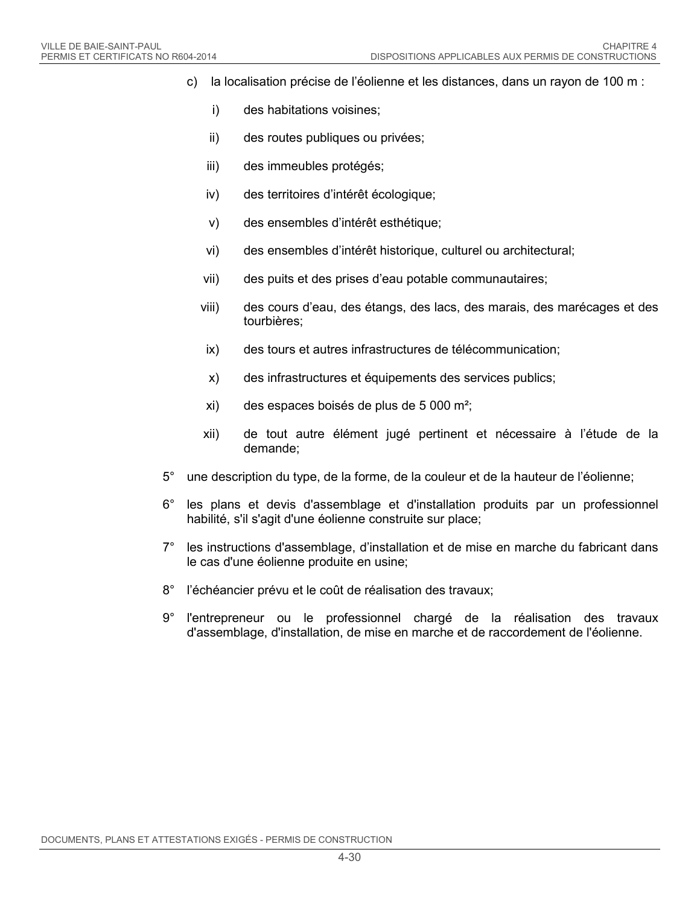c) la localisation précise de l'éolienne et les distances, dans un rayon de 100 m :

   i) des habitations voisines;

   ii) des routes publiques ou privées;

   iii) des immeubles protégés;

   iv) des territoires d'intérêt écologique;

   v) des ensembles d'intérêt esthétique;

   vi) des ensembles d'intérêt historique, culturel ou architectural;

   vii) des puits et des prises d'eau potable communautaires;

   viii) des cours d'eau, des étangs, des lacs, des marais, des marécages et des tourbières;

   ix) des tours et autres infrastructures de télécommunication;

   x) des infrastructures et équipements des services publics;

   xi) des espaces boisés de plus de 5 000 m²;

   xii) de tout autre élément jugé pertinent et nécessaire à l'étude de la demande;

5° une description du type, de la forme, de la couleur et de la hauteur de l'éolienne;

6° les plans et devis d'assemblage et d'installation produits par un professionnel habilité, s'il s'agit d'une éolienne construite sur place;

7° les instructions d'assemblage, d'installation et de mise en marche du fabricant dans le cas d'une éolienne produite en usine;

8° l'échéancier prévu et le coût de réalisation des travaux;

9° l'entrepreneur ou le professionnel chargé de la réalisation des travaux d'assemblage, d'installation, de mise en marche et de raccordement de l'éolienne.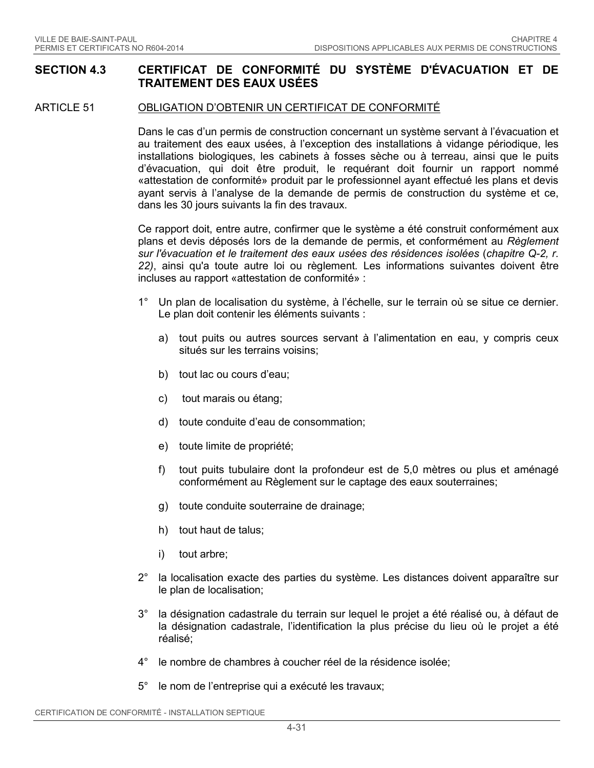## SECTION 4.3 CERTIFICAT DE CONFORMITÉ DU SYSTÈME D'ÉVACUATION ET DE TRAITEMENT DES EAUX USÉES

### ARTICLE 51 OBLIGATION D'OBTENIR UN CERTIFICAT DE CONFORMITÉ

Dans le cas d'un permis de construction concernant un système servant à l'évacuation et au traitement des eaux usées, à l'exception des installations à vidange périodique, les installations biologiques, les cabinets à fosses sèche ou à terreau, ainsi que le puits d'évacuation, qui doit être produit, le requérant doit fournir un rapport nommé «attestation de conformité» produit par le professionnel ayant effectué les plans et devis ayant servis à l'analyse de la demande de permis de construction du système et ce, dans les 30 jours suivants la fin des travaux.

Ce rapport doit, entre autre, confirmer que le système a été construit conformément aux plans et devis déposés lors de la demande de permis, et conformément au *Règlement sur l'évacuation et le traitement des eaux usées des résidences isolées* (*chapitre Q-2, r. 22)*, ainsi qu'a toute autre loi ou règlement. Les informations suivantes doivent être incluses au rapport «attestation de conformité» :

1° Un plan de localisation du système, à l'échelle, sur le terrain où se situe ce dernier. Le plan doit contenir les éléments suivants :

   a) tout puits ou autres sources servant à l'alimentation en eau, y compris ceux situés sur les terrains voisins;

   b) tout lac ou cours d'eau;

   c) tout marais ou étang;

   d) toute conduite d'eau de consommation;

   e) toute limite de propriété;

   f) tout puits tubulaire dont la profondeur est de 5,0 mètres ou plus et aménagé conformément au Règlement sur le captage des eaux souterraines;

   g) toute conduite souterraine de drainage;

   h) tout haut de talus;

   i) tout arbre;

2° la localisation exacte des parties du système. Les distances doivent apparaître sur le plan de localisation;

3° la désignation cadastrale du terrain sur lequel le projet a été réalisé ou, à défaut de la désignation cadastrale, l'identification la plus précise du lieu où le projet a été réalisé;

4° le nombre de chambres à coucher réel de la résidence isolée;

5° le nom de l'entreprise qui a exécuté les travaux;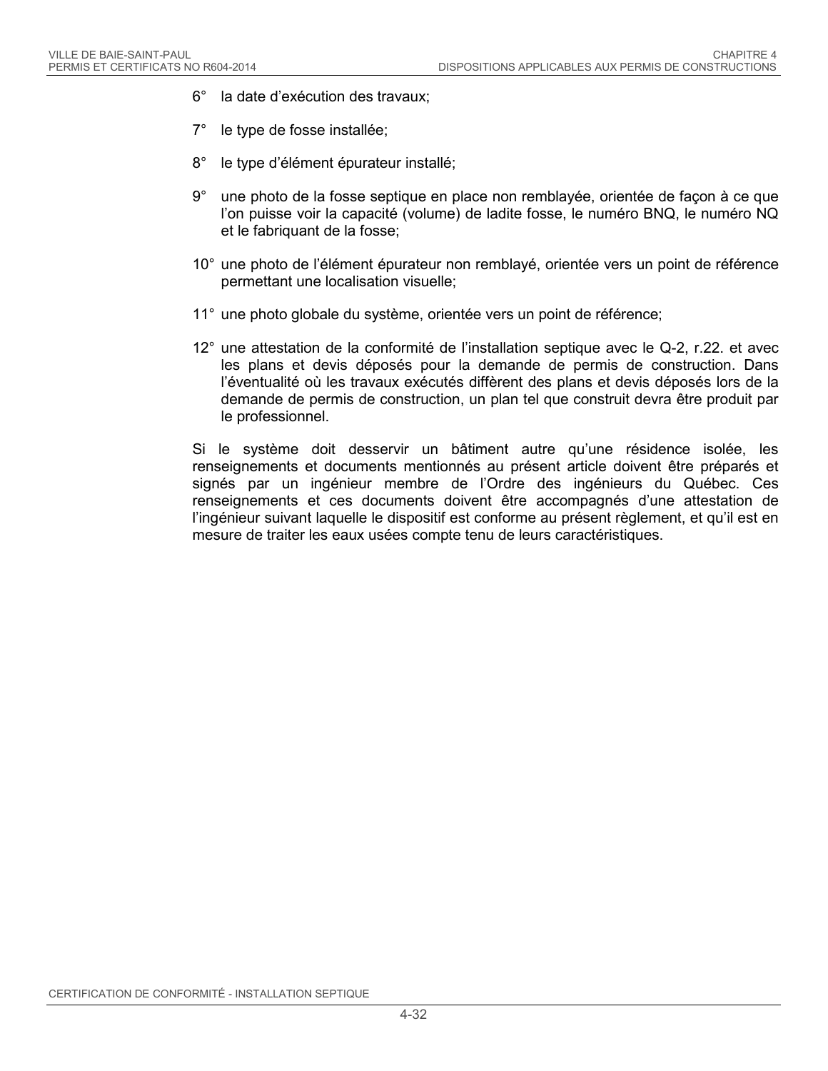6° la date d’exécution des travaux;

7° le type de fosse installée;

8° le type d’élément épurateur installé;

9° une photo de la fosse septique en place non remblayée, orientée de façon à ce que l’on puisse voir la capacité (volume) de ladite fosse, le numéro BNQ, le numéro NQ et le fabriquant de la fosse;

10° une photo de l’élément épurateur non remblayé, orientée vers un point de référence permettant une localisation visuelle;

11° une photo globale du système, orientée vers un point de référence;

12° une attestation de la conformité de l’installation septique avec le Q-2, r.22. et avec les plans et devis déposés pour la demande de permis de construction. Dans l’éventualité où les travaux exécutés diffèrent des plans et devis déposés lors de la demande de permis de construction, un plan tel que construit devra être produit par le professionnel.

Si le système doit desservir un bâtiment autre qu’une résidence isolée, les renseignements et documents mentionnés au présent article doivent être préparés et signés par un ingénieur membre de l’Ordre des ingénieurs du Québec. Ces renseignements et ces documents doivent être accompagnés d’une attestation de l’ingénieur suivant laquelle le dispositif est conforme au présent règlement, et qu’il est en mesure de traiter les eaux usées compte tenu de leurs caractéristiques.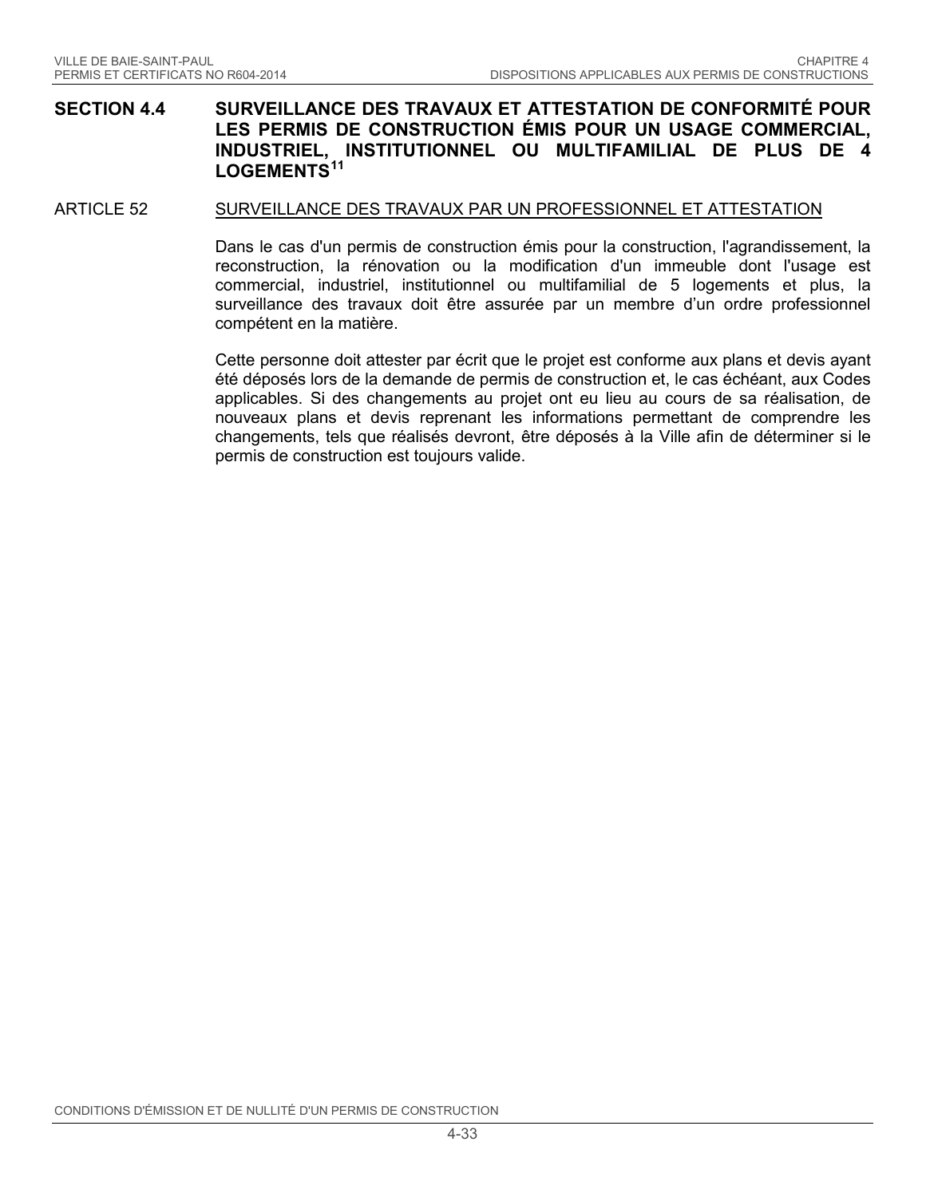## SECTION 4.4 SURVEILLANCE DES TRAVAUX ET ATTESTATION DE CONFORMITÉ POUR LES PERMIS DE CONSTRUCTION ÉMIS POUR UN USAGE COMMERCIAL, INDUSTRIEL, INSTITUTIONNEL OU MULTIFAMILIAL DE PLUS DE 4 LOGEMENTS[11]

### ARTICLE 52 SURVEILLANCE DES TRAVAUX PAR UN PROFESSIONNEL ET ATTESTATION

Dans le cas d'un permis de construction émis pour la construction, l'agrandissement, la reconstruction, la rénovation ou la modification d'un immeuble dont l'usage est commercial, industriel, institutionnel ou multifamilial de 5 logements et plus, la surveillance des travaux doit être assurée par un membre d'un ordre professionnel compétent en la matière.

Cette personne doit attester par écrit que le projet est conforme aux plans et devis ayant été déposés lors de la demande de permis de construction et, le cas échéant, aux Codes applicables. Si des changements au projet ont eu lieu au cours de sa réalisation, de nouveaux plans et devis reprenant les informations permettant de comprendre les changements, tels que réalisés devront, être déposés à la Ville afin de déterminer si le permis de construction est toujours valide.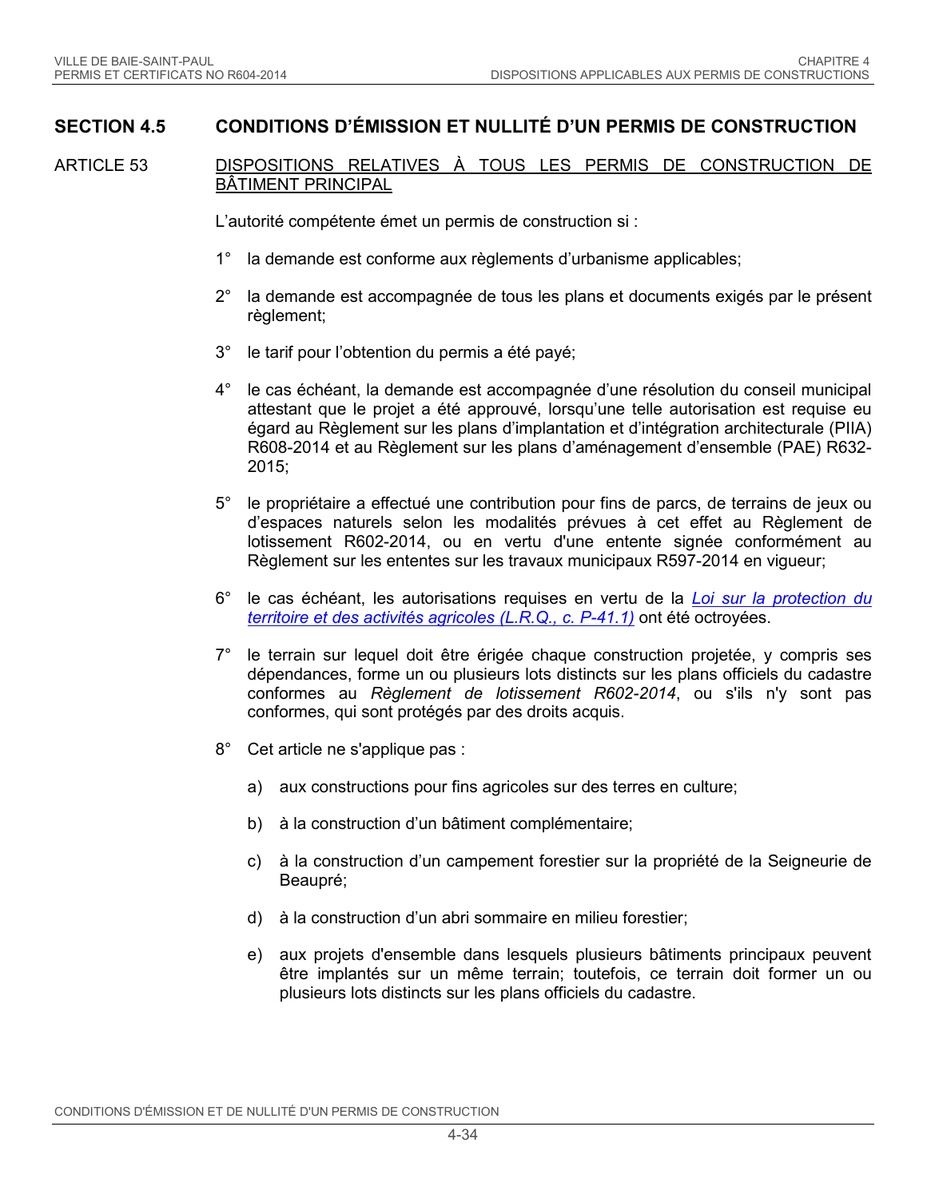## SECTION 4.5 CONDITIONS D'ÉMISSION ET NULLITÉ D'UN PERMIS DE CONSTRUCTION

### ARTICLE 53 DISPOSITIONS RELATIVES À TOUS LES PERMIS DE CONSTRUCTION DE BÂTIMENT PRINCIPAL

L'autorité compétente émet un permis de construction si :

1° la demande est conforme aux règlements d'urbanisme applicables;

2° la demande est accompagnée de tous les plans et documents exigés par le présent règlement;

3° le tarif pour l'obtention du permis a été payé;

4° le cas échéant, la demande est accompagnée d'une résolution du conseil municipal attestant que le projet a été approuvé, lorsqu'une telle autorisation est requise eu égard au Règlement sur les plans d'implantation et d'intégration architecturale (PIIA) R608-2014 et au Règlement sur les plans d'aménagement d'ensemble (PAE) R632-2015;

5° le propriétaire a effectué une contribution pour fins de parcs, de terrains de jeux ou d'espaces naturels selon les modalités prévues à cet effet au Règlement de lotissement R602-2014, ou en vertu d'une entente signée conformément au Règlement sur les ententes sur les travaux municipaux R597-2014 en vigueur;

6° le cas échéant, les autorisations requises en vertu de la *Loi sur la protection du territoire et des activités agricoles (L.R.Q., c. P-41.1)* ont été octroyées.

7° le terrain sur lequel doit être érigée chaque construction projetée, y compris ses dépendances, forme un ou plusieurs lots distincts sur les plans officiels du cadastre conformes au *Règlement de lotissement R602-2014*, ou s'ils n'y sont pas conformes, qui sont protégés par des droits acquis.

8° Cet article ne s'applique pas :

a) aux constructions pour fins agricoles sur des terres en culture;

b) à la construction d'un bâtiment complémentaire;

c) à la construction d'un campement forestier sur la propriété de la Seigneurie de Beaupré;

d) à la construction d'un abri sommaire en milieu forestier;

e) aux projets d'ensemble dans lesquels plusieurs bâtiments principaux peuvent être implantés sur un même terrain; toutefois, ce terrain doit former un ou plusieurs lots distincts sur les plans officiels du cadastre.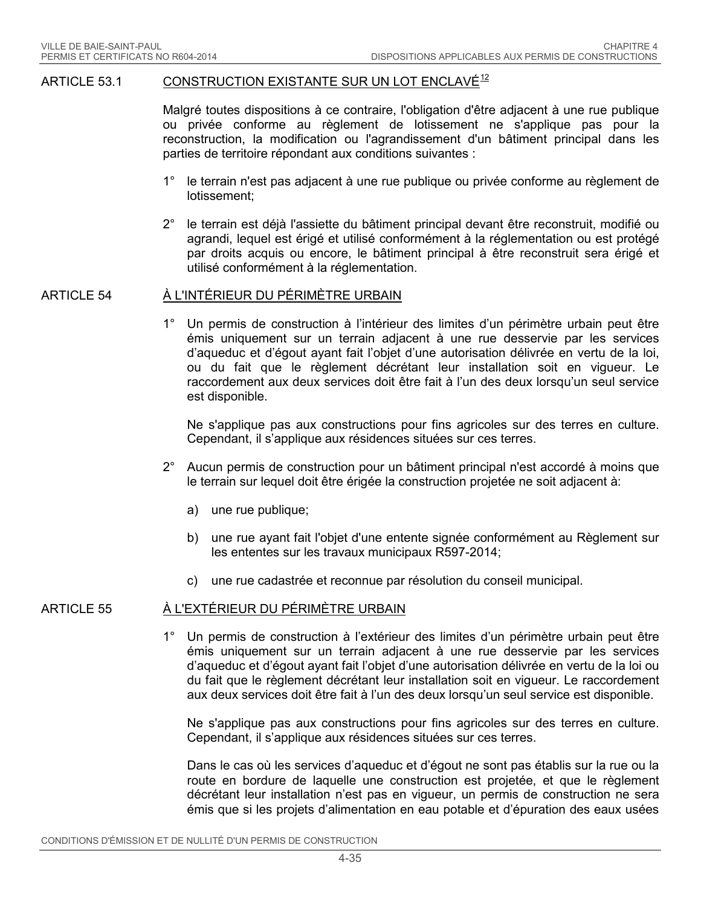## ARTICLE 53.1 CONSTRUCTION EXISTANTE SUR UN LOT ENCLAVÉ[12]

Malgré toutes dispositions à ce contraire, l'obligation d'être adjacent à une rue publique ou privée conforme au règlement de lotissement ne s'applique pas pour la reconstruction, la modification ou l'agrandissement d'un bâtiment principal dans les parties de territoire répondant aux conditions suivantes :

1° le terrain n'est pas adjacent à une rue publique ou privée conforme au règlement de lotissement;

2° le terrain est déjà l'assiette du bâtiment principal devant être reconstruit, modifié ou agrandi, lequel est érigé et utilisé conformément à la réglementation ou est protégé par droits acquis ou encore, le bâtiment principal à être reconstruit sera érigé et utilisé conformément à la réglementation.

## ARTICLE 54 À L'INTÉRIEUR DU PÉRIMÈTRE URBAIN

1° Un permis de construction à l'intérieur des limites d'un périmètre urbain peut être émis uniquement sur un terrain adjacent à une rue desservie par les services d'aqueduc et d'égout ayant fait l'objet d'une autorisation délivrée en vertu de la loi, ou du fait que le règlement décrétant leur installation soit en vigueur. Le raccordement aux deux services doit être fait à l'un des deux lorsqu'un seul service est disponible.

   Ne s'applique pas aux constructions pour fins agricoles sur des terres en culture. Cependant, il s'applique aux résidences situées sur ces terres.

2° Aucun permis de construction pour un bâtiment principal n'est accordé à moins que le terrain sur lequel doit être érigée la construction projetée ne soit adjacent à:

   a) une rue publique;

   b) une rue ayant fait l'objet d'une entente signée conformément au Règlement sur les ententes sur les travaux municipaux R597-2014;

   c) une rue cadastrée et reconnue par résolution du conseil municipal.

## ARTICLE 55 À L'EXTÉRIEUR DU PÉRIMÈTRE URBAIN

1° Un permis de construction à l'extérieur des limites d'un périmètre urbain peut être émis uniquement sur un terrain adjacent à une rue desservie par les services d'aqueduc et d'égout ayant fait l'objet d'une autorisation délivrée en vertu de la loi ou du fait que le règlement décrétant leur installation soit en vigueur. Le raccordement aux deux services doit être fait à l'un des deux lorsqu'un seul service est disponible.

   Ne s'applique pas aux constructions pour fins agricoles sur des terres en culture. Cependant, il s'applique aux résidences situées sur ces terres.

   Dans le cas où les services d'aqueduc et d'égout ne sont pas établis sur la rue ou la route en bordure de laquelle une construction est projetée, et que le règlement décrétant leur installation n'est pas en vigueur, un permis de construction ne sera émis que si les projets d'alimentation en eau potable et d'épuration des eaux usées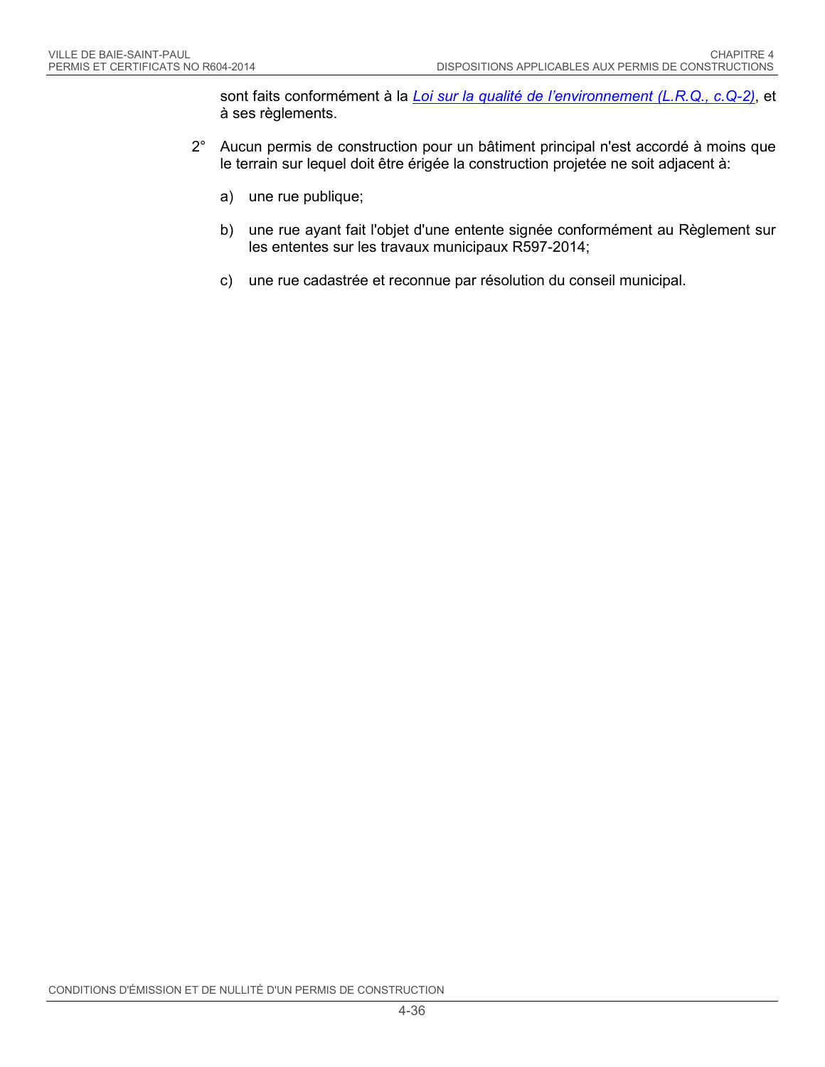sont faits conformément à la *Loi sur la qualité de l'environnement (L.R.Q., c.Q-2)*, et à ses règlements.

2° Aucun permis de construction pour un bâtiment principal n'est accordé à moins que le terrain sur lequel doit être érigée la construction projetée ne soit adjacent à:

a) une rue publique;

b) une rue ayant fait l'objet d'une entente signée conformément au Règlement sur les ententes sur les travaux municipaux R597-2014;

c) une rue cadastrée et reconnue par résolution du conseil municipal.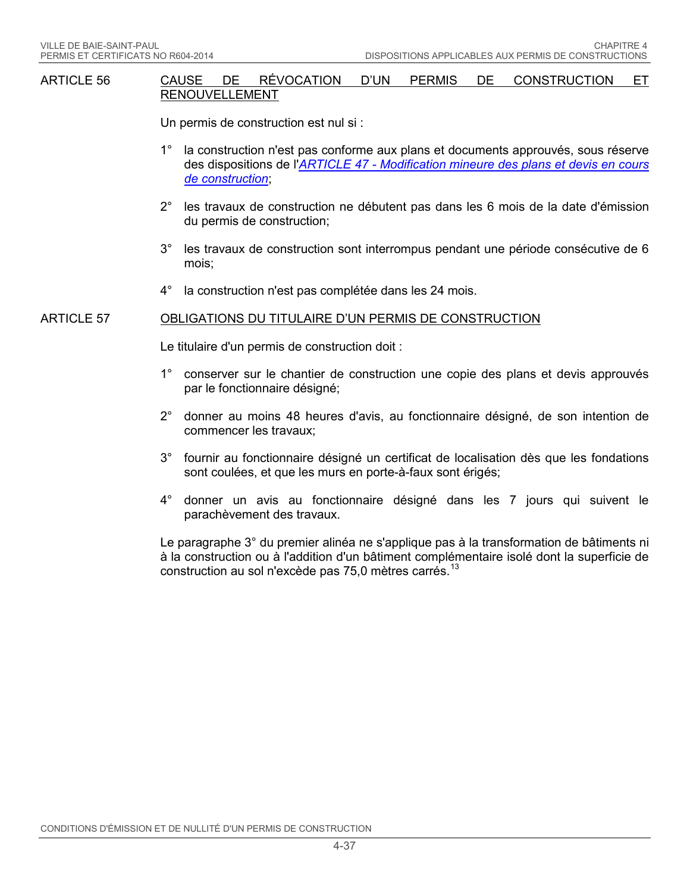## ARTICLE 56 CAUSE DE RÉVOCATION D'UN PERMIS DE CONSTRUCTION ET RENOUVELLEMENT

Un permis de construction est nul si :

1° la construction n'est pas conforme aux plans et documents approuvés, sous réserve des dispositions de l'*ARTICLE 47 - Modification mineure des plans et devis en cours de construction*;

2° les travaux de construction ne débutent pas dans les 6 mois de la date d'émission du permis de construction;

3° les travaux de construction sont interrompus pendant une période consécutive de 6 mois;

4° la construction n'est pas complétée dans les 24 mois.

## ARTICLE 57 OBLIGATIONS DU TITULAIRE D'UN PERMIS DE CONSTRUCTION

Le titulaire d'un permis de construction doit :

1° conserver sur le chantier de construction une copie des plans et devis approuvés par le fonctionnaire désigné;

2° donner au moins 48 heures d'avis, au fonctionnaire désigné, de son intention de commencer les travaux;

3° fournir au fonctionnaire désigné un certificat de localisation dès que les fondations sont coulées, et que les murs en porte-à-faux sont érigés;

4° donner un avis au fonctionnaire désigné dans les 7 jours qui suivent le parachèvement des travaux.

Le paragraphe 3° du premier alinéa ne s'applique pas à la transformation de bâtiments ni à la construction ou à l'addition d'un bâtiment complémentaire isolé dont la superficie de construction au sol n'excède pas 75,0 mètres carrés.[13]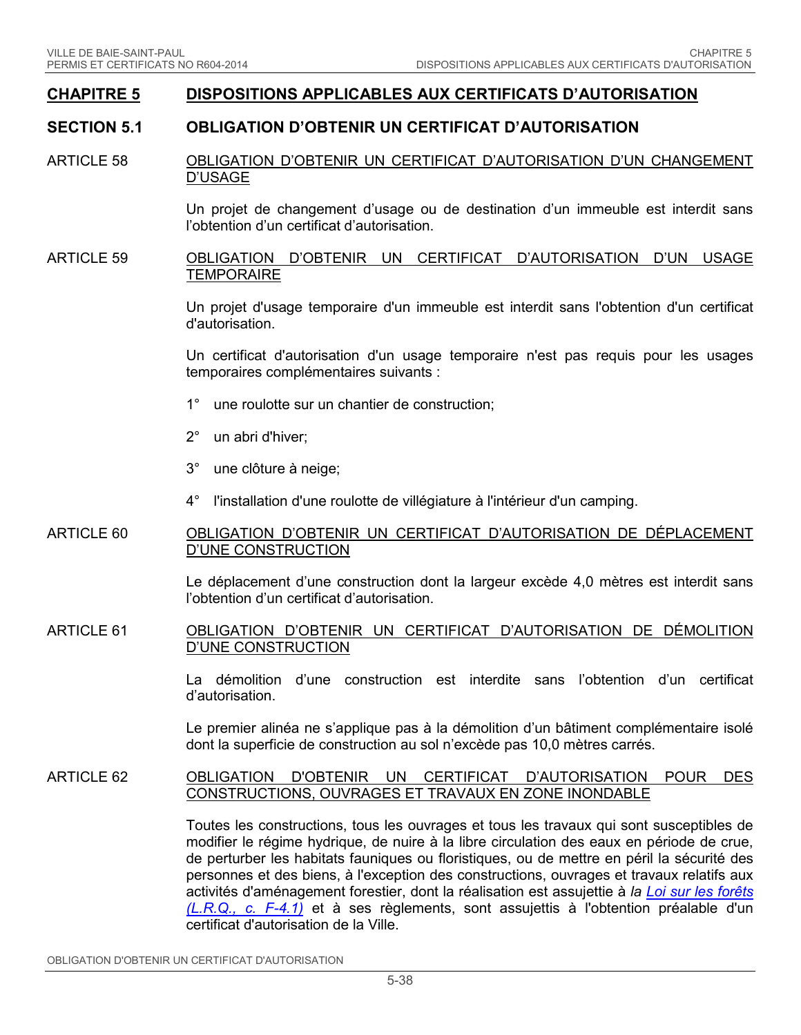# CHAPITRE 5 DISPOSITIONS APPLICABLES AUX CERTIFICATS D'AUTORISATION

## SECTION 5.1 OBLIGATION D'OBTENIR UN CERTIFICAT D'AUTORISATION

### ARTICLE 58 OBLIGATION D'OBTENIR UN CERTIFICAT D'AUTORISATION D'UN CHANGEMENT D'USAGE

Un projet de changement d'usage ou de destination d'un immeuble est interdit sans l'obtention d'un certificat d'autorisation.

### ARTICLE 59 OBLIGATION D'OBTENIR UN CERTIFICAT D'AUTORISATION D'UN USAGE TEMPORAIRE

Un projet d'usage temporaire d'un immeuble est interdit sans l'obtention d'un certificat d'autorisation.

Un certificat d'autorisation d'un usage temporaire n'est pas requis pour les usages temporaires complémentaires suivants :

1° une roulotte sur un chantier de construction;

2° un abri d'hiver;

3° une clôture à neige;

4° l'installation d'une roulotte de villégiature à l'intérieur d'un camping.

### ARTICLE 60 OBLIGATION D'OBTENIR UN CERTIFICAT D'AUTORISATION DE DÉPLACEMENT D'UNE CONSTRUCTION

Le déplacement d'une construction dont la largeur excède 4,0 mètres est interdit sans l'obtention d'un certificat d'autorisation.

### ARTICLE 61 OBLIGATION D'OBTENIR UN CERTIFICAT D'AUTORISATION DE DÉMOLITION D'UNE CONSTRUCTION

La démolition d'une construction est interdite sans l'obtention d'un certificat d'autorisation.

Le premier alinéa ne s'applique pas à la démolition d'un bâtiment complémentaire isolé dont la superficie de construction au sol n'excède pas 10,0 mètres carrés.

### ARTICLE 62 OBLIGATION D'OBTENIR UN CERTIFICAT D'AUTORISATION POUR DES CONSTRUCTIONS, OUVRAGES ET TRAVAUX EN ZONE INONDABLE

Toutes les constructions, tous les ouvrages et tous les travaux qui sont susceptibles de modifier le régime hydrique, de nuire à la libre circulation des eaux en période de crue, de perturber les habitats fauniques ou floristiques, ou de mettre en péril la sécurité des personnes et des biens, à l'exception des constructions, ouvrages et travaux relatifs aux activités d'aménagement forestier, dont la réalisation est assujettie à *la Loi sur les forêts (L.R.Q., c. F-4.1)* et à ses règlements, sont assujettis à l'obtention préalable d'un certificat d'autorisation de la Ville.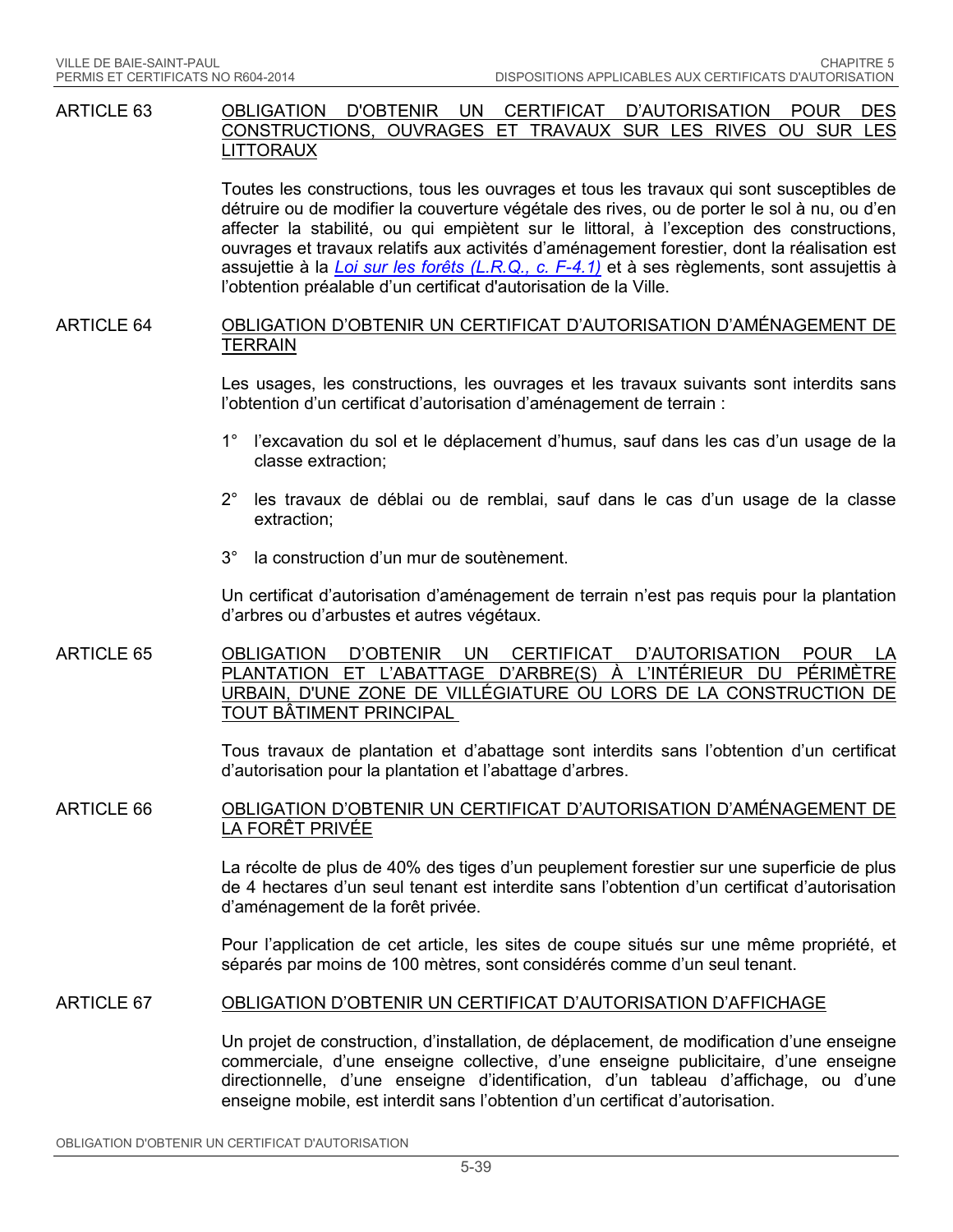### ARTICLE 63 OBLIGATION D'OBTENIR UN CERTIFICAT D'AUTORISATION POUR DES CONSTRUCTIONS, OUVRAGES ET TRAVAUX SUR LES RIVES OU SUR LES LITTORAUX

Toutes les constructions, tous les ouvrages et tous les travaux qui sont susceptibles de détruire ou de modifier la couverture végétale des rives, ou de porter le sol à nu, ou d'en affecter la stabilité, ou qui empiètent sur le littoral, à l'exception des constructions, ouvrages et travaux relatifs aux activités d'aménagement forestier, dont la réalisation est assujettie à la *Loi sur les forêts (L.R.Q., c. F-4.1)* et à ses règlements, sont assujettis à l'obtention préalable d'un certificat d'autorisation de la Ville.

### ARTICLE 64 OBLIGATION D'OBTENIR UN CERTIFICAT D'AUTORISATION D'AMÉNAGEMENT DE TERRAIN

Les usages, les constructions, les ouvrages et les travaux suivants sont interdits sans l'obtention d'un certificat d'autorisation d'aménagement de terrain :

1° l'excavation du sol et le déplacement d'humus, sauf dans les cas d'un usage de la classe extraction;

2° les travaux de déblai ou de remblai, sauf dans le cas d'un usage de la classe extraction;

3° la construction d'un mur de soutènement.

Un certificat d'autorisation d'aménagement de terrain n'est pas requis pour la plantation d'arbres ou d'arbustes et autres végétaux.

### ARTICLE 65 OBLIGATION D'OBTENIR UN CERTIFICAT D'AUTORISATION POUR LA PLANTATION ET L'ABATTAGE D'ARBRE(S) À L'INTÉRIEUR DU PÉRIMÈTRE URBAIN, D'UNE ZONE DE VILLÉGIATURE OU LORS DE LA CONSTRUCTION DE TOUT BÂTIMENT PRINCIPAL

Tous travaux de plantation et d'abattage sont interdits sans l'obtention d'un certificat d'autorisation pour la plantation et l'abattage d'arbres.

### ARTICLE 66 OBLIGATION D'OBTENIR UN CERTIFICAT D'AUTORISATION D'AMÉNAGEMENT DE LA FORÊT PRIVÉE

La récolte de plus de 40% des tiges d'un peuplement forestier sur une superficie de plus de 4 hectares d'un seul tenant est interdite sans l'obtention d'un certificat d'autorisation d'aménagement de la forêt privée.

Pour l'application de cet article, les sites de coupe situés sur une même propriété, et séparés par moins de 100 mètres, sont considérés comme d'un seul tenant.

### ARTICLE 67 OBLIGATION D'OBTENIR UN CERTIFICAT D'AUTORISATION D'AFFICHAGE

Un projet de construction, d'installation, de déplacement, de modification d'une enseigne commerciale, d'une enseigne collective, d'une enseigne publicitaire, d'une enseigne directionnelle, d'une enseigne d'identification, d'un tableau d'affichage, ou d'une enseigne mobile, est interdit sans l'obtention d'un certificat d'autorisation.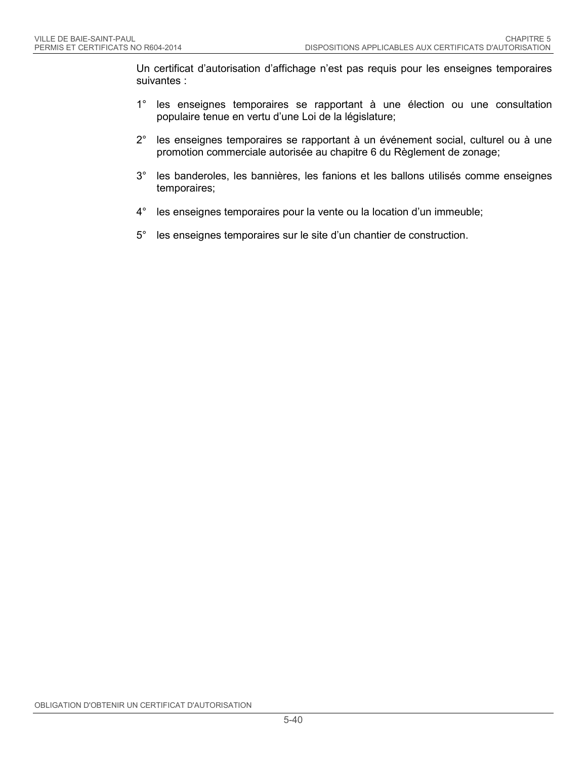Un certificat d'autorisation d'affichage n'est pas requis pour les enseignes temporaires suivantes :

1° les enseignes temporaires se rapportant à une élection ou une consultation populaire tenue en vertu d'une Loi de la législature;

2° les enseignes temporaires se rapportant à un événement social, culturel ou à une promotion commerciale autorisée au chapitre 6 du Règlement de zonage;

3° les banderoles, les bannières, les fanions et les ballons utilisés comme enseignes temporaires;

4° les enseignes temporaires pour la vente ou la location d'un immeuble;

5° les enseignes temporaires sur le site d'un chantier de construction.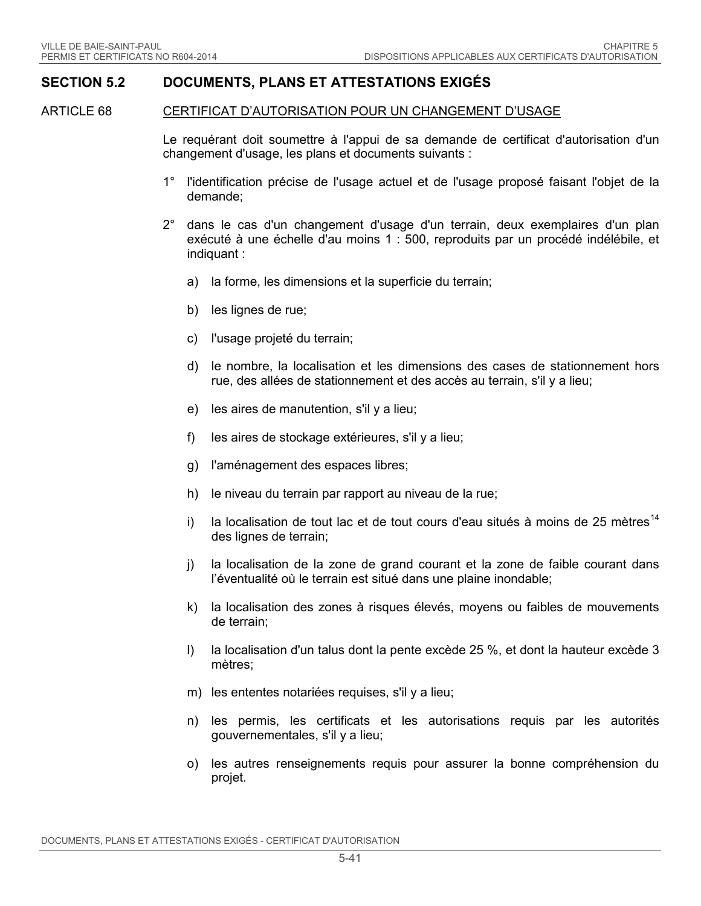## SECTION 5.2 DOCUMENTS, PLANS ET ATTESTATIONS EXIGÉS

### ARTICLE 68 CERTIFICAT D'AUTORISATION POUR UN CHANGEMENT D'USAGE

Le requérant doit soumettre à l'appui de sa demande de certificat d'autorisation d'un changement d'usage, les plans et documents suivants :

1° l'identification précise de l'usage actuel et de l'usage proposé faisant l'objet de la demande;

2° dans le cas d'un changement d'usage d'un terrain, deux exemplaires d'un plan exécuté à une échelle d'au moins 1 : 500, reproduits par un procédé indélébile, et indiquant :

a) la forme, les dimensions et la superficie du terrain;

b) les lignes de rue;

c) l'usage projeté du terrain;

d) le nombre, la localisation et les dimensions des cases de stationnement hors rue, des allées de stationnement et des accès au terrain, s'il y a lieu;

e) les aires de manutention, s'il y a lieu;

f) les aires de stockage extérieures, s'il y a lieu;

g) l'aménagement des espaces libres;

h) le niveau du terrain par rapport au niveau de la rue;

i) la localisation de tout lac et de tout cours d'eau situés à moins de 25 mètres[14] des lignes de terrain;

j) la localisation de la zone de grand courant et la zone de faible courant dans l'éventualité où le terrain est situé dans une plaine inondable;

k) la localisation des zones à risques élevés, moyens ou faibles de mouvements de terrain;

l) la localisation d'un talus dont la pente excède 25 %, et dont la hauteur excède 3 mètres;

m) les ententes notariées requises, s'il y a lieu;

n) les permis, les certificats et les autorisations requis par les autorités gouvernementales, s'il y a lieu;

o) les autres renseignements requis pour assurer la bonne compréhension du projet.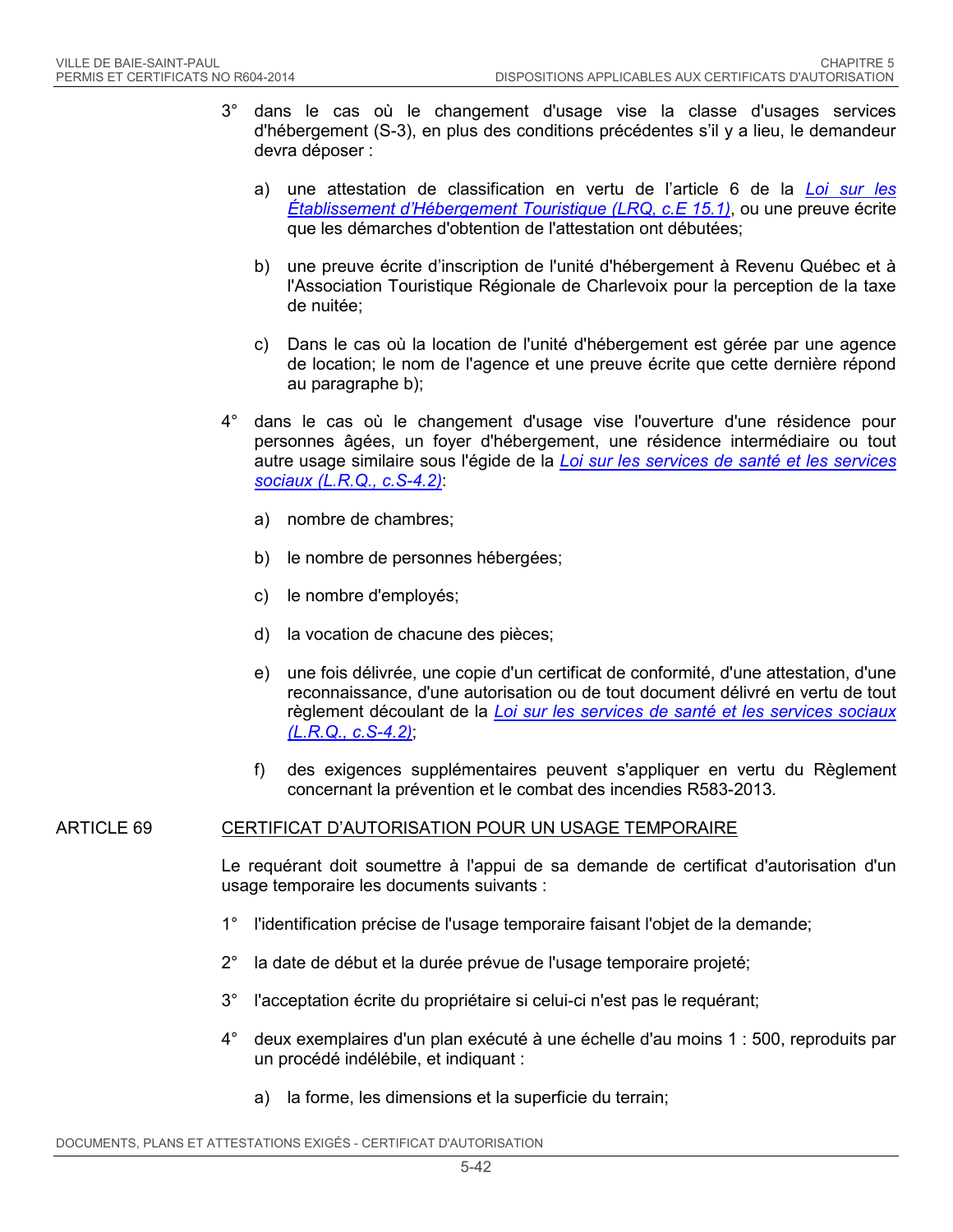3° dans le cas où le changement d'usage vise la classe d'usages services d'hébergement (S-3), en plus des conditions précédentes s'il y a lieu, le demandeur devra déposer :

   a) une attestation de classification en vertu de l'article 6 de la *Loi sur les Établissement d'Hébergement Touristique (LRQ, c.E 15.1)*, ou une preuve écrite que les démarches d'obtention de l'attestation ont débutées;

   b) une preuve écrite d'inscription de l'unité d'hébergement à Revenu Québec et à l'Association Touristique Régionale de Charlevoix pour la perception de la taxe de nuitée;

   c) Dans le cas où la location de l'unité d'hébergement est gérée par une agence de location; le nom de l'agence et une preuve écrite que cette dernière répond au paragraphe b);

4° dans le cas où le changement d'usage vise l'ouverture d'une résidence pour personnes âgées, un foyer d'hébergement, une résidence intermédiaire ou tout autre usage similaire sous l'égide de la *Loi sur les services de santé et les services sociaux (L.R.Q., c.S-4.2)*:

   a) nombre de chambres;

   b) le nombre de personnes hébergées;

   c) le nombre d'employés;

   d) la vocation de chacune des pièces;

   e) une fois délivrée, une copie d'un certificat de conformité, d'une attestation, d'une reconnaissance, d'une autorisation ou de tout document délivré en vertu de tout règlement découlant de la *Loi sur les services de santé et les services sociaux (L.R.Q., c.S-4.2)*;

   f) des exigences supplémentaires peuvent s'appliquer en vertu du Règlement concernant la prévention et le combat des incendies R583-2013.

## ARTICLE 69 CERTIFICAT D'AUTORISATION POUR UN USAGE TEMPORAIRE

Le requérant doit soumettre à l'appui de sa demande de certificat d'autorisation d'un usage temporaire les documents suivants :

1° l'identification précise de l'usage temporaire faisant l'objet de la demande;

2° la date de début et la durée prévue de l'usage temporaire projeté;

3° l'acceptation écrite du propriétaire si celui-ci n'est pas le requérant;

4° deux exemplaires d'un plan exécuté à une échelle d'au moins 1 : 500, reproduits par un procédé indélébile, et indiquant :

   a) la forme, les dimensions et la superficie du terrain;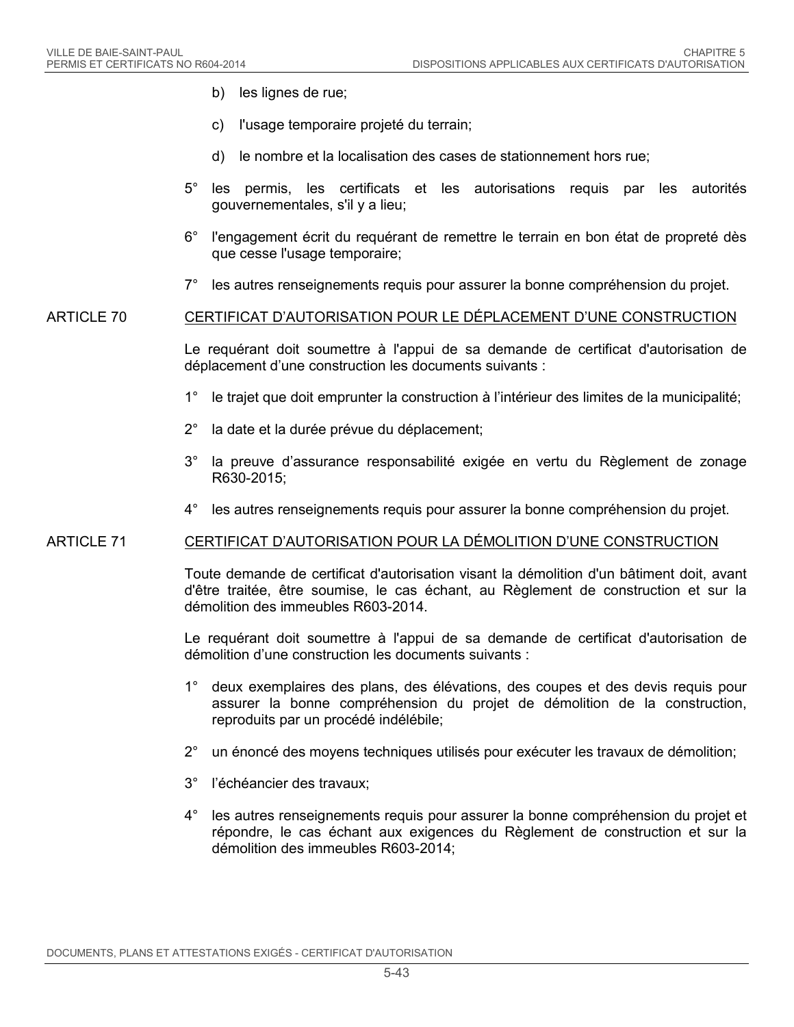b) les lignes de rue;

c) l'usage temporaire projeté du terrain;

d) le nombre et la localisation des cases de stationnement hors rue;

5° les permis, les certificats et les autorisations requis par les autorités gouvernementales, s'il y a lieu;

6° l'engagement écrit du requérant de remettre le terrain en bon état de propreté dès que cesse l'usage temporaire;

7° les autres renseignements requis pour assurer la bonne compréhension du projet.

## ARTICLE 70 CERTIFICAT D'AUTORISATION POUR LE DÉPLACEMENT D'UNE CONSTRUCTION

Le requérant doit soumettre à l'appui de sa demande de certificat d'autorisation de déplacement d'une construction les documents suivants :

1° le trajet que doit emprunter la construction à l'intérieur des limites de la municipalité;

2° la date et la durée prévue du déplacement;

3° la preuve d'assurance responsabilité exigée en vertu du Règlement de zonage R630-2015;

4° les autres renseignements requis pour assurer la bonne compréhension du projet.

## ARTICLE 71 CERTIFICAT D'AUTORISATION POUR LA DÉMOLITION D'UNE CONSTRUCTION

Toute demande de certificat d'autorisation visant la démolition d'un bâtiment doit, avant d'être traitée, être soumise, le cas échant, au Règlement de construction et sur la démolition des immeubles R603-2014.

Le requérant doit soumettre à l'appui de sa demande de certificat d'autorisation de démolition d'une construction les documents suivants :

1° deux exemplaires des plans, des élévations, des coupes et des devis requis pour assurer la bonne compréhension du projet de démolition de la construction, reproduits par un procédé indélébile;

2° un énoncé des moyens techniques utilisés pour exécuter les travaux de démolition;

3° l'échéancier des travaux;

4° les autres renseignements requis pour assurer la bonne compréhension du projet et répondre, le cas échant aux exigences du Règlement de construction et sur la démolition des immeubles R603-2014;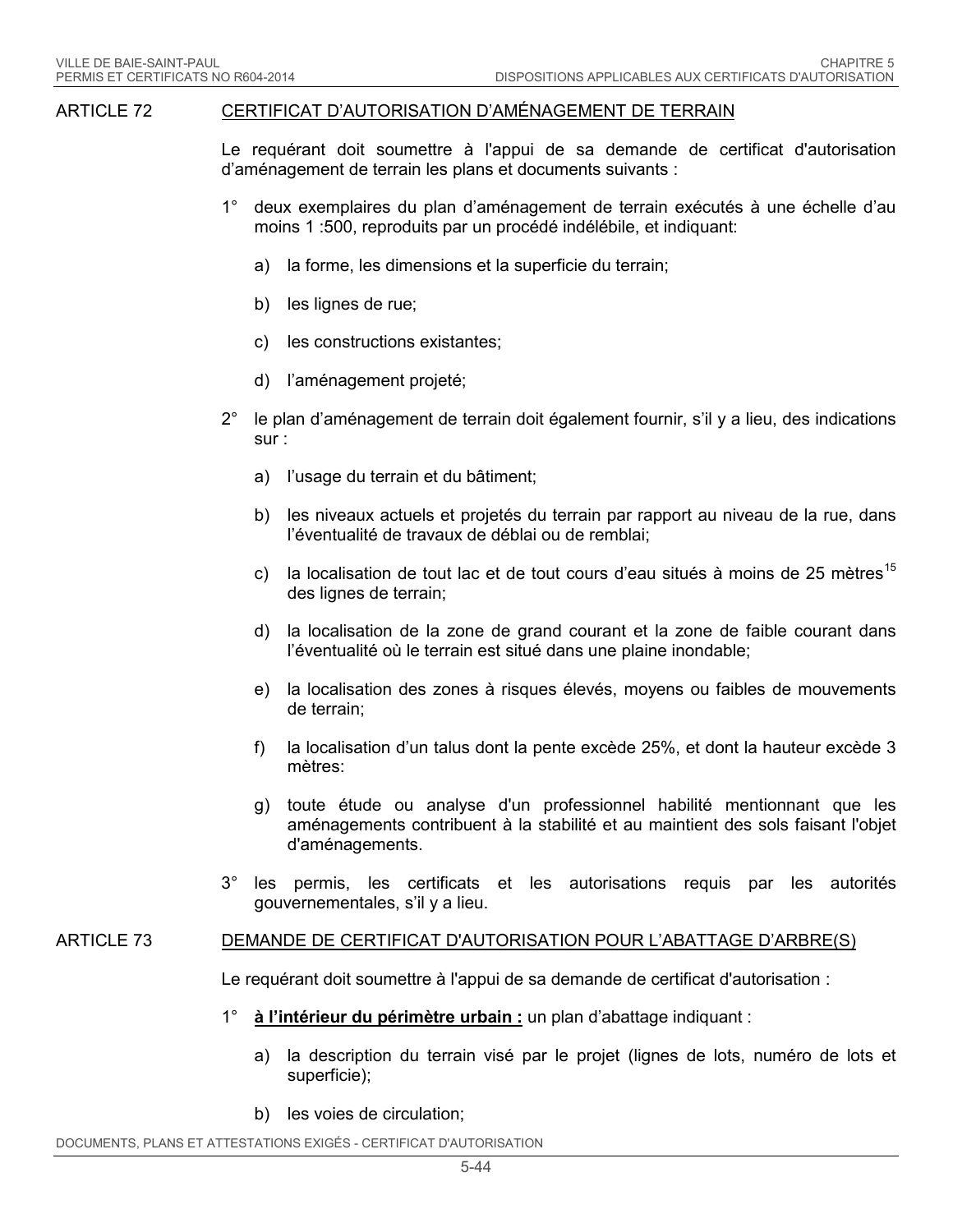## ARTICLE 72 CERTIFICAT D'AMÉNAGEMENT DE TERRAIN

Le requérant doit soumettre à l'appui de sa demande de certificat d'autorisation d'aménagement de terrain les plans et documents suivants :

1° deux exemplaires du plan d'aménagement de terrain exécutés à une échelle d'au moins 1 :500, reproduits par un procédé indélébile, et indiquant:

   a) la forme, les dimensions et la superficie du terrain;

   b) les lignes de rue;

   c) les constructions existantes;

   d) l'aménagement projeté;

2° le plan d'aménagement de terrain doit également fournir, s'il y a lieu, des indications sur :

   a) l'usage du terrain et du bâtiment;

   b) les niveaux actuels et projetés du terrain par rapport au niveau de la rue, dans l'éventualité de travaux de déblai ou de remblai;

   c) la localisation de tout lac et de tout cours d'eau situés à moins de 25 mètres[15] des lignes de terrain;

   d) la localisation de la zone de grand courant et la zone de faible courant dans l'éventualité où le terrain est situé dans une plaine inondable;

   e) la localisation des zones à risques élevés, moyens ou faibles de mouvements de terrain;

   f) la localisation d'un talus dont la pente excède 25%, et dont la hauteur excède 3 mètres:

   g) toute étude ou analyse d'un professionnel habilité mentionnant que les aménagements contribuent à la stabilité et au maintient des sols faisant l'objet d'aménagements.

3° les permis, les certificats et les autorisations requis par les autorités gouvernementales, s'il y a lieu.

## ARTICLE 73 DEMANDE DE CERTIFICAT D'AUTORISATION POUR L'ABATTAGE D'ARBRE(S)

Le requérant doit soumettre à l'appui de sa demande de certificat d'autorisation :

1° **à l'intérieur du périmètre urbain :** un plan d'abattage indiquant :

   a) la description du terrain visé par le projet (lignes de lots, numéro de lots et superficie);

   b) les voies de circulation;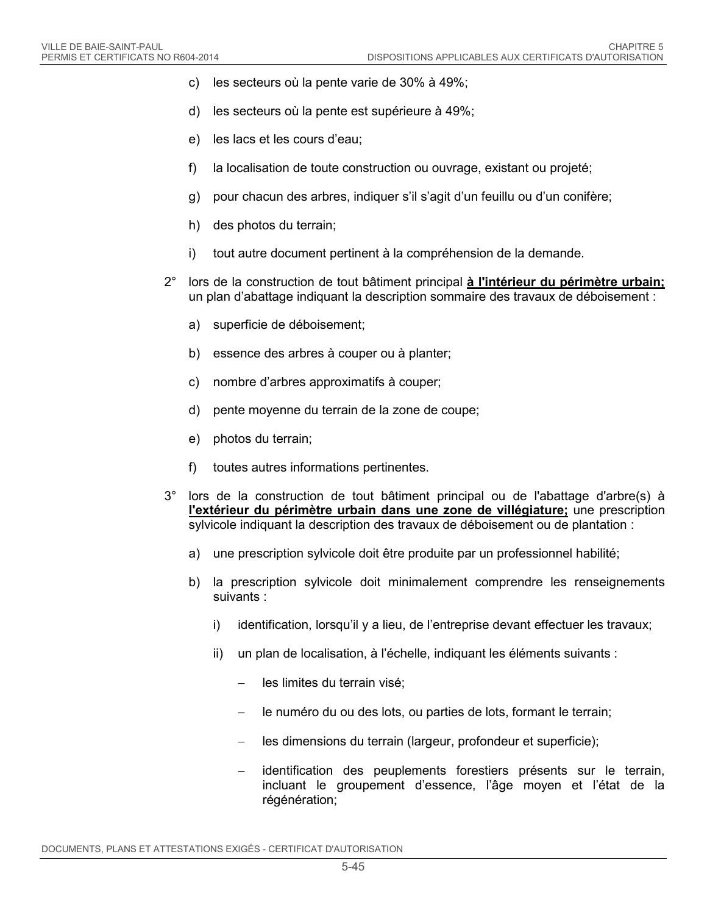c) les secteurs où la pente varie de 30% à 49%;

d) les secteurs où la pente est supérieure à 49%;

e) les lacs et les cours d'eau;

f) la localisation de toute construction ou ouvrage, existant ou projeté;

g) pour chacun des arbres, indiquer s'il s'agit d'un feuillu ou d'un conifère;

h) des photos du terrain;

i) tout autre document pertinent à la compréhension de la demande.

2° lors de la construction de tout bâtiment principal **à l'intérieur du périmètre urbain;** un plan d'abattage indiquant la description sommaire des travaux de déboisement :

a) superficie de déboisement;

b) essence des arbres à couper ou à planter;

c) nombre d'arbres approximatifs à couper;

d) pente moyenne du terrain de la zone de coupe;

e) photos du terrain;

f) toutes autres informations pertinentes.

3° lors de la construction de tout bâtiment principal ou de l'abattage d'arbre(s) à **l'extérieur du périmètre urbain dans une zone de villégiature;** une prescription sylvicole indiquant la description des travaux de déboisement ou de plantation :

a) une prescription sylvicole doit être produite par un professionnel habilité;

b) la prescription sylvicole doit minimalement comprendre les renseignements suivants :

i) identification, lorsqu'il y a lieu, de l'entreprise devant effectuer les travaux;

ii) un plan de localisation, à l'échelle, indiquant les éléments suivants :

- les limites du terrain visé;
- le numéro du ou des lots, ou parties de lots, formant le terrain;
- les dimensions du terrain (largeur, profondeur et superficie);
- identification des peuplements forestiers présents sur le terrain, incluant le groupement d'essence, l'âge moyen et l'état de la régénération;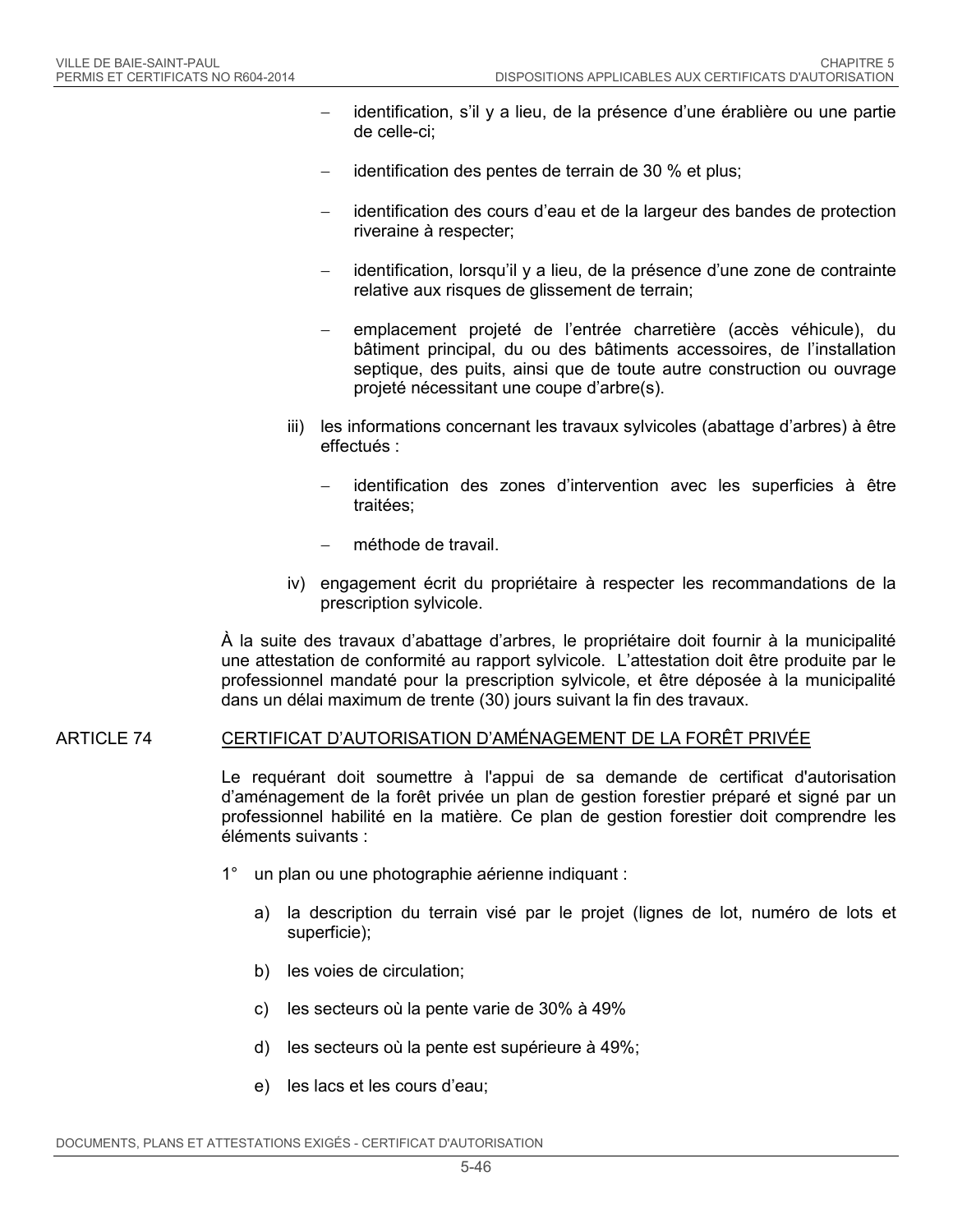- identification, s'il y a lieu, de la présence d'une érablière ou une partie de celle-ci;

- identification des pentes de terrain de 30 % et plus;

- identification des cours d'eau et de la largeur des bandes de protection riveraine à respecter;

- identification, lorsqu'il y a lieu, de la présence d'une zone de contrainte relative aux risques de glissement de terrain;

- emplacement projeté de l'entrée charretière (accès véhicule), du bâtiment principal, du ou des bâtiments accessoires, de l'installation septique, des puits, ainsi que de toute autre construction ou ouvrage projeté nécessitant une coupe d'arbre(s).

iii) les informations concernant les travaux sylvicoles (abattage d'arbres) à être effectués :

- identification des zones d'intervention avec les superficies à être traitées;

- méthode de travail.

iv) engagement écrit du propriétaire à respecter les recommandations de la prescription sylvicole.

À la suite des travaux d'abattage d'arbres, le propriétaire doit fournir à la municipalité une attestation de conformité au rapport sylvicole. L'attestation doit être produite par le professionnel mandaté pour la prescription sylvicole, et être déposée à la municipalité dans un délai maximum de trente (30) jours suivant la fin des travaux.

## ARTICLE 74 CERTIFICAT D'AUTORISATION D'AMÉNAGEMENT DE LA FORÊT PRIVÉE

Le requérant doit soumettre à l'appui de sa demande de certificat d'autorisation d'aménagement de la forêt privée un plan de gestion forestier préparé et signé par un professionnel habilité en la matière. Ce plan de gestion forestier doit comprendre les éléments suivants :

1° un plan ou une photographie aérienne indiquant :

a) la description du terrain visé par le projet (lignes de lot, numéro de lots et superficie);

b) les voies de circulation;

c) les secteurs où la pente varie de 30% à 49%

d) les secteurs où la pente est supérieure à 49%;

e) les lacs et les cours d'eau;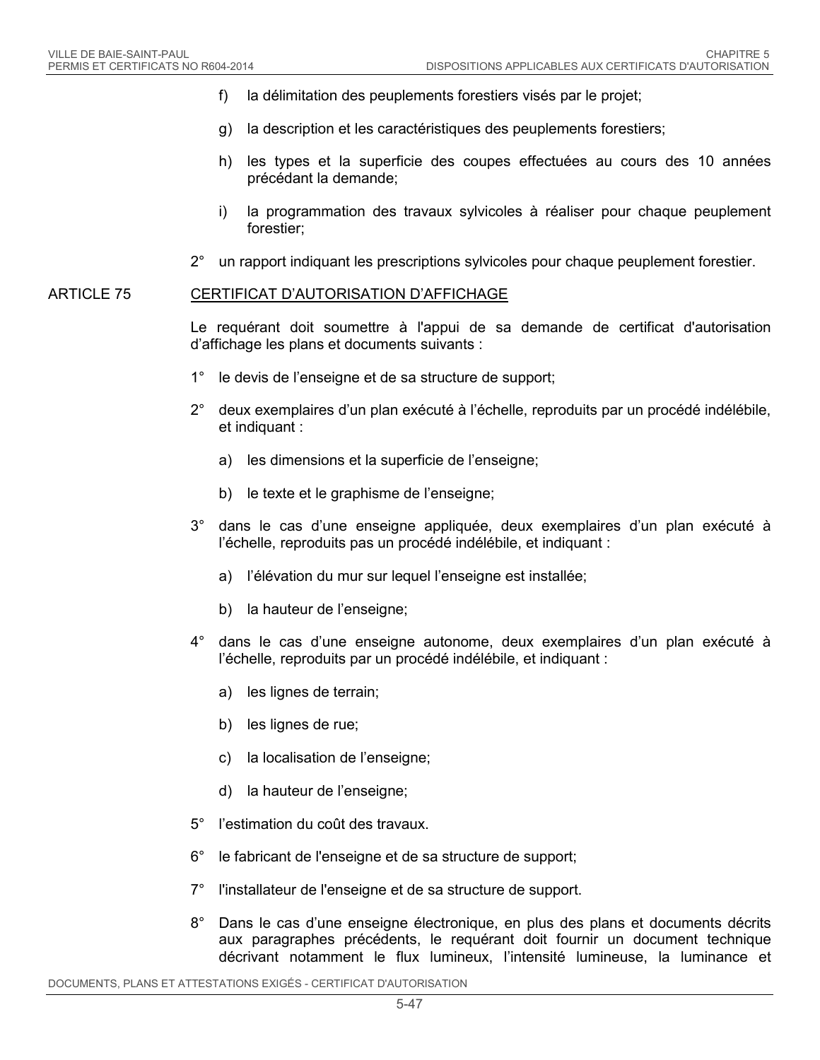f) la délimitation des peuplements forestiers visés par le projet;

g) la description et les caractéristiques des peuplements forestiers;

h) les types et la superficie des coupes effectuées au cours des 10 années précédant la demande;

i) la programmation des travaux sylvicoles à réaliser pour chaque peuplement forestier;

2° un rapport indiquant les prescriptions sylvicoles pour chaque peuplement forestier.

ARTICLE 75 CERTIFICAT D'AUTORISATION D'AFFICHAGE

Le requérant doit soumettre à l'appui de sa demande de certificat d'autorisation d'affichage les plans et documents suivants :

1° le devis de l'enseigne et de sa structure de support;

2° deux exemplaires d'un plan exécuté à l'échelle, reproduits par un procédé indélébile, et indiquant :

a) les dimensions et la superficie de l'enseigne;

b) le texte et le graphisme de l'enseigne;

3° dans le cas d'une enseigne appliquée, deux exemplaires d'un plan exécuté à l'échelle, reproduits pas un procédé indélébile, et indiquant :

a) l'élévation du mur sur lequel l'enseigne est installée;

b) la hauteur de l'enseigne;

4° dans le cas d'une enseigne autonome, deux exemplaires d'un plan exécuté à l'échelle, reproduits par un procédé indélébile, et indiquant :

a) les lignes de terrain;

b) les lignes de rue;

c) la localisation de l'enseigne;

d) la hauteur de l'enseigne;

5° l'estimation du coût des travaux.

6° le fabricant de l'enseigne et de sa structure de support;

7° l'installateur de l'enseigne et de sa structure de support.

8° Dans le cas d'une enseigne électronique, en plus des plans et documents décrits aux paragraphes précédents, le requérant doit fournir un document technique décrivant notamment le flux lumineux, l'intensité lumineuse, la luminance et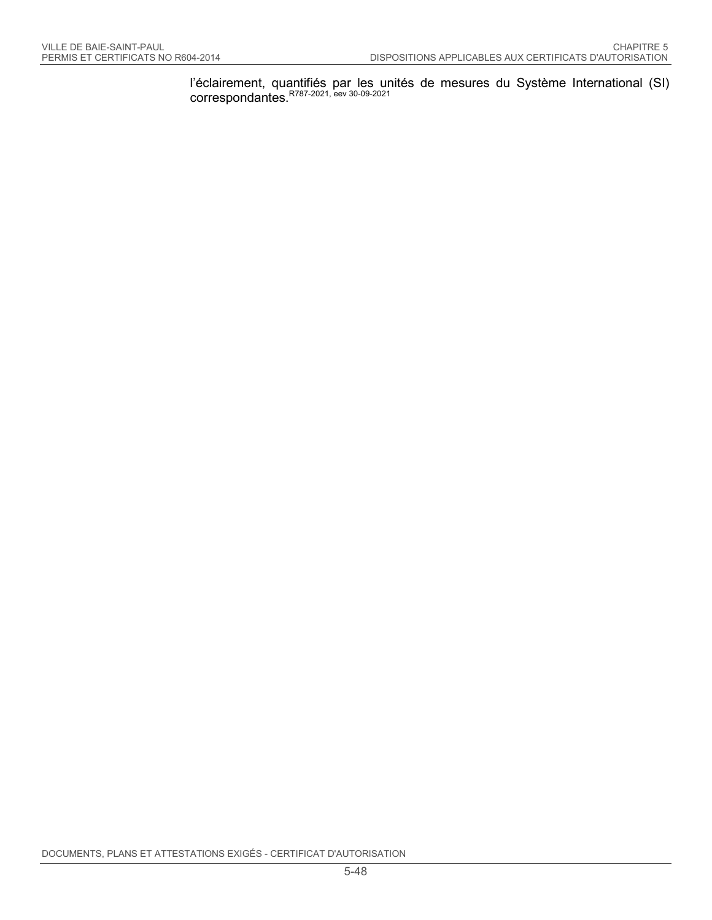l'éclairement, quantifiés par les unités de mesures du Système International (SI) correspondantes.[R787-2021, eev 30-09-2021]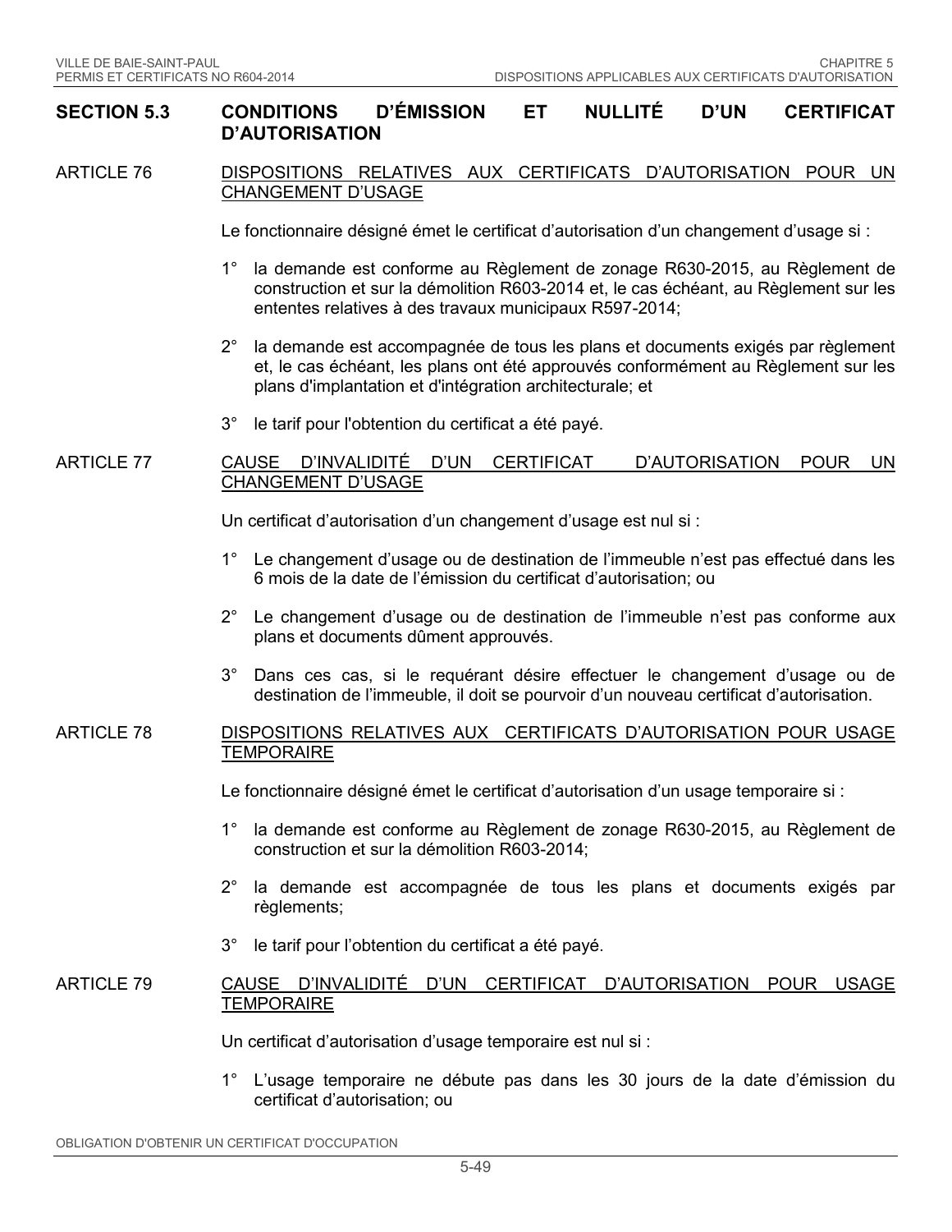## SECTION 5.3 CONDITIONS D'ÉMISSION ET NULLITÉ D'UN CERTIFICAT D'AUTORISATION

### ARTICLE 76 DISPOSITIONS RELATIVES AUX CERTIFICATS D'AUTORISATION POUR UN CHANGEMENT D'USAGE

Le fonctionnaire désigné émet le certificat d'autorisation d'un changement d'usage si :

1° la demande est conforme au Règlement de zonage R630-2015, au Règlement de construction et sur la démolition R603-2014 et, le cas échéant, au Règlement sur les ententes relatives à des travaux municipaux R597-2014;

2° la demande est accompagnée de tous les plans et documents exigés par règlement et, le cas échéant, les plans ont été approuvés conformément au Règlement sur les plans d'implantation et d'intégration architecturale; et

3° le tarif pour l'obtention du certificat a été payé.

### ARTICLE 77 CAUSE D'INVALIDITÉ D'UN CERTIFICAT D'AUTORISATION POUR UN CHANGEMENT D'USAGE

Un certificat d'autorisation d'un changement d'usage est nul si :

1° Le changement d'usage ou de destination de l'immeuble n'est pas effectué dans les 6 mois de la date de l'émission du certificat d'autorisation; ou

2° Le changement d'usage ou de destination de l'immeuble n'est pas conforme aux plans et documents dûment approuvés.

3° Dans ces cas, si le requérant désire effectuer le changement d'usage ou de destination de l'immeuble, il doit se pourvoir d'un nouveau certificat d'autorisation.

### ARTICLE 78 DISPOSITIONS RELATIVES AUX CERTIFICATS D'AUTORISATION POUR USAGE TEMPORAIRE

Le fonctionnaire désigné émet le certificat d'autorisation d'un usage temporaire si :

1° la demande est conforme au Règlement de zonage R630-2015, au Règlement de construction et sur la démolition R603-2014;

2° la demande est accompagnée de tous les plans et documents exigés par règlements;

3° le tarif pour l'obtention du certificat a été payé.

### ARTICLE 79 CAUSE D'INVALIDITÉ D'UN CERTIFICAT D'AUTORISATION POUR USAGE TEMPORAIRE

Un certificat d'autorisation d'usage temporaire est nul si :

1° L'usage temporaire ne débute pas dans les 30 jours de la date d'émission du certificat d'autorisation; ou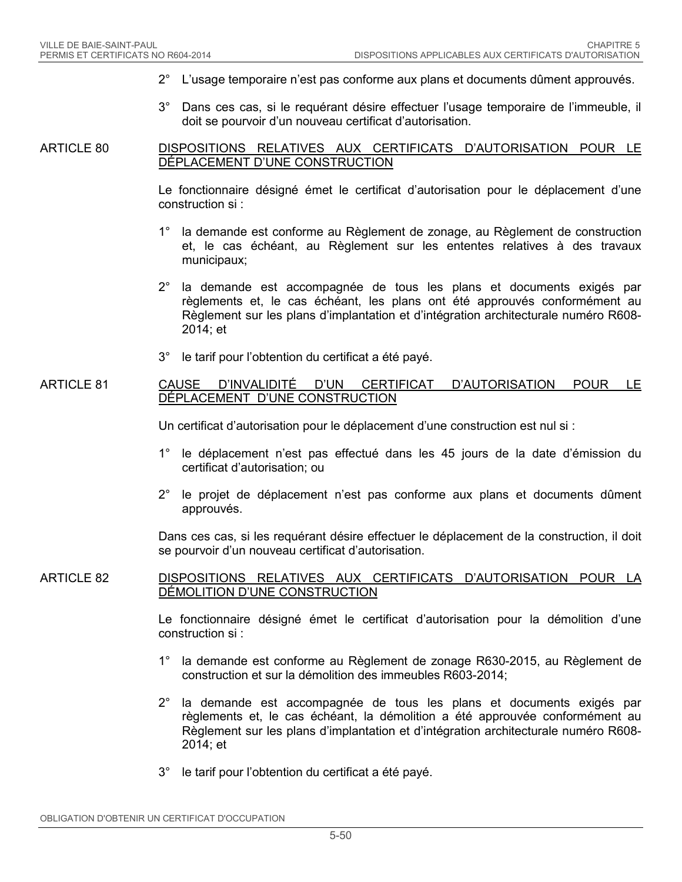2° L’usage temporaire n’est pas conforme aux plans et documents dûment approuvés.

3° Dans ces cas, si le requérant désire effectuer l’usage temporaire de l’immeuble, il doit se pourvoir d’un nouveau certificat d’autorisation.

## ARTICLE 80 DISPOSITIONS RELATIVES AUX CERTIFICATS D’AUTORISATION POUR LE DÉPLACEMENT D’UNE CONSTRUCTION

Le fonctionnaire désigné émet le certificat d’autorisation pour le déplacement d’une construction si :

1° la demande est conforme au Règlement de zonage, au Règlement de construction et, le cas échéant, au Règlement sur les ententes relatives à des travaux municipaux;

2° la demande est accompagnée de tous les plans et documents exigés par règlements et, le cas échéant, les plans ont été approuvés conformément au Règlement sur les plans d’implantation et d’intégration architecturale numéro R608-2014; et

3° le tarif pour l’obtention du certificat a été payé.

## ARTICLE 81 CAUSE D’INVALIDITÉ D’UN CERTIFICAT D’AUTORISATION POUR LE DÉPLACEMENT D’UNE CONSTRUCTION

Un certificat d’autorisation pour le déplacement d’une construction est nul si :

1° le déplacement n’est pas effectué dans les 45 jours de la date d’émission du certificat d’autorisation; ou

2° le projet de déplacement n’est pas conforme aux plans et documents dûment approuvés.

Dans ces cas, si les requérant désire effectuer le déplacement de la construction, il doit se pourvoir d’un nouveau certificat d’autorisation.

## ARTICLE 82 DISPOSITIONS RELATIVES AUX CERTIFICATS D’AUTORISATION POUR LA DÉMOLITION D’UNE CONSTRUCTION

Le fonctionnaire désigné émet le certificat d’autorisation pour la démolition d’une construction si :

1° la demande est conforme au Règlement de zonage R630-2015, au Règlement de construction et sur la démolition des immeubles R603-2014;

2° la demande est accompagnée de tous les plans et documents exigés par règlements et, le cas échéant, la démolition a été approuvée conformément au Règlement sur les plans d’implantation et d’intégration architecturale numéro R608-2014; et

3° le tarif pour l’obtention du certificat a été payé.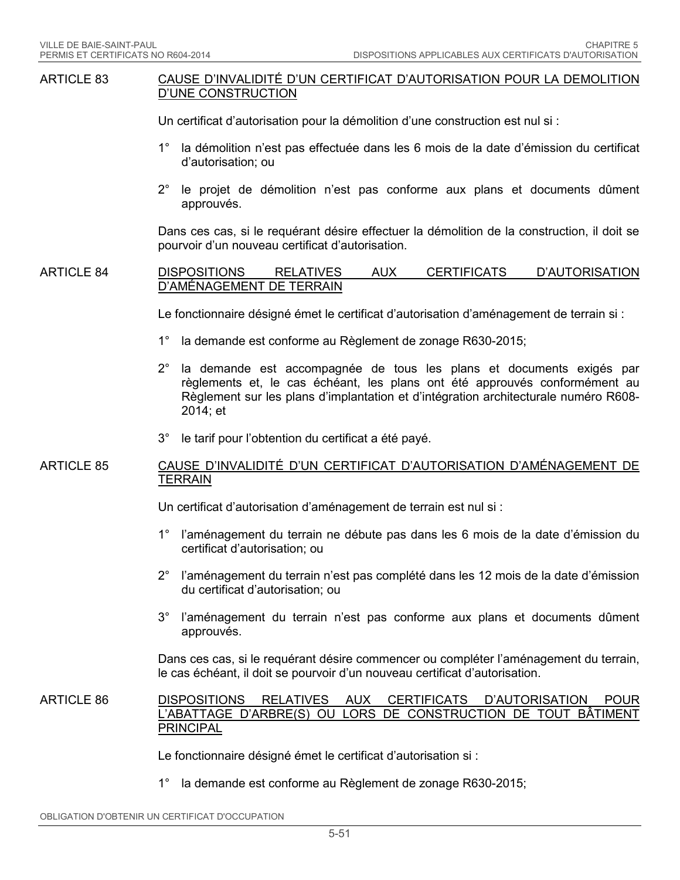## ARTICLE 83 CAUSE D'INVALIDITÉ D'UN CERTIFICAT D'AUTORISATION POUR LA DEMOLITION D'UNE CONSTRUCTION

Un certificat d'autorisation pour la démolition d'une construction est nul si :

1° la démolition n'est pas effectuée dans les 6 mois de la date d'émission du certificat d'autorisation; ou

2° le projet de démolition n'est pas conforme aux plans et documents dûment approuvés.

Dans ces cas, si le requérant désire effectuer la démolition de la construction, il doit se pourvoir d'un nouveau certificat d'autorisation.

## ARTICLE 84 DISPOSITIONS RELATIVES AUX CERTIFICATS D'AUTORISATION D'AMÉNAGEMENT DE TERRAIN

Le fonctionnaire désigné émet le certificat d'autorisation d'aménagement de terrain si :

1° la demande est conforme au Règlement de zonage R630-2015;

2° la demande est accompagnée de tous les plans et documents exigés par règlements et, le cas échéant, les plans ont été approuvés conformément au Règlement sur les plans d'implantation et d'intégration architecturale numéro R608-2014; et

3° le tarif pour l'obtention du certificat a été payé.

## ARTICLE 85 CAUSE D'INVALIDITÉ D'UN CERTIFICAT D'AUTORISATION D'AMÉNAGEMENT DE TERRAIN

Un certificat d'autorisation d'aménagement de terrain est nul si :

1° l'aménagement du terrain ne débute pas dans les 6 mois de la date d'émission du certificat d'autorisation; ou

2° l'aménagement du terrain n'est pas complété dans les 12 mois de la date d'émission du certificat d'autorisation; ou

3° l'aménagement du terrain n'est pas conforme aux plans et documents dûment approuvés.

Dans ces cas, si le requérant désire commencer ou compléter l'aménagement du terrain, le cas échéant, il doit se pourvoir d'un nouveau certificat d'autorisation.

## ARTICLE 86 DISPOSITIONS RELATIVES AUX CERTIFICATS D'AUTORISATION POUR L'ABATTAGE D'ARBRE(S) OU LORS DE CONSTRUCTION DE TOUT BÂTIMENT PRINCIPAL

Le fonctionnaire désigné émet le certificat d'autorisation si :

1° la demande est conforme au Règlement de zonage R630-2015;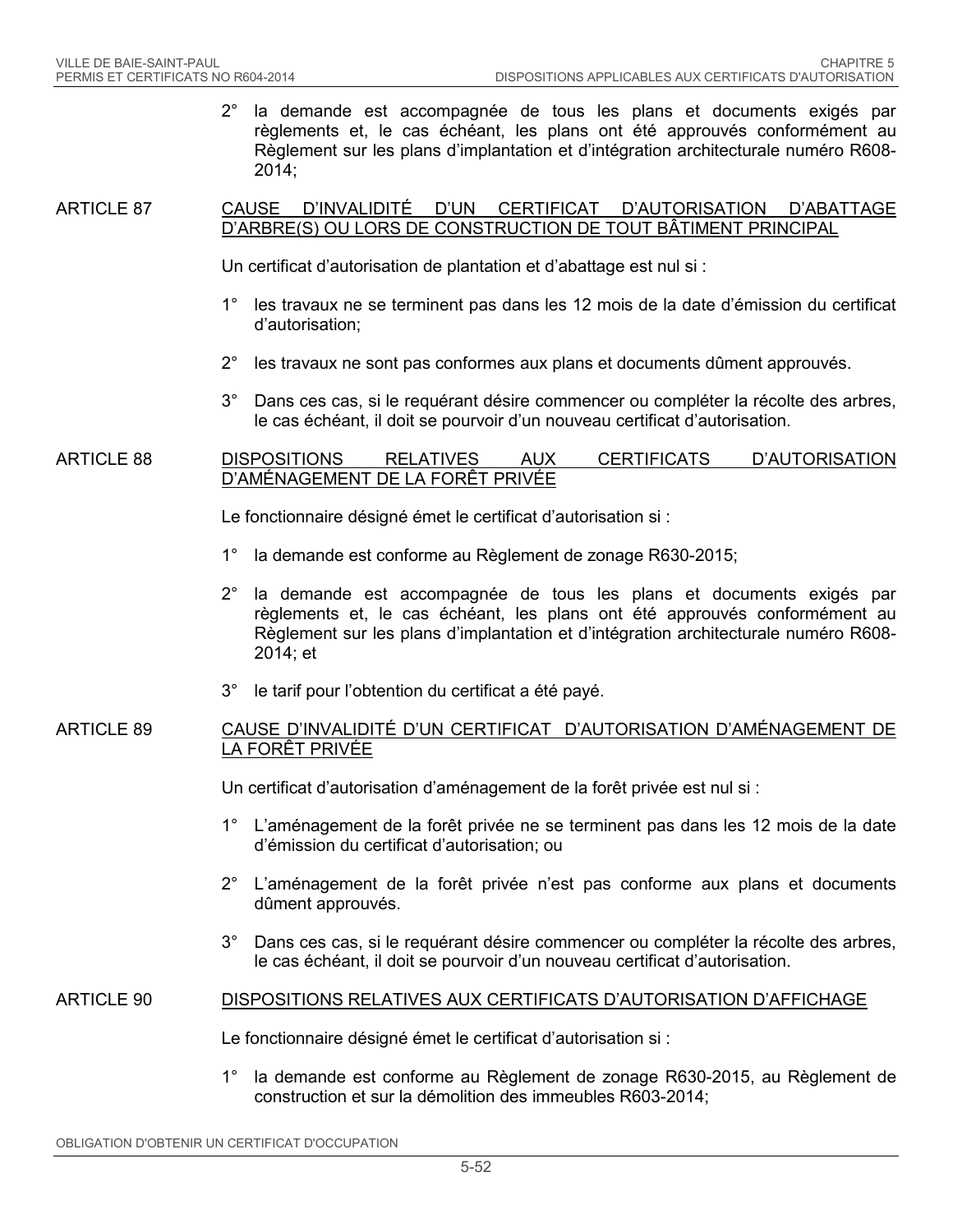2° la demande est accompagnée de tous les plans et documents exigés par règlements et, le cas échéant, les plans ont été approuvés conformément au Règlement sur les plans d'implantation et d'intégration architecturale numéro R608-2014;

### ARTICLE 87 CAUSE D'INVALIDITÉ D'UN CERTIFICAT D'AUTORISATION D'ABATTAGE D'ARBRE(S) OU LORS DE CONSTRUCTION DE TOUT BÂTIMENT PRINCIPAL

Un certificat d'autorisation de plantation et d'abattage est nul si :

1° les travaux ne se terminent pas dans les 12 mois de la date d'émission du certificat d'autorisation;

2° les travaux ne sont pas conformes aux plans et documents dûment approuvés.

3° Dans ces cas, si le requérant désire commencer ou compléter la récolte des arbres, le cas échéant, il doit se pourvoir d'un nouveau certificat d'autorisation.

### ARTICLE 88 DISPOSITIONS RELATIVES AUX CERTIFICATS D'AUTORISATION D'AMÉNAGEMENT DE LA FORÊT PRIVÉE

Le fonctionnaire désigné émet le certificat d'autorisation si :

1° la demande est conforme au Règlement de zonage R630-2015;

2° la demande est accompagnée de tous les plans et documents exigés par règlements et, le cas échéant, les plans ont été approuvés conformément au Règlement sur les plans d'implantation et d'intégration architecturale numéro R608-2014; et

3° le tarif pour l'obtention du certificat a été payé.

### ARTICLE 89 CAUSE D'INVALIDITÉ D'UN CERTIFICAT D'AUTORISATION D'AMÉNAGEMENT DE LA FORÊT PRIVÉE

Un certificat d'autorisation d'aménagement de la forêt privée est nul si :

1° L'aménagement de la forêt privée ne se terminent pas dans les 12 mois de la date d'émission du certificat d'autorisation; ou

2° L'aménagement de la forêt privée n'est pas conforme aux plans et documents dûment approuvés.

3° Dans ces cas, si le requérant désire commencer ou compléter la récolte des arbres, le cas échéant, il doit se pourvoir d'un nouveau certificat d'autorisation.

### ARTICLE 90 DISPOSITIONS RELATIVES AUX CERTIFICATS D'AUTORISATION D'AFFICHAGE

Le fonctionnaire désigné émet le certificat d'autorisation si :

1° la demande est conforme au Règlement de zonage R630-2015, au Règlement de construction et sur la démolition des immeubles R603-2014;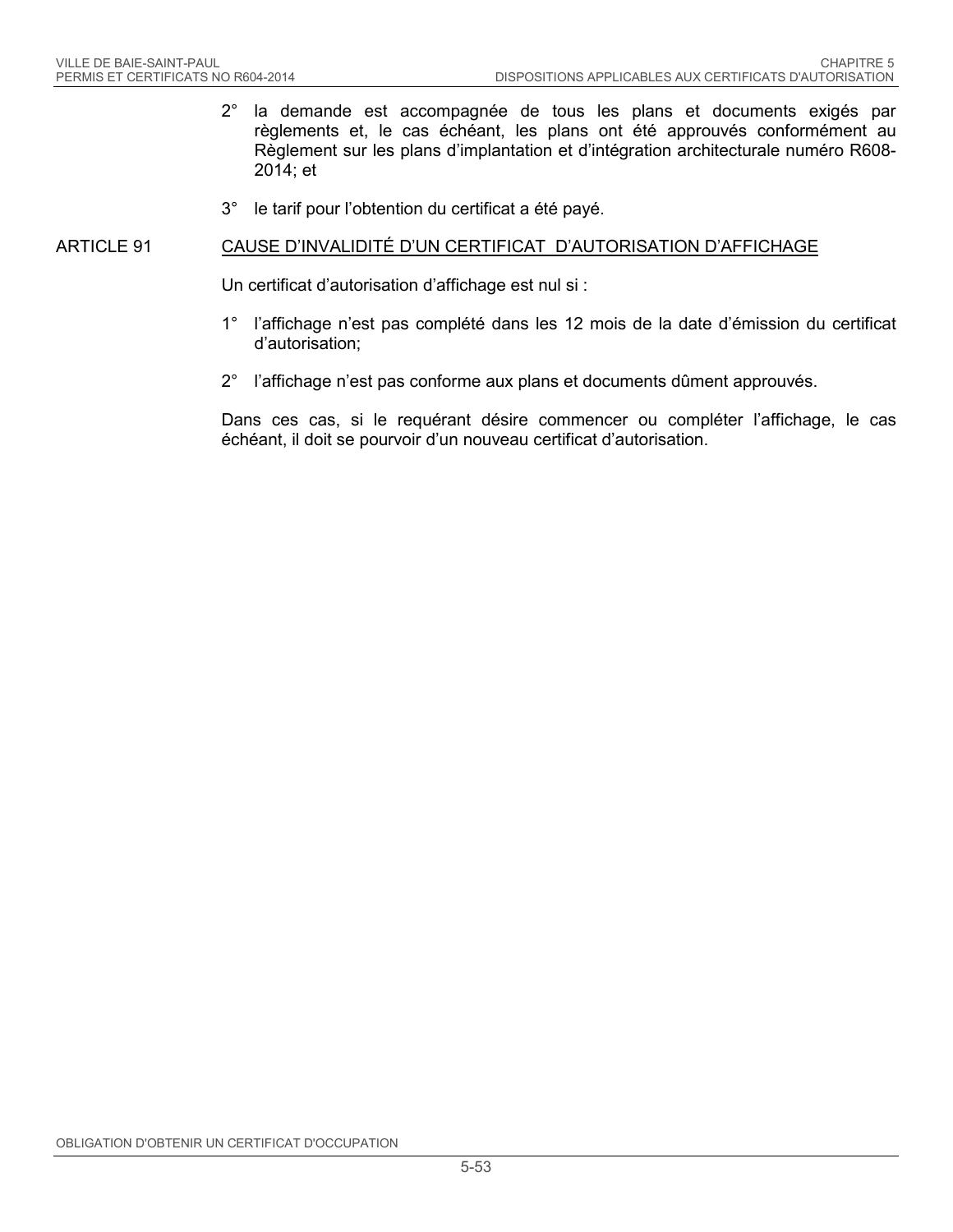2° la demande est accompagnée de tous les plans et documents exigés par règlements et, le cas échéant, les plans ont été approuvés conformément au Règlement sur les plans d'implantation et d'intégration architecturale numéro R608-2014; et

3° le tarif pour l'obtention du certificat a été payé.

## ARTICLE 91 CAUSE D'INVALIDITÉ D'UN CERTIFICAT D'AUTORISATION D'AFFICHAGE

Un certificat d'autorisation d'affichage est nul si :

1° l'affichage n'est pas complété dans les 12 mois de la date d'émission du certificat d'autorisation;

2° l'affichage n'est pas conforme aux plans et documents dûment approuvés.

Dans ces cas, si le requérant désire commencer ou compléter l'affichage, le cas échéant, il doit se pourvoir d'un nouveau certificat d'autorisation.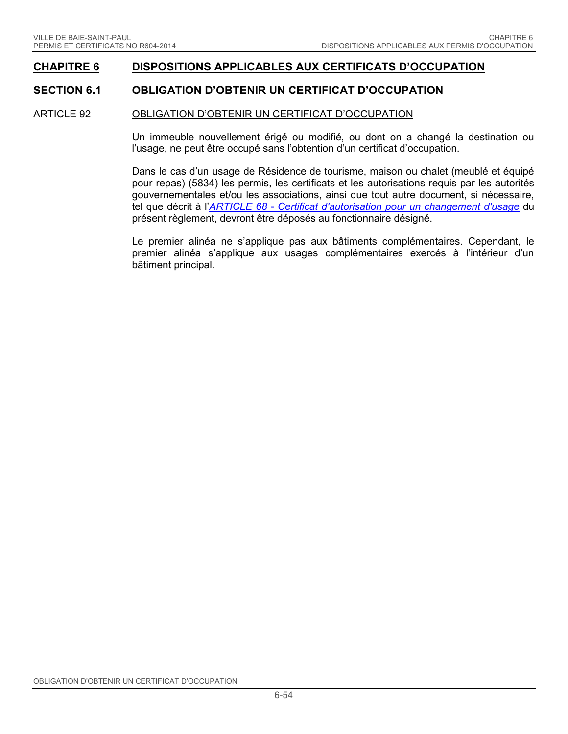# CHAPITRE 6 DISPOSITIONS APPLICABLES AUX CERTIFICATS D'OCCUPATION

## SECTION 6.1 OBLIGATION D'OBTENIR UN CERTIFICAT D'OCCUPATION

### ARTICLE 92 OBLIGATION D'OBTENIR UN CERTIFICAT D'OCCUPATION

Un immeuble nouvellement érigé ou modifié, ou dont on a changé la destination ou l'usage, ne peut être occupé sans l'obtention d'un certificat d'occupation.

Dans le cas d'un usage de Résidence de tourisme, maison ou chalet (meublé et équipé pour repas) (5834) les permis, les certificats et les autorisations requis par les autorités gouvernementales et/ou les associations, ainsi que tout autre document, si nécessaire, tel que décrit à l'*ARTICLE 68 - Certificat d'autorisation pour un changement d'usage* du présent règlement, devront être déposés au fonctionnaire désigné.

Le premier alinéa ne s'applique pas aux bâtiments complémentaires. Cependant, le premier alinéa s'applique aux usages complémentaires exercés à l'intérieur d'un bâtiment principal.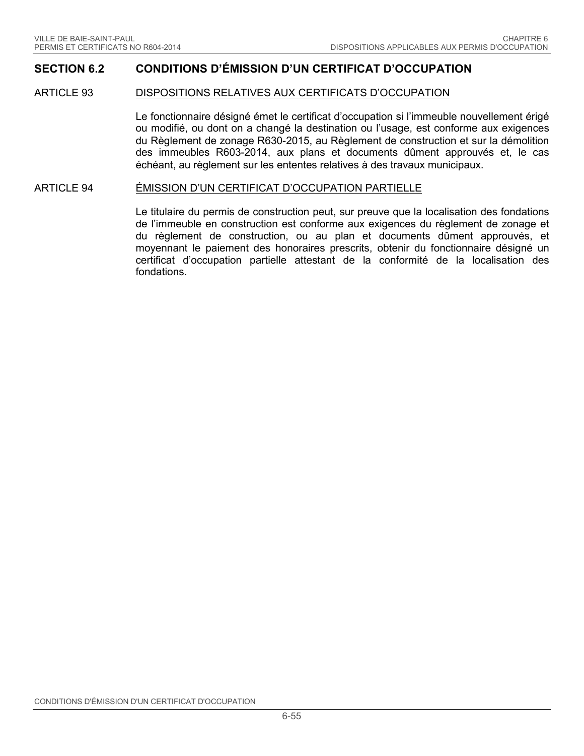## SECTION 6.2 CONDITIONS D'ÉMISSION D'UN CERTIFICAT D'OCCUPATION

### ARTICLE 93 DISPOSITIONS RELATIVES AUX CERTIFICATS D'OCCUPATION

Le fonctionnaire désigné émet le certificat d'occupation si l'immeuble nouvellement érigé ou modifié, ou dont on a changé la destination ou l'usage, est conforme aux exigences du Règlement de zonage R630-2015, au Règlement de construction et sur la démolition des immeubles R603-2014, aux plans et documents dûment approuvés et, le cas échéant, au règlement sur les ententes relatives à des travaux municipaux.

### ARTICLE 94 ÉMISSION D'UN CERTIFICAT D'OCCUPATION PARTIELLE

Le titulaire du permis de construction peut, sur preuve que la localisation des fondations de l'immeuble en construction est conforme aux exigences du règlement de zonage et du règlement de construction, ou au plan et documents dûment approuvés, et moyennant le paiement des honoraires prescrits, obtenir du fonctionnaire désigné un certificat d'occupation partielle attestant de la conformité de la localisation des fondations.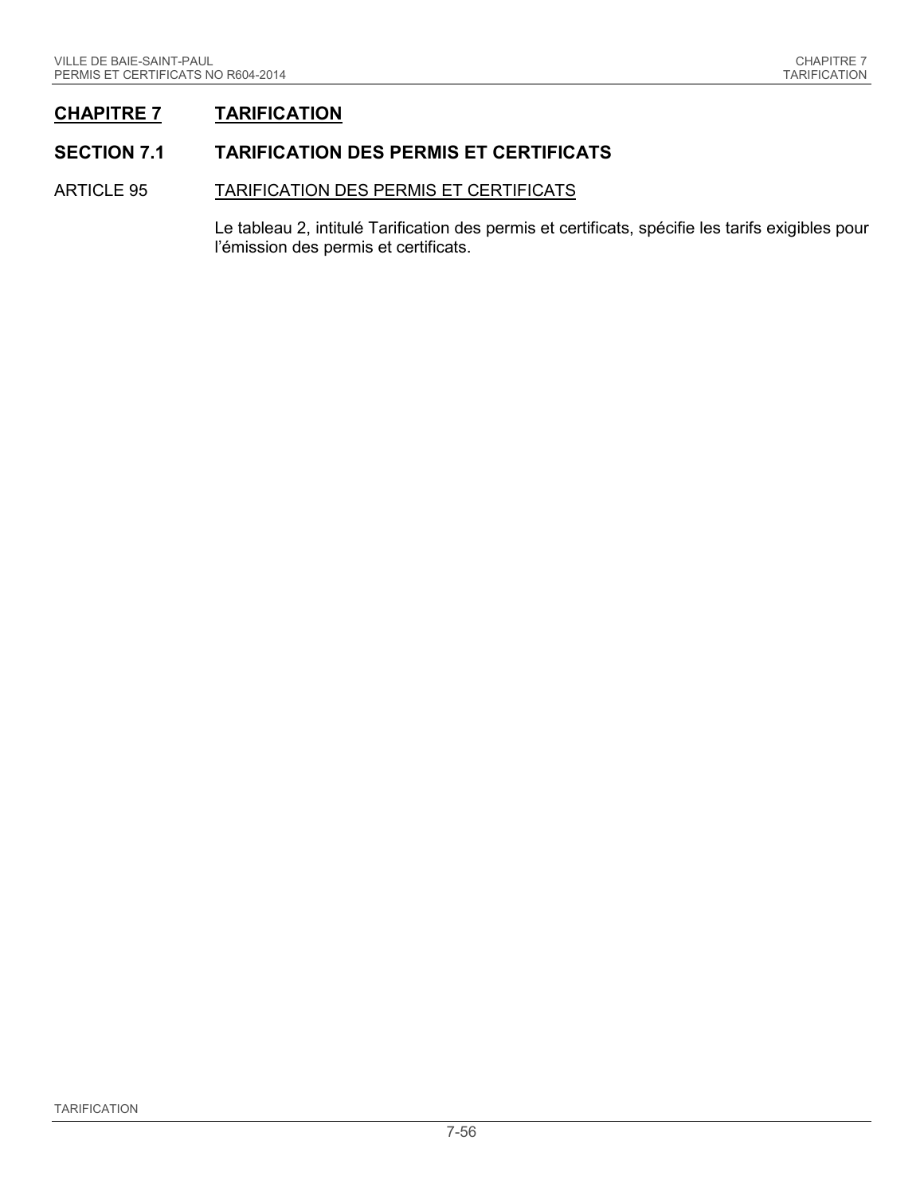# CHAPITRE 7 TARIFICATION

## SECTION 7.1 TARIFICATION DES PERMIS ET CERTIFICATS

### ARTICLE 95 TARIFICATION DES PERMIS ET CERTIFICATS

Le tableau 2, intitulé Tarification des permis et certificats, spécifie les tarifs exigibles pour l'émission des permis et certificats.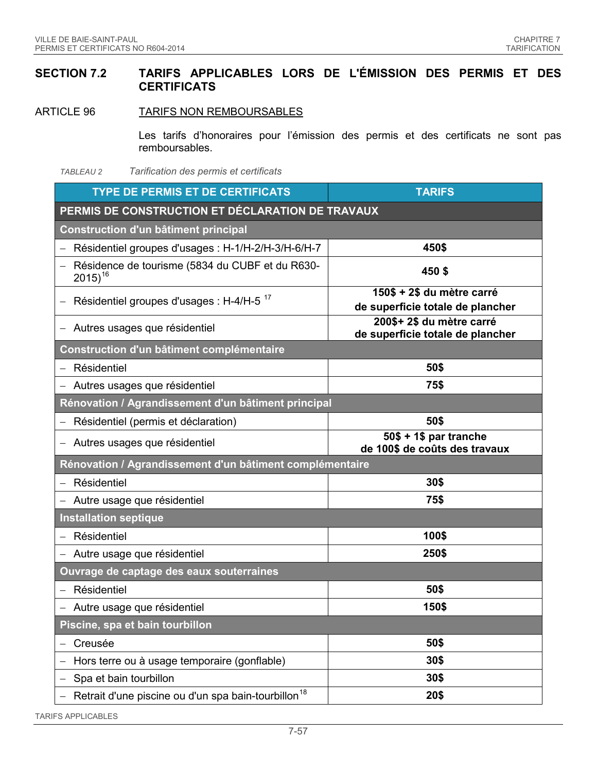## SECTION 7.2 TARIFS APPLICABLES LORS DE L'ÉMISSION DES PERMIS ET DES CERTIFICATS

### ARTICLE 96 TARIFS NON REMBOURSABLES

Les tarifs d'honoraires pour l'émission des permis et des certificats ne sont pas remboursables.

*TABLEAU 2 Tarification des permis et certificats*

| TYPE DE PERMIS ET DE CERTIFICATS | TARIFS |
|---|---|
| **PERMIS DE CONSTRUCTION ET DÉCLARATION DE TRAVAUX** | |
| **Construction d'un bâtiment principal** | |
| – Résidentiel groupes d'usages : H-1/H-2/H-3/H-6/H-7 | **450$** |
| – Résidence de tourisme (5834 du CUBF et du R630-2015)[16] | **450 $** |
| – Résidentiel groupes d'usages : H-4/H-5 [17] | **150$ + 2$ du mètre carré de superficie totale de plancher** |
| – Autres usages que résidentiel | **200$+ 2$ du mètre carré de superficie totale de plancher** |
| **Construction d'un bâtiment complémentaire** | |
| – Résidentiel | **50$** |
| – Autres usages que résidentiel | **75$** |
| **Rénovation / Agrandissement d'un bâtiment principal** | |
| – Résidentiel (permis et déclaration) | **50$** |
| – Autres usages que résidentiel | **50$ + 1$ par tranche de 100$ de coûts des travaux** |
| **Rénovation / Agrandissement d'un bâtiment complémentaire** | |
| – Résidentiel | **30$** |
| – Autre usage que résidentiel | **75$** |
| **Installation septique** | |
| – Résidentiel | **100$** |
| – Autre usage que résidentiel | **250$** |
| **Ouvrage de captage des eaux souterraines** | |
| – Résidentiel | **50$** |
| – Autre usage que résidentiel | **150$** |
| **Piscine, spa et bain tourbillon** | |
| – Creusée | **50$** |
| – Hors terre ou à usage temporaire (gonflable) | **30$** |
| – Spa et bain tourbillon | **30$** |
| – Retrait d'une piscine ou d'un spa bain-tourbillon[18] | **20$** |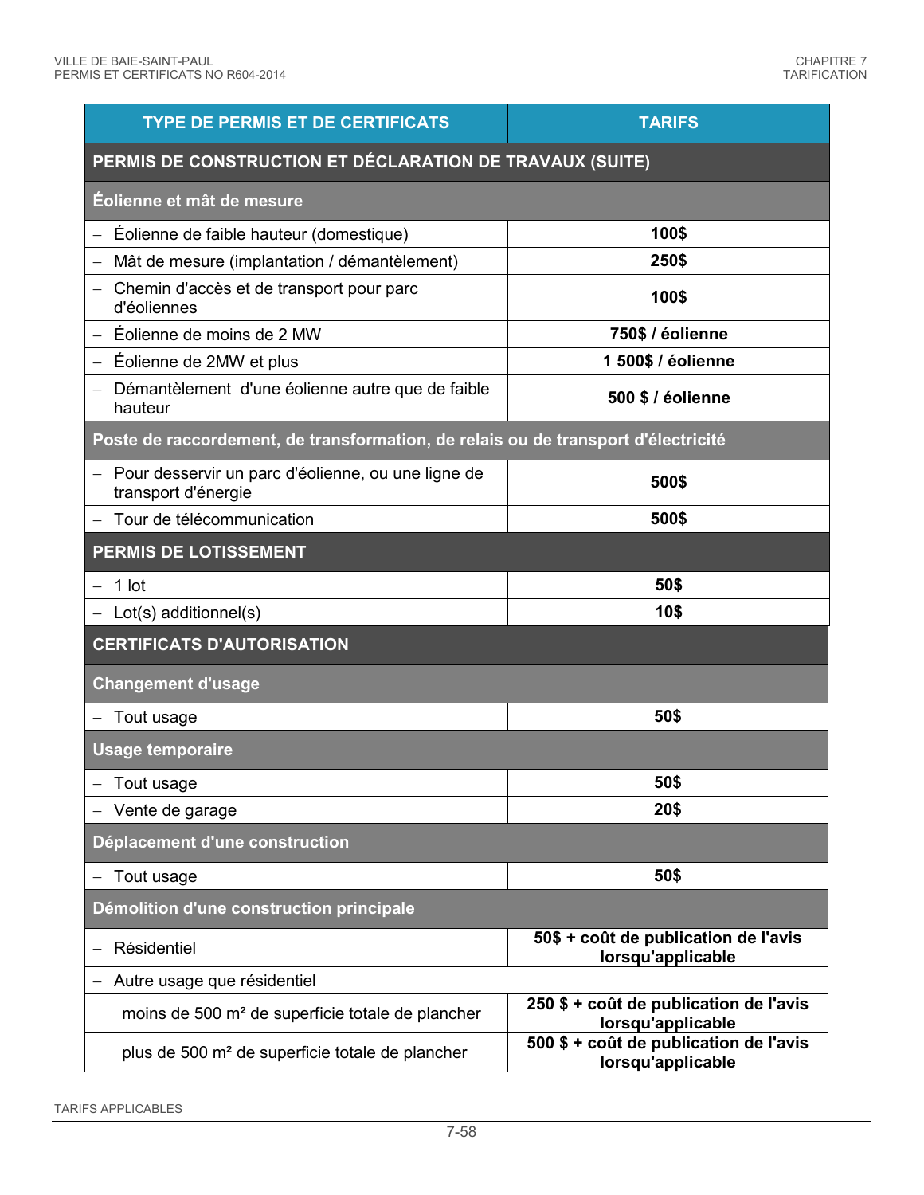| TYPE DE PERMIS ET DE CERTIFICATS | TARIFS |
|---|---|
| **PERMIS DE CONSTRUCTION ET DÉCLARATION DE TRAVAUX (SUITE)** | |
| **Éolienne et mât de mesure** | |
| – Éolienne de faible hauteur (domestique) | **100$** |
| – Mât de mesure (implantation / démantèlement) | **250$** |
| – Chemin d'accès et de transport pour parc d'éoliennes | **100$** |
| – Éolienne de moins de 2 MW | **750$ / éolienne** |
| – Éolienne de 2MW et plus | **1 500$ / éolienne** |
| – Démantèlement d'une éolienne autre que de faible hauteur | **500 $ / éolienne** |
| **Poste de raccordement, de transformation, de relais ou de transport d'électricité** | |
| – Pour desservir un parc d'éolienne, ou une ligne de transport d'énergie | **500$** |
| – Tour de télécommunication | **500$** |
| **PERMIS DE LOTISSEMENT** | |
| – 1 lot | **50$** |
| – Lot(s) additionnel(s) | **10$** |
| **CERTIFICATS D'AUTORISATION** | |
| **Changement d'usage** | |
| – Tout usage | **50$** |
| **Usage temporaire** | |
| – Tout usage | **50$** |
| – Vente de garage | **20$** |
| **Déplacement d'une construction** | |
| – Tout usage | **50$** |
| **Démolition d'une construction principale** | |
| – Résidentiel | **50$ + coût de publication de l'avis lorsqu'applicable** |
| – Autre usage que résidentiel | |
| moins de 500 m² de superficie totale de plancher | **250 $ + coût de publication de l'avis lorsqu'applicable** |
| plus de 500 m² de superficie totale de plancher | **500 $ + coût de publication de l'avis lorsqu'applicable** |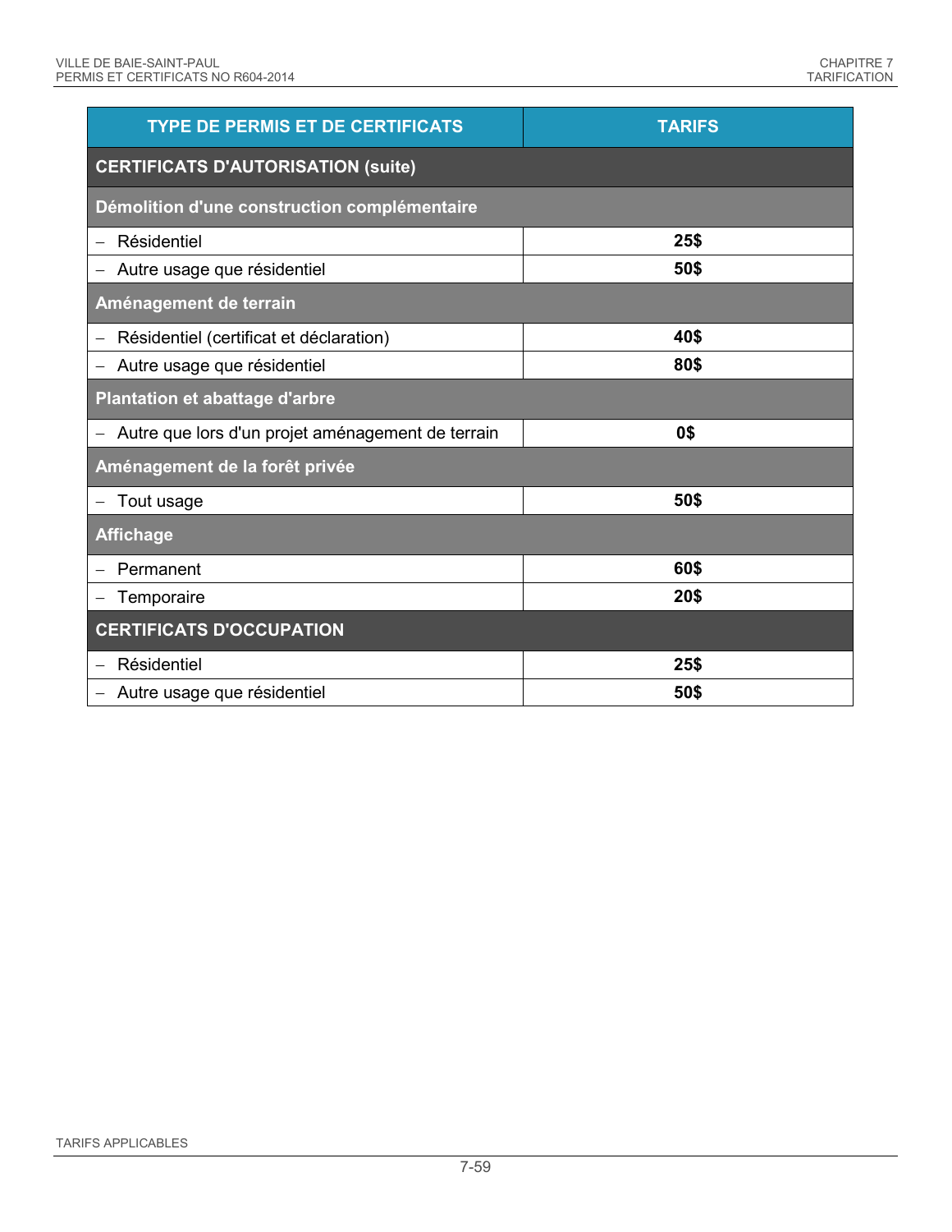| TYPE DE PERMIS ET DE CERTIFICATS | TARIFS |
|---|---|
| **CERTIFICATS D'AUTORISATION (suite)** | |
| **Démolition d'une construction complémentaire** | |
| – Résidentiel | **25$** |
| – Autre usage que résidentiel | **50$** |
| **Aménagement de terrain** | |
| – Résidentiel (certificat et déclaration) | **40$** |
| – Autre usage que résidentiel | **80$** |
| **Plantation et abattage d'arbre** | |
| – Autre que lors d'un projet aménagement de terrain | **0$** |
| **Aménagement de la forêt privée** | |
| – Tout usage | **50$** |
| **Affichage** | |
| – Permanent | **60$** |
| – Temporaire | **20$** |
| **CERTIFICATS D'OCCUPATION** | |
| – Résidentiel | **25$** |
| – Autre usage que résidentiel | **50$** |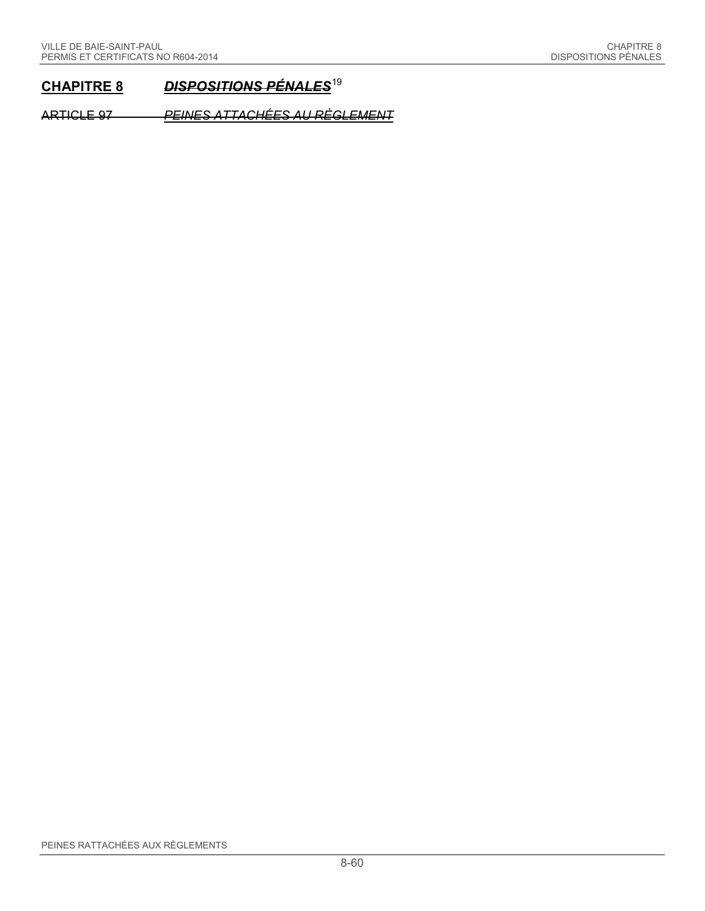## CHAPITRE 8 ~~*DISPOSITIONS PÉNALES*~~[19]

### ~~ARTICLE 97~~ ~~*PEINES ATTACHÉES AU RÈGLEMENT*~~

PEINES RATTACHÉES AUX RÈGLEMENTS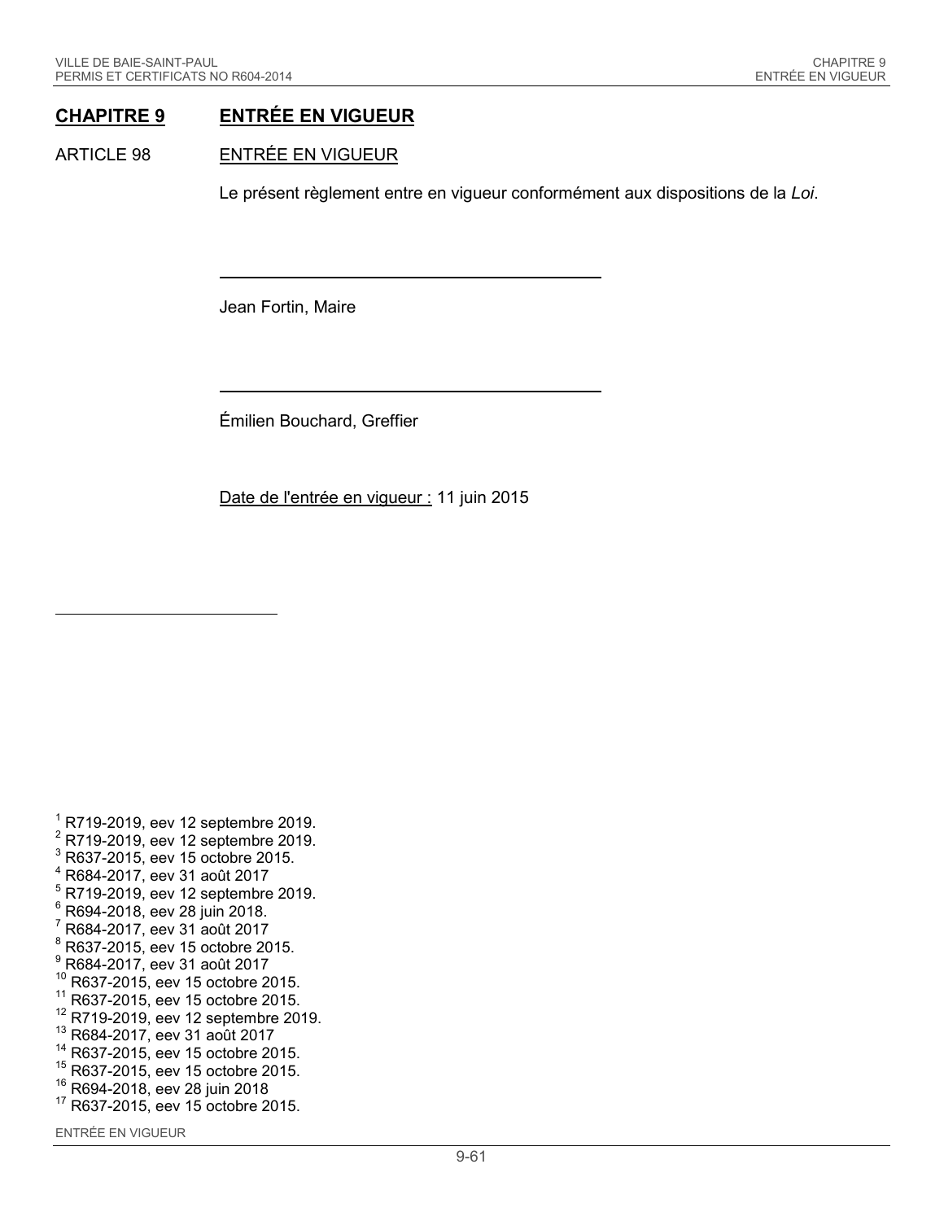# CHAPITRE 9 ENTRÉE EN VIGUEUR

ARTICLE 98 ENTRÉE EN VIGUEUR

Le présent règlement entre en vigueur conformément aux dispositions de la *Loi*.

---

Jean Fortin, Maire

---

Émilien Bouchard, Greffier

Date de l'entrée en vigueur : 11 juin 2015

---

[1] R719-2019, eev 12 septembre 2019.
[2] R719-2019, eev 12 septembre 2019.
[3] R637-2015, eev 15 octobre 2015.
[4] R684-2017, eev 31 août 2017
[5] R719-2019, eev 12 septembre 2019.
[6] R694-2018, eev 28 juin 2018.
[7] R684-2017, eev 31 août 2017
[8] R637-2015, eev 15 octobre 2015.
[9] R684-2017, eev 31 août 2017
[10] R637-2015, eev 15 octobre 2015.
[11] R637-2015, eev 15 octobre 2015.
[12] R719-2019, eev 12 septembre 2019.
[13] R684-2017, eev 31 août 2017
[14] R637-2015, eev 15 octobre 2015.
[15] R637-2015, eev 15 octobre 2015.
[16] R694-2018, eev 28 juin 2018
[17] R637-2015, eev 15 octobre 2015.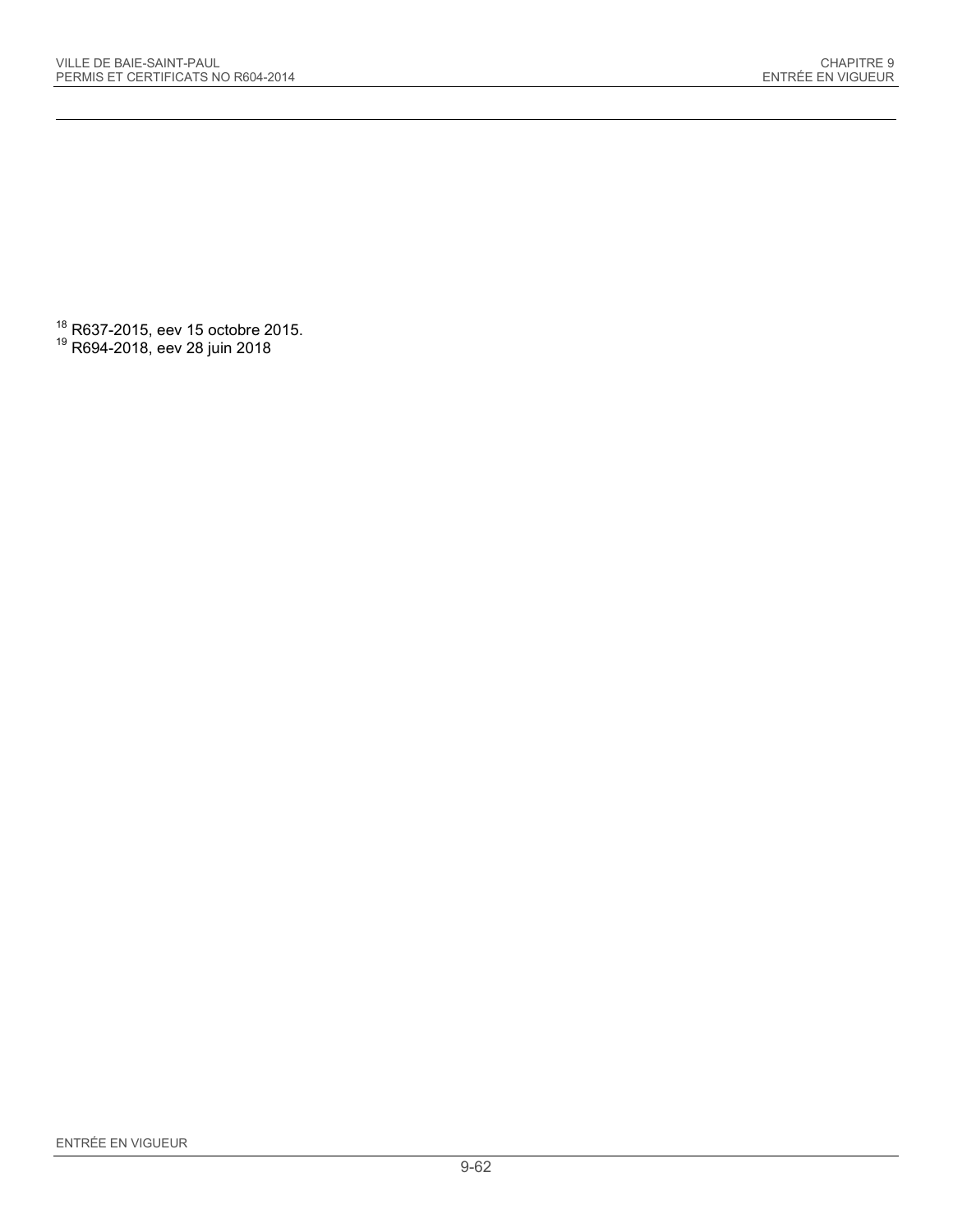[18] R637-2015, eev 15 octobre 2015.
[19] R694-2018, eev 28 juin 2018